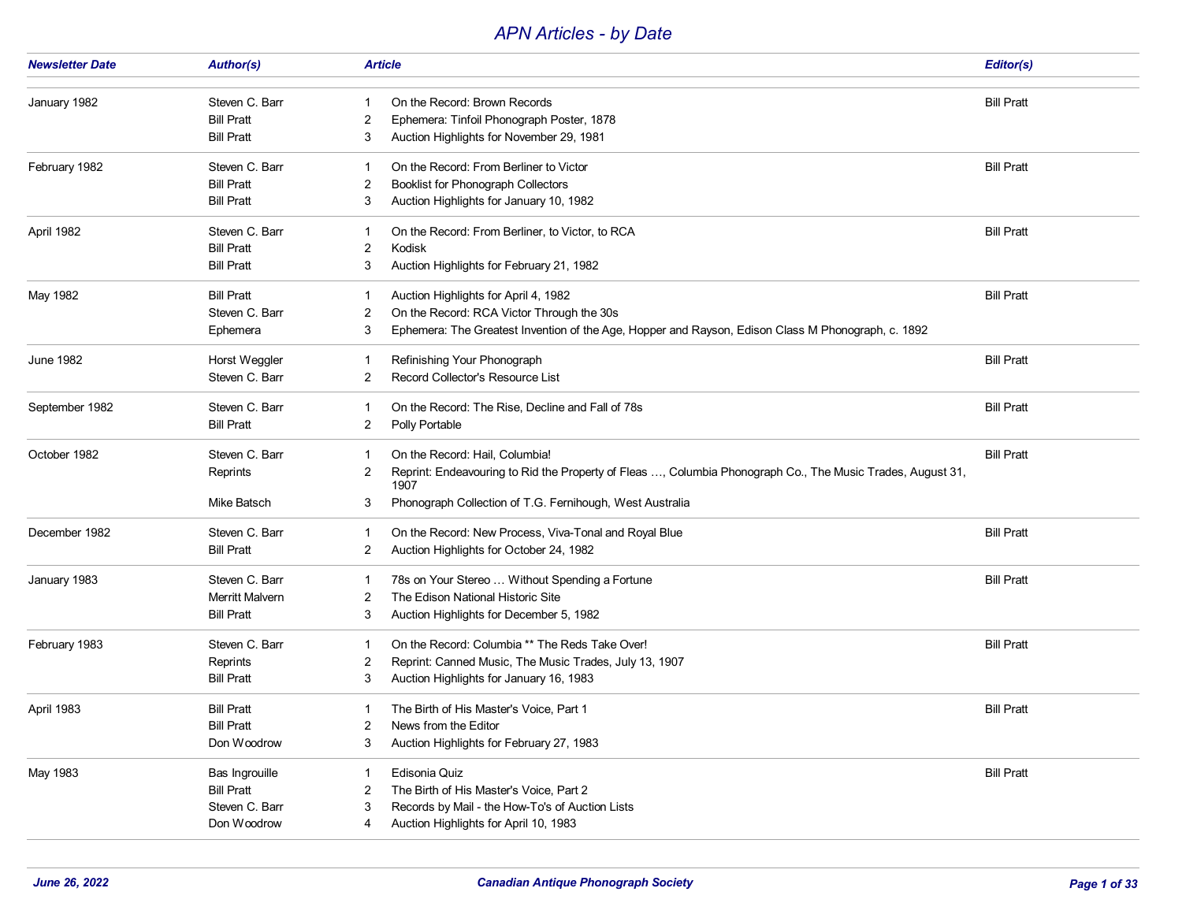# APN Articles - by Date

| Newsletter Date | Author(s) | | Article | Editor(s) |
|---|---|---|---|---|
| January 1982 | Steven C. Barr | 1 | On the Record: Brown Records | Bill Pratt |
| | Bill Pratt | 2 | Ephemera: Tinfoil Phonograph Poster, 1878 | |
| | Bill Pratt | 3 | Auction Highlights for November 29, 1981 | |
| February 1982 | Steven C. Barr | 1 | On the Record: From Berliner to Victor | Bill Pratt |
| | Bill Pratt | 2 | Booklist for Phonograph Collectors | |
| | Bill Pratt | 3 | Auction Highlights for January 10, 1982 | |
| April 1982 | Steven C. Barr | 1 | On the Record: From Berliner, to Victor, to RCA | Bill Pratt |
| | Bill Pratt | 2 | Kodisk | |
| | Bill Pratt | 3 | Auction Highlights for February 21, 1982 | |
| May 1982 | Bill Pratt | 1 | Auction Highlights for April 4, 1982 | Bill Pratt |
| | Steven C. Barr | 2 | On the Record: RCA Victor Through the 30s | |
| | Ephemera | 3 | Ephemera: The Greatest Invention of the Age, Hopper and Rayson, Edison Class M Phonograph, c. 1892 | |
| June 1982 | Horst Weggler | 1 | Refinishing Your Phonograph | Bill Pratt |
| | Steven C. Barr | 2 | Record Collector's Resource List | |
| September 1982 | Steven C. Barr | 1 | On the Record: The Rise, Decline and Fall of 78s | Bill Pratt |
| | Bill Pratt | 2 | Polly Portable | |
| October 1982 | Steven C. Barr | 1 | On the Record: Hail, Columbia! | Bill Pratt |
| | Reprints | 2 | Reprint: Endeavouring to Rid the Property of Fleas …, Columbia Phonograph Co., The Music Trades, August 31, 1907 | |
| | Mike Batsch | 3 | Phonograph Collection of T.G. Fernihough, West Australia | |
| December 1982 | Steven C. Barr | 1 | On the Record: New Process, Viva-Tonal and Royal Blue | Bill Pratt |
| | Bill Pratt | 2 | Auction Highlights for October 24, 1982 | |
| January 1983 | Steven C. Barr | 1 | 78s on Your Stereo … Without Spending a Fortune | Bill Pratt |
| | Merritt Malvern | 2 | The Edison National Historic Site | |
| | Bill Pratt | 3 | Auction Highlights for December 5, 1982 | |
| February 1983 | Steven C. Barr | 1 | On the Record: Columbia ** The Reds Take Over! | Bill Pratt |
| | Reprints | 2 | Reprint: Canned Music, The Music Trades, July 13, 1907 | |
| | Bill Pratt | 3 | Auction Highlights for January 16, 1983 | |
| April 1983 | Bill Pratt | 1 | The Birth of His Master's Voice, Part 1 | Bill Pratt |
| | Bill Pratt | 2 | News from the Editor | |
| | Don Woodrow | 3 | Auction Highlights for February 27, 1983 | |
| May 1983 | Bas Ingrouille | 1 | Edisonia Quiz | Bill Pratt |
| | Bill Pratt | 2 | The Birth of His Master's Voice, Part 2 | |
| | Steven C. Barr | 3 | Records by Mail - the How-To's of Auction Lists | |
| | Don Woodrow | 4 | Auction Highlights for April 10, 1983 | |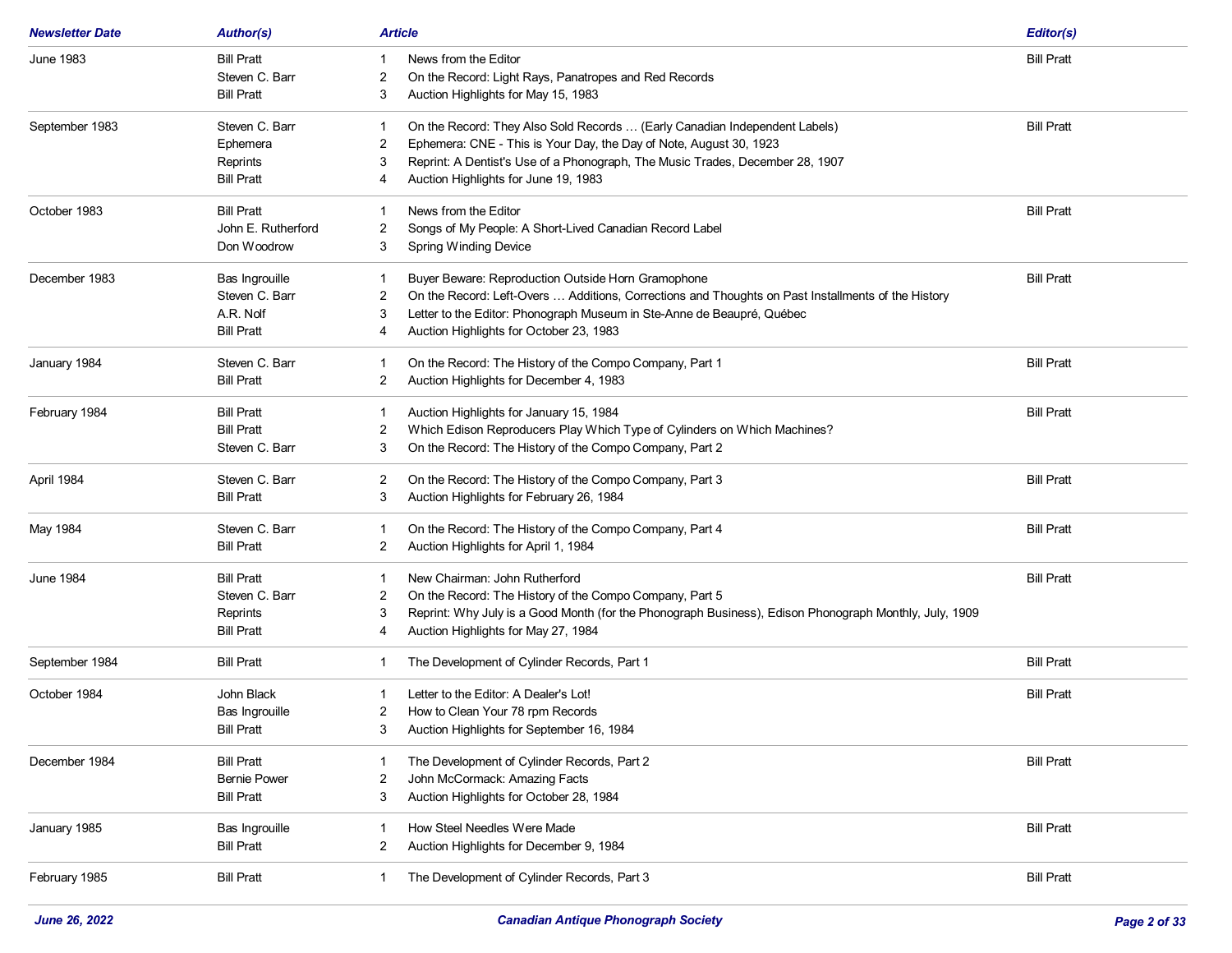| Newsletter Date | Author(s) | | Article | Editor(s) |
|---|---|---|---|---|
| June 1983 | Bill Pratt | 1 | News from the Editor | Bill Pratt |
| | Steven C. Barr | 2 | On the Record: Light Rays, Panatropes and Red Records | |
| | Bill Pratt | 3 | Auction Highlights for May 15, 1983 | |
| September 1983 | Steven C. Barr | 1 | On the Record: They Also Sold Records … (Early Canadian Independent Labels) | Bill Pratt |
| | Ephemera | 2 | Ephemera: CNE - This is Your Day, the Day of Note, August 30, 1923 | |
| | Reprints | 3 | Reprint: A Dentist's Use of a Phonograph, The Music Trades, December 28, 1907 | |
| | Bill Pratt | 4 | Auction Highlights for June 19, 1983 | |
| October 1983 | Bill Pratt | 1 | News from the Editor | Bill Pratt |
| | John E. Rutherford | 2 | Songs of My People: A Short-Lived Canadian Record Label | |
| | Don Woodrow | 3 | Spring Winding Device | |
| December 1983 | Bas Ingrouille | 1 | Buyer Beware: Reproduction Outside Horn Gramophone | Bill Pratt |
| | Steven C. Barr | 2 | On the Record: Left-Overs … Additions, Corrections and Thoughts on Past Installments of the History | |
| | A.R. Nolf | 3 | Letter to the Editor: Phonograph Museum in Ste-Anne de Beaupré, Québec | |
| | Bill Pratt | 4 | Auction Highlights for October 23, 1983 | |
| January 1984 | Steven C. Barr | 1 | On the Record: The History of the Compo Company, Part 1 | Bill Pratt |
| | Bill Pratt | 2 | Auction Highlights for December 4, 1983 | |
| February 1984 | Bill Pratt | 1 | Auction Highlights for January 15, 1984 | Bill Pratt |
| | Bill Pratt | 2 | Which Edison Reproducers Play Which Type of Cylinders on Which Machines? | |
| | Steven C. Barr | 3 | On the Record: The History of the Compo Company, Part 2 | |
| April 1984 | Steven C. Barr | 2 | On the Record: The History of the Compo Company, Part 3 | Bill Pratt |
| | Bill Pratt | 3 | Auction Highlights for February 26, 1984 | |
| May 1984 | Steven C. Barr | 1 | On the Record: The History of the Compo Company, Part 4 | Bill Pratt |
| | Bill Pratt | 2 | Auction Highlights for April 1, 1984 | |
| June 1984 | Bill Pratt | 1 | New Chairman: John Rutherford | Bill Pratt |
| | Steven C. Barr | 2 | On the Record: The History of the Compo Company, Part 5 | |
| | Reprints | 3 | Reprint: Why July is a Good Month (for the Phonograph Business), Edison Phonograph Monthly, July, 1909 | |
| | Bill Pratt | 4 | Auction Highlights for May 27, 1984 | |
| September 1984 | Bill Pratt | 1 | The Development of Cylinder Records, Part 1 | Bill Pratt |
| October 1984 | John Black | 1 | Letter to the Editor: A Dealer's Lot! | Bill Pratt |
| | Bas Ingrouille | 2 | How to Clean Your 78 rpm Records | |
| | Bill Pratt | 3 | Auction Highlights for September 16, 1984 | |
| December 1984 | Bill Pratt | 1 | The Development of Cylinder Records, Part 2 | Bill Pratt |
| | Bernie Power | 2 | John McCormack: Amazing Facts | |
| | Bill Pratt | 3 | Auction Highlights for October 28, 1984 | |
| January 1985 | Bas Ingrouille | 1 | How Steel Needles Were Made | Bill Pratt |
| | Bill Pratt | 2 | Auction Highlights for December 9, 1984 | |
| February 1985 | Bill Pratt | 1 | The Development of Cylinder Records, Part 3 | Bill Pratt |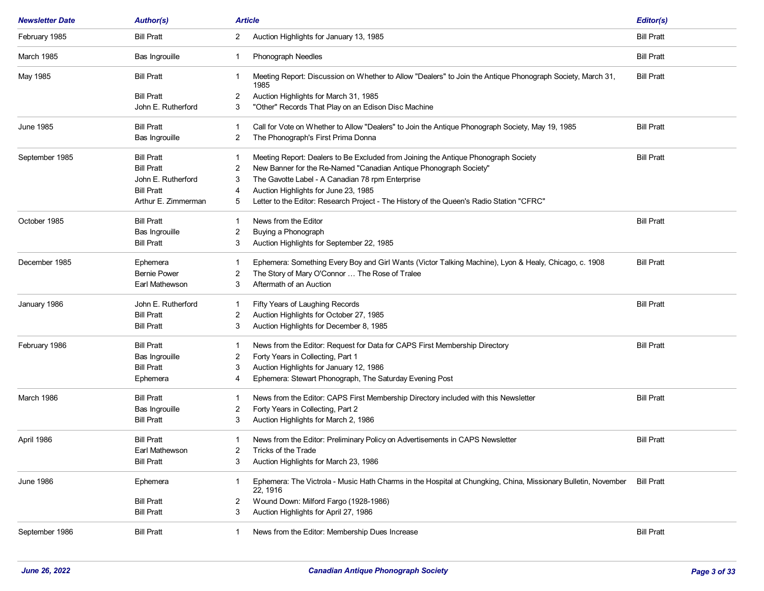| Newsletter Date | Author(s) | Article | | Editor(s) |
|---|---|---|---|---|
| February 1985 | Bill Pratt | 2 | Auction Highlights for January 13, 1985 | Bill Pratt |
| March 1985 | Bas Ingrouille | 1 | Phonograph Needles | Bill Pratt |
| May 1985 | Bill Pratt | 1 | Meeting Report: Discussion on Whether to Allow "Dealers" to Join the Antique Phonograph Society, March 31, 1985 | Bill Pratt |
| | Bill Pratt | 2 | Auction Highlights for March 31, 1985 | |
| | John E. Rutherford | 3 | "Other" Records That Play on an Edison Disc Machine | |
| June 1985 | Bill Pratt | 1 | Call for Vote on Whether to Allow "Dealers" to Join the Antique Phonograph Society, May 19, 1985 | Bill Pratt |
| | Bas Ingrouille | 2 | The Phonograph's First Prima Donna | |
| September 1985 | Bill Pratt | 1 | Meeting Report: Dealers to Be Excluded from Joining the Antique Phonograph Society | Bill Pratt |
| | Bill Pratt | 2 | New Banner for the Re-Named "Canadian Antique Phonograph Society" | |
| | John E. Rutherford | 3 | The Gavotte Label - A Canadian 78 rpm Enterprise | |
| | Bill Pratt | 4 | Auction Highlights for June 23, 1985 | |
| | Arthur E. Zimmerman | 5 | Letter to the Editor: Research Project - The History of the Queen's Radio Station "CFRC" | |
| October 1985 | Bill Pratt | 1 | News from the Editor | Bill Pratt |
| | Bas Ingrouille | 2 | Buying a Phonograph | |
| | Bill Pratt | 3 | Auction Highlights for September 22, 1985 | |
| December 1985 | Ephemera | 1 | Ephemera: Something Every Boy and Girl Wants (Victor Talking Machine), Lyon & Healy, Chicago, c. 1908 | Bill Pratt |
| | Bernie Power | 2 | The Story of Mary O'Connor … The Rose of Tralee | |
| | Earl Mathewson | 3 | Aftermath of an Auction | |
| January 1986 | John E. Rutherford | 1 | Fifty Years of Laughing Records | Bill Pratt |
| | Bill Pratt | 2 | Auction Highlights for October 27, 1985 | |
| | Bill Pratt | 3 | Auction Highlights for December 8, 1985 | |
| February 1986 | Bill Pratt | 1 | News from the Editor: Request for Data for CAPS First Membership Directory | Bill Pratt |
| | Bas Ingrouille | 2 | Forty Years in Collecting, Part 1 | |
| | Bill Pratt | 3 | Auction Highlights for January 12, 1986 | |
| | Ephemera | 4 | Ephemera: Stewart Phonograph, The Saturday Evening Post | |
| March 1986 | Bill Pratt | 1 | News from the Editor: CAPS First Membership Directory included with this Newsletter | Bill Pratt |
| | Bas Ingrouille | 2 | Forty Years in Collecting, Part 2 | |
| | Bill Pratt | 3 | Auction Highlights for March 2, 1986 | |
| April 1986 | Bill Pratt | 1 | News from the Editor: Preliminary Policy on Advertisements in CAPS Newsletter | Bill Pratt |
| | Earl Mathewson | 2 | Tricks of the Trade | |
| | Bill Pratt | 3 | Auction Highlights for March 23, 1986 | |
| June 1986 | Ephemera | 1 | Ephemera: The Victrola - Music Hath Charms in the Hospital at Chungking, China, Missionary Bulletin, November 22, 1916 | Bill Pratt |
| | Bill Pratt | 2 | Wound Down: Milford Fargo (1928-1986) | |
| | Bill Pratt | 3 | Auction Highlights for April 27, 1986 | |
| September 1986 | Bill Pratt | 1 | News from the Editor: Membership Dues Increase | Bill Pratt |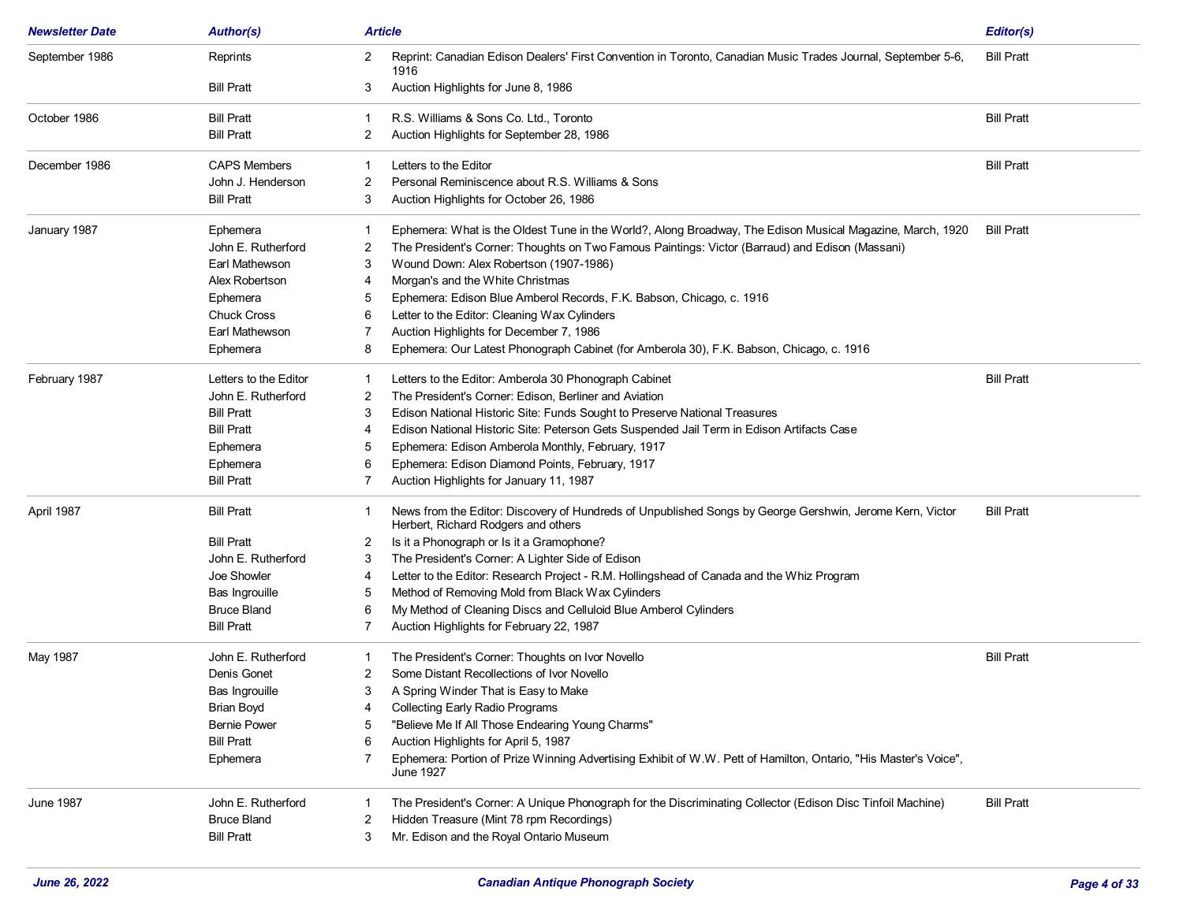| Newsletter Date | Author(s) | Article | | Editor(s) |
|---|---|---|---|---|
| September 1986 | Reprints | 2 | Reprint: Canadian Edison Dealers' First Convention in Toronto, Canadian Music Trades Journal, September 5-6, 1916 | Bill Pratt |
| | Bill Pratt | 3 | Auction Highlights for June 8, 1986 | |
| October 1986 | Bill Pratt | 1 | R.S. Williams & Sons Co. Ltd., Toronto | Bill Pratt |
| | Bill Pratt | 2 | Auction Highlights for September 28, 1986 | |
| December 1986 | CAPS Members | 1 | Letters to the Editor | Bill Pratt |
| | John J. Henderson | 2 | Personal Reminiscence about R.S. Williams & Sons | |
| | Bill Pratt | 3 | Auction Highlights for October 26, 1986 | |
| January 1987 | Ephemera | 1 | Ephemera: What is the Oldest Tune in the World?, Along Broadway, The Edison Musical Magazine, March, 1920 | Bill Pratt |
| | John E. Rutherford | 2 | The President's Corner: Thoughts on Two Famous Paintings: Victor (Barraud) and Edison (Massani) | |
| | Earl Mathewson | 3 | Wound Down: Alex Robertson (1907-1986) | |
| | Alex Robertson | 4 | Morgan's and the White Christmas | |
| | Ephemera | 5 | Ephemera: Edison Blue Amberol Records, F.K. Babson, Chicago, c. 1916 | |
| | Chuck Cross | 6 | Letter to the Editor: Cleaning Wax Cylinders | |
| | Earl Mathewson | 7 | Auction Highlights for December 7, 1986 | |
| | Ephemera | 8 | Ephemera: Our Latest Phonograph Cabinet (for Amberola 30), F.K. Babson, Chicago, c. 1916 | |
| February 1987 | Letters to the Editor | 1 | Letters to the Editor: Amberola 30 Phonograph Cabinet | Bill Pratt |
| | John E. Rutherford | 2 | The President's Corner: Edison, Berliner and Aviation | |
| | Bill Pratt | 3 | Edison National Historic Site: Funds Sought to Preserve National Treasures | |
| | Bill Pratt | 4 | Edison National Historic Site: Peterson Gets Suspended Jail Term in Edison Artifacts Case | |
| | Ephemera | 5 | Ephemera: Edison Amberola Monthly, February, 1917 | |
| | Ephemera | 6 | Ephemera: Edison Diamond Points, February, 1917 | |
| | Bill Pratt | 7 | Auction Highlights for January 11, 1987 | |
| April 1987 | Bill Pratt | 1 | News from the Editor: Discovery of Hundreds of Unpublished Songs by George Gershwin, Jerome Kern, Victor Herbert, Richard Rodgers and others | Bill Pratt |
| | Bill Pratt | 2 | Is it a Phonograph or Is it a Gramophone? | |
| | John E. Rutherford | 3 | The President's Corner: A Lighter Side of Edison | |
| | Joe Showler | 4 | Letter to the Editor: Research Project - R.M. Hollingshead of Canada and the Whiz Program | |
| | Bas Ingrouille | 5 | Method of Removing Mold from Black Wax Cylinders | |
| | Bruce Bland | 6 | My Method of Cleaning Discs and Celluloid Blue Amberol Cylinders | |
| | Bill Pratt | 7 | Auction Highlights for February 22, 1987 | |
| May 1987 | John E. Rutherford | 1 | The President's Corner: Thoughts on Ivor Novello | Bill Pratt |
| | Denis Gonet | 2 | Some Distant Recollections of Ivor Novello | |
| | Bas Ingrouille | 3 | A Spring Winder That is Easy to Make | |
| | Brian Boyd | 4 | Collecting Early Radio Programs | |
| | Bernie Power | 5 | "Believe Me If All Those Endearing Young Charms" | |
| | Bill Pratt | 6 | Auction Highlights for April 5, 1987 | |
| | Ephemera | 7 | Ephemera: Portion of Prize Winning Advertising Exhibit of W.W. Pett of Hamilton, Ontario, "His Master's Voice", June 1927 | |
| June 1987 | John E. Rutherford | 1 | The President's Corner: A Unique Phonograph for the Discriminating Collector (Edison Disc Tinfoil Machine) | Bill Pratt |
| | Bruce Bland | 2 | Hidden Treasure (Mint 78 rpm Recordings) | |
| | Bill Pratt | 3 | Mr. Edison and the Royal Ontario Museum | |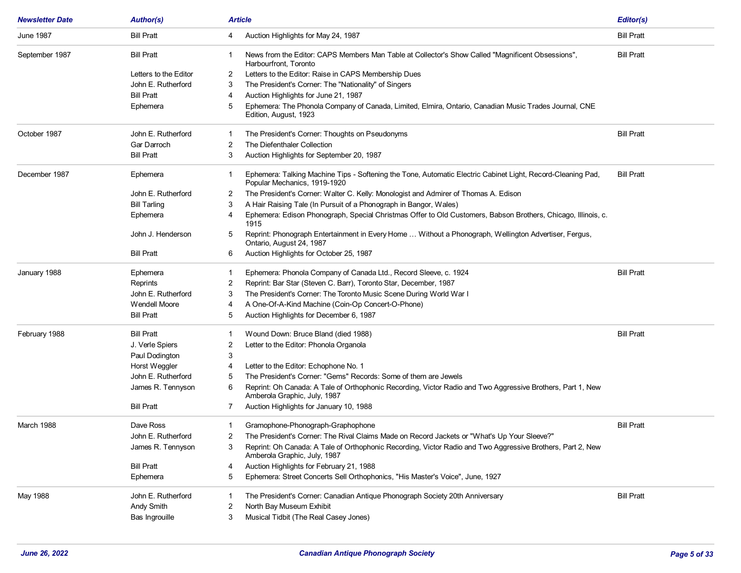| Newsletter Date | Author(s) | Article | | Editor(s) |
|---|---|---|---|---|
| June 1987 | Bill Pratt | 4 | Auction Highlights for May 24, 1987 | Bill Pratt |
| September 1987 | Bill Pratt | 1 | News from the Editor: CAPS Members Man Table at Collector's Show Called "Magnificent Obsessions", Harbourfront, Toronto | Bill Pratt |
| | Letters to the Editor | 2 | Letters to the Editor: Raise in CAPS Membership Dues | |
| | John E. Rutherford | 3 | The President's Corner: The "Nationality" of Singers | |
| | Bill Pratt | 4 | Auction Highlights for June 21, 1987 | |
| | Ephemera | 5 | Ephemera: The Phonola Company of Canada, Limited, Elmira, Ontario, Canadian Music Trades Journal, CNE Edition, August, 1923 | |
| October 1987 | John E. Rutherford | 1 | The President's Corner: Thoughts on Pseudonyms | Bill Pratt |
| | Gar Darroch | 2 | The Diefenthaler Collection | |
| | Bill Pratt | 3 | Auction Highlights for September 20, 1987 | |
| December 1987 | Ephemera | 1 | Ephemera: Talking Machine Tips - Softening the Tone, Automatic Electric Cabinet Light, Record-Cleaning Pad, Popular Mechanics, 1919-1920 | Bill Pratt |
| | John E. Rutherford | 2 | The President's Corner: Walter C. Kelly: Monologist and Admirer of Thomas A. Edison | |
| | Bill Tarling | 3 | A Hair Raising Tale (In Pursuit of a Phonograph in Bangor, Wales) | |
| | Ephemera | 4 | Ephemera: Edison Phonograph, Special Christmas Offer to Old Customers, Babson Brothers, Chicago, Illinois, c. 1915 | |
| | John J. Henderson | 5 | Reprint: Phonograph Entertainment in Every Home … Without a Phonograph, Wellington Advertiser, Fergus, Ontario, August 24, 1987 | |
| | Bill Pratt | 6 | Auction Highlights for October 25, 1987 | |
| January 1988 | Ephemera | 1 | Ephemera: Phonola Company of Canada Ltd., Record Sleeve, c. 1924 | Bill Pratt |
| | Reprints | 2 | Reprint: Bar Star (Steven C. Barr), Toronto Star, December, 1987 | |
| | John E. Rutherford | 3 | The President's Corner: The Toronto Music Scene During World War I | |
| | Wendell Moore | 4 | A One-Of-A-Kind Machine (Coin-Op Concert-O-Phone) | |
| | Bill Pratt | 5 | Auction Highlights for December 6, 1987 | |
| February 1988 | Bill Pratt | 1 | Wound Down: Bruce Bland (died 1988) | Bill Pratt |
| | J. Verle Spiers | 2 | Letter to the Editor: Phonola Organola | |
| | Paul Dodington | 3 | | |
| | Horst Weggler | 4 | Letter to the Editor: Echophone No. 1 | |
| | John E. Rutherford | 5 | The President's Corner: "Gems" Records: Some of them are Jewels | |
| | James R. Tennyson | 6 | Reprint: Oh Canada: A Tale of Orthophonic Recording, Victor Radio and Two Aggressive Brothers, Part 1, New Amberola Graphic, July, 1987 | |
| | Bill Pratt | 7 | Auction Highlights for January 10, 1988 | |
| March 1988 | Dave Ross | 1 | Gramophone-Phonograph-Graphophone | Bill Pratt |
| | John E. Rutherford | 2 | The President's Corner: The Rival Claims Made on Record Jackets or "What's Up Your Sleeve?" | |
| | James R. Tennyson | 3 | Reprint: Oh Canada: A Tale of Orthophonic Recording, Victor Radio and Two Aggressive Brothers, Part 2, New Amberola Graphic, July, 1987 | |
| | Bill Pratt | 4 | Auction Highlights for February 21, 1988 | |
| | Ephemera | 5 | Ephemera: Street Concerts Sell Orthophonics, "His Master's Voice", June, 1927 | |
| May 1988 | John E. Rutherford | 1 | The President's Corner: Canadian Antique Phonograph Society 20th Anniversary | Bill Pratt |
| | Andy Smith | 2 | North Bay Museum Exhibit | |
| | Bas Ingrouille | 3 | Musical Tidbit (The Real Casey Jones) | |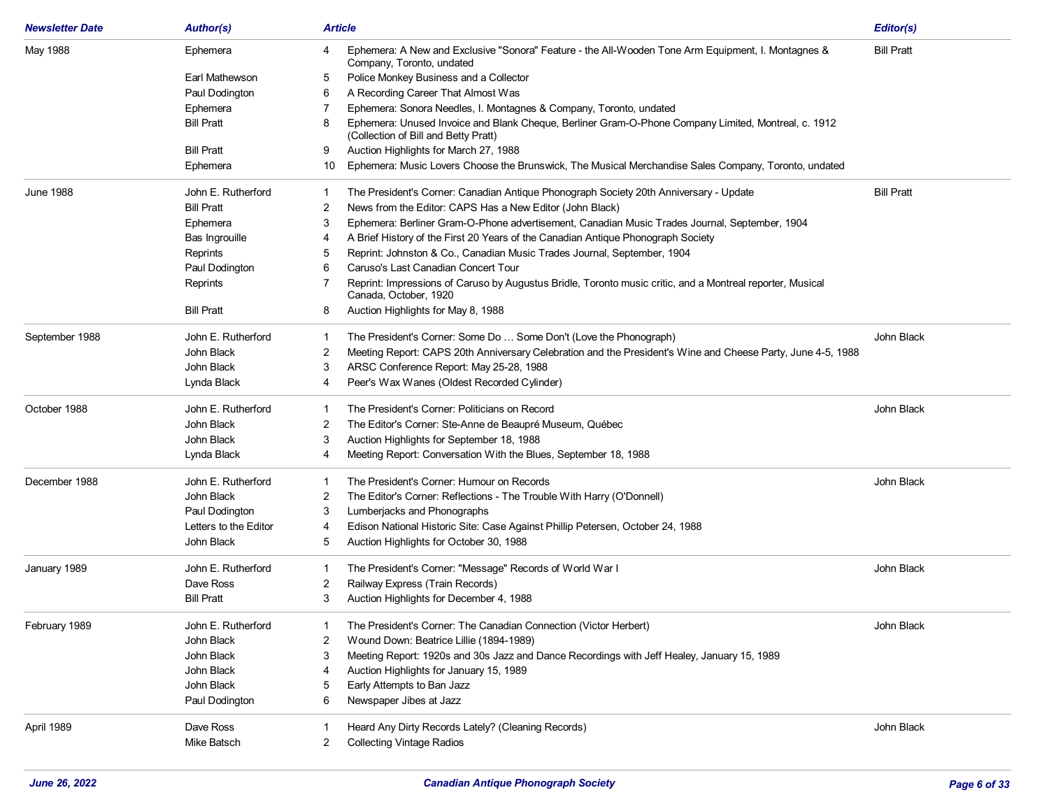| Newsletter Date | Author(s) | Article | | Editor(s) |
|---|---|---|---|---|
| May 1988 | Ephemera | 4 | Ephemera: A New and Exclusive "Sonora" Feature - the All-Wooden Tone Arm Equipment, I. Montagnes & Company, Toronto, undated | Bill Pratt |
| | Earl Mathewson | 5 | Police Monkey Business and a Collector | |
| | Paul Dodington | 6 | A Recording Career That Almost Was | |
| | Ephemera | 7 | Ephemera: Sonora Needles, I. Montagnes & Company, Toronto, undated | |
| | Bill Pratt | 8 | Ephemera: Unused Invoice and Blank Cheque, Berliner Gram-O-Phone Company Limited, Montreal, c. 1912 (Collection of Bill and Betty Pratt) | |
| | Bill Pratt | 9 | Auction Highlights for March 27, 1988 | |
| | Ephemera | 10 | Ephemera: Music Lovers Choose the Brunswick, The Musical Merchandise Sales Company, Toronto, undated | |
| June 1988 | John E. Rutherford | 1 | The President's Corner: Canadian Antique Phonograph Society 20th Anniversary - Update | Bill Pratt |
| | Bill Pratt | 2 | News from the Editor: CAPS Has a New Editor (John Black) | |
| | Ephemera | 3 | Ephemera: Berliner Gram-O-Phone advertisement, Canadian Music Trades Journal, September, 1904 | |
| | Bas Ingrouille | 4 | A Brief History of the First 20 Years of the Canadian Antique Phonograph Society | |
| | Reprints | 5 | Reprint: Johnston & Co., Canadian Music Trades Journal, September, 1904 | |
| | Paul Dodington | 6 | Caruso's Last Canadian Concert Tour | |
| | Reprints | 7 | Reprint: Impressions of Caruso by Augustus Bridle, Toronto music critic, and a Montreal reporter, Musical Canada, October, 1920 | |
| | Bill Pratt | 8 | Auction Highlights for May 8, 1988 | |
| September 1988 | John E. Rutherford | 1 | The President's Corner: Some Do … Some Don't (Love the Phonograph) | John Black |
| | John Black | 2 | Meeting Report: CAPS 20th Anniversary Celebration and the President's Wine and Cheese Party, June 4-5, 1988 | |
| | John Black | 3 | ARSC Conference Report: May 25-28, 1988 | |
| | Lynda Black | 4 | Peer's Wax Wanes (Oldest Recorded Cylinder) | |
| October 1988 | John E. Rutherford | 1 | The President's Corner: Politicians on Record | John Black |
| | John Black | 2 | The Editor's Corner: Ste-Anne de Beaupré Museum, Québec | |
| | John Black | 3 | Auction Highlights for September 18, 1988 | |
| | Lynda Black | 4 | Meeting Report: Conversation With the Blues, September 18, 1988 | |
| December 1988 | John E. Rutherford | 1 | The President's Corner: Humour on Records | John Black |
| | John Black | 2 | The Editor's Corner: Reflections - The Trouble With Harry (O'Donnell) | |
| | Paul Dodington | 3 | Lumberjacks and Phonographs | |
| | Letters to the Editor | 4 | Edison National Historic Site: Case Against Phillip Petersen, October 24, 1988 | |
| | John Black | 5 | Auction Highlights for October 30, 1988 | |
| January 1989 | John E. Rutherford | 1 | The President's Corner: "Message" Records of World War I | John Black |
| | Dave Ross | 2 | Railway Express (Train Records) | |
| | Bill Pratt | 3 | Auction Highlights for December 4, 1988 | |
| February 1989 | John E. Rutherford | 1 | The President's Corner: The Canadian Connection (Victor Herbert) | John Black |
| | John Black | 2 | Wound Down: Beatrice Lillie (1894-1989) | |
| | John Black | 3 | Meeting Report: 1920s and 30s Jazz and Dance Recordings with Jeff Healey, January 15, 1989 | |
| | John Black | 4 | Auction Highlights for January 15, 1989 | |
| | John Black | 5 | Early Attempts to Ban Jazz | |
| | Paul Dodington | 6 | Newspaper Jibes at Jazz | |
| April 1989 | Dave Ross | 1 | Heard Any Dirty Records Lately? (Cleaning Records) | John Black |
| | Mike Batsch | 2 | Collecting Vintage Radios | |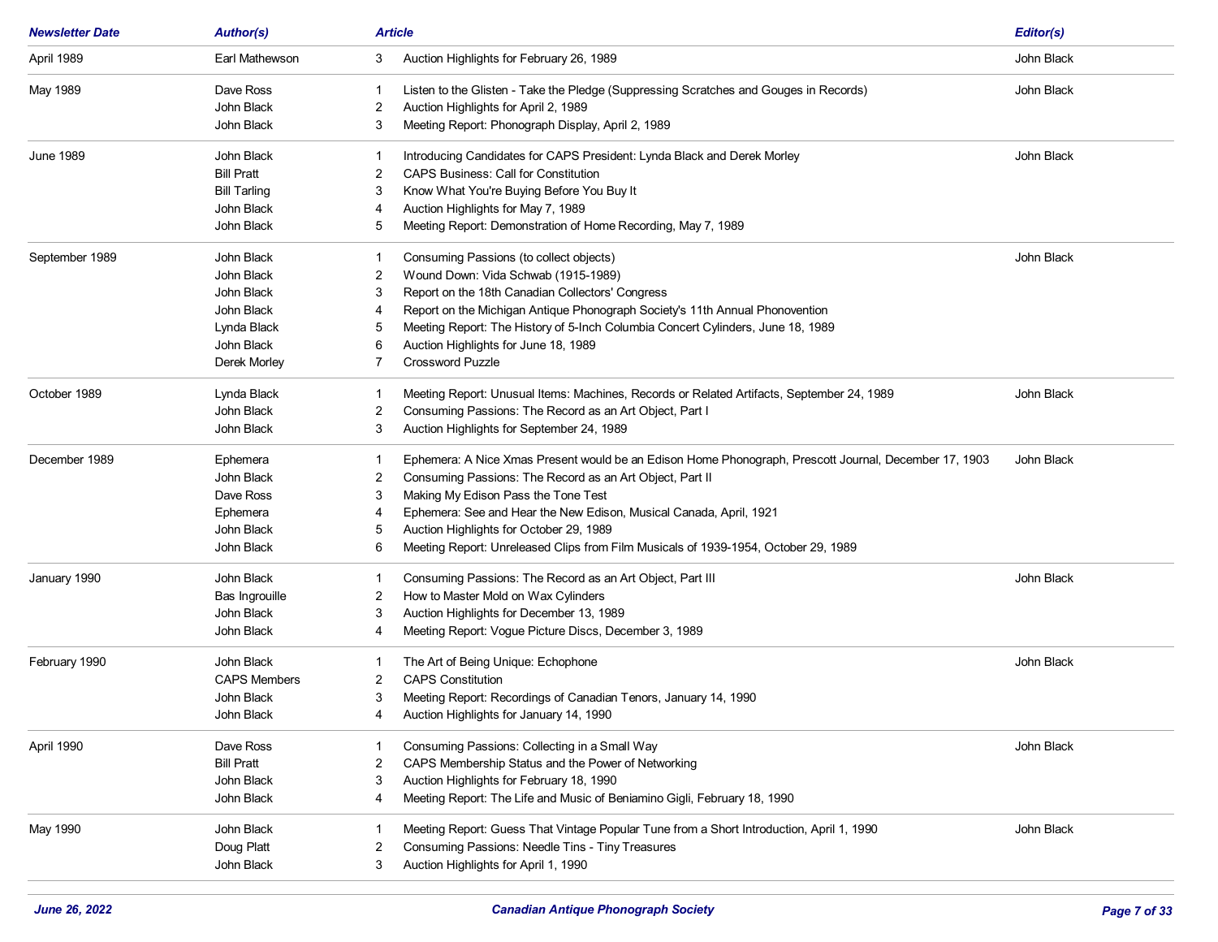| Newsletter Date | Author(s) | Article | | Editor(s) |
|---|---|---|---|---|
| April 1989 | Earl Mathewson | 3 | Auction Highlights for February 26, 1989 | John Black |
| May 1989 | Dave Ross | 1 | Listen to the Glisten - Take the Pledge (Suppressing Scratches and Gouges in Records) | John Black |
| | John Black | 2 | Auction Highlights for April 2, 1989 | |
| | John Black | 3 | Meeting Report: Phonograph Display, April 2, 1989 | |
| June 1989 | John Black | 1 | Introducing Candidates for CAPS President: Lynda Black and Derek Morley | John Black |
| | Bill Pratt | 2 | CAPS Business: Call for Constitution | |
| | Bill Tarling | 3 | Know What You're Buying Before You Buy It | |
| | John Black | 4 | Auction Highlights for May 7, 1989 | |
| | John Black | 5 | Meeting Report: Demonstration of Home Recording, May 7, 1989 | |
| September 1989 | John Black | 1 | Consuming Passions (to collect objects) | John Black |
| | John Black | 2 | Wound Down: Vida Schwab (1915-1989) | |
| | John Black | 3 | Report on the 18th Canadian Collectors' Congress | |
| | John Black | 4 | Report on the Michigan Antique Phonograph Society's 11th Annual Phonovention | |
| | Lynda Black | 5 | Meeting Report: The History of 5-Inch Columbia Concert Cylinders, June 18, 1989 | |
| | John Black | 6 | Auction Highlights for June 18, 1989 | |
| | Derek Morley | 7 | Crossword Puzzle | |
| October 1989 | Lynda Black | 1 | Meeting Report: Unusual Items: Machines, Records or Related Artifacts, September 24, 1989 | John Black |
| | John Black | 2 | Consuming Passions: The Record as an Art Object, Part I | |
| | John Black | 3 | Auction Highlights for September 24, 1989 | |
| December 1989 | Ephemera | 1 | Ephemera: A Nice Xmas Present would be an Edison Home Phonograph, Prescott Journal, December 17, 1903 | John Black |
| | John Black | 2 | Consuming Passions: The Record as an Art Object, Part II | |
| | Dave Ross | 3 | Making My Edison Pass the Tone Test | |
| | Ephemera | 4 | Ephemera: See and Hear the New Edison, Musical Canada, April, 1921 | |
| | John Black | 5 | Auction Highlights for October 29, 1989 | |
| | John Black | 6 | Meeting Report: Unreleased Clips from Film Musicals of 1939-1954, October 29, 1989 | |
| January 1990 | John Black | 1 | Consuming Passions: The Record as an Art Object, Part III | John Black |
| | Bas Ingrouille | 2 | How to Master Mold on Wax Cylinders | |
| | John Black | 3 | Auction Highlights for December 13, 1989 | |
| | John Black | 4 | Meeting Report: Vogue Picture Discs, December 3, 1989 | |
| February 1990 | John Black | 1 | The Art of Being Unique: Echophone | John Black |
| | CAPS Members | 2 | CAPS Constitution | |
| | John Black | 3 | Meeting Report: Recordings of Canadian Tenors, January 14, 1990 | |
| | John Black | 4 | Auction Highlights for January 14, 1990 | |
| April 1990 | Dave Ross | 1 | Consuming Passions: Collecting in a Small Way | John Black |
| | Bill Pratt | 2 | CAPS Membership Status and the Power of Networking | |
| | John Black | 3 | Auction Highlights for February 18, 1990 | |
| | John Black | 4 | Meeting Report: The Life and Music of Beniamino Gigli, February 18, 1990 | |
| May 1990 | John Black | 1 | Meeting Report: Guess That Vintage Popular Tune from a Short Introduction, April 1, 1990 | John Black |
| | Doug Platt | 2 | Consuming Passions: Needle Tins - Tiny Treasures | |
| | John Black | 3 | Auction Highlights for April 1, 1990 | |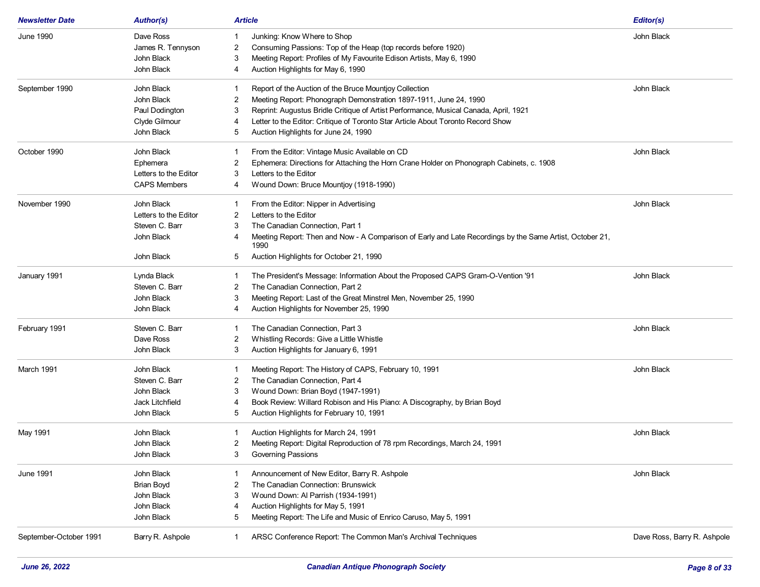| Newsletter Date | Author(s) | | Article | Editor(s) |
|---|---|---|---|---|
| June 1990 | Dave Ross | 1 | Junking: Know Where to Shop | John Black |
| | James R. Tennyson | 2 | Consuming Passions: Top of the Heap (top records before 1920) | |
| | John Black | 3 | Meeting Report: Profiles of My Favourite Edison Artists, May 6, 1990 | |
| | John Black | 4 | Auction Highlights for May 6, 1990 | |
| September 1990 | John Black | 1 | Report of the Auction of the Bruce Mountjoy Collection | John Black |
| | John Black | 2 | Meeting Report: Phonograph Demonstration 1897-1911, June 24, 1990 | |
| | Paul Dodington | 3 | Reprint: Augustus Bridle Critique of Artist Performance, Musical Canada, April, 1921 | |
| | Clyde Gilmour | 4 | Letter to the Editor: Critique of Toronto Star Article About Toronto Record Show | |
| | John Black | 5 | Auction Highlights for June 24, 1990 | |
| October 1990 | John Black | 1 | From the Editor: Vintage Music Available on CD | John Black |
| | Ephemera | 2 | Ephemera: Directions for Attaching the Horn Crane Holder on Phonograph Cabinets, c. 1908 | |
| | Letters to the Editor | 3 | Letters to the Editor | |
| | CAPS Members | 4 | Wound Down: Bruce Mountjoy (1918-1990) | |
| November 1990 | John Black | 1 | From the Editor: Nipper in Advertising | John Black |
| | Letters to the Editor | 2 | Letters to the Editor | |
| | Steven C. Barr | 3 | The Canadian Connection, Part 1 | |
| | John Black | 4 | Meeting Report: Then and Now - A Comparison of Early and Late Recordings by the Same Artist, October 21, 1990 | |
| | John Black | 5 | Auction Highlights for October 21, 1990 | |
| January 1991 | Lynda Black | 1 | The President's Message: Information About the Proposed CAPS Gram-O-Vention '91 | John Black |
| | Steven C. Barr | 2 | The Canadian Connection, Part 2 | |
| | John Black | 3 | Meeting Report: Last of the Great Minstrel Men, November 25, 1990 | |
| | John Black | 4 | Auction Highlights for November 25, 1990 | |
| February 1991 | Steven C. Barr | 1 | The Canadian Connection, Part 3 | John Black |
| | Dave Ross | 2 | Whistling Records: Give a Little Whistle | |
| | John Black | 3 | Auction Highlights for January 6, 1991 | |
| March 1991 | John Black | 1 | Meeting Report: The History of CAPS, February 10, 1991 | John Black |
| | Steven C. Barr | 2 | The Canadian Connection, Part 4 | |
| | John Black | 3 | Wound Down: Brian Boyd (1947-1991) | |
| | Jack Litchfield | 4 | Book Review: Willard Robison and His Piano: A Discography, by Brian Boyd | |
| | John Black | 5 | Auction Highlights for February 10, 1991 | |
| May 1991 | John Black | 1 | Auction Highlights for March 24, 1991 | John Black |
| | John Black | 2 | Meeting Report: Digital Reproduction of 78 rpm Recordings, March 24, 1991 | |
| | John Black | 3 | Governing Passions | |
| June 1991 | John Black | 1 | Announcement of New Editor, Barry R. Ashpole | John Black |
| | Brian Boyd | 2 | The Canadian Connection: Brunswick | |
| | John Black | 3 | Wound Down: Al Parrish (1934-1991) | |
| | John Black | 4 | Auction Highlights for May 5, 1991 | |
| | John Black | 5 | Meeting Report: The Life and Music of Enrico Caruso, May 5, 1991 | |
| September-October 1991 | Barry R. Ashpole | 1 | ARSC Conference Report: The Common Man's Archival Techniques | Dave Ross, Barry R. Ashpole |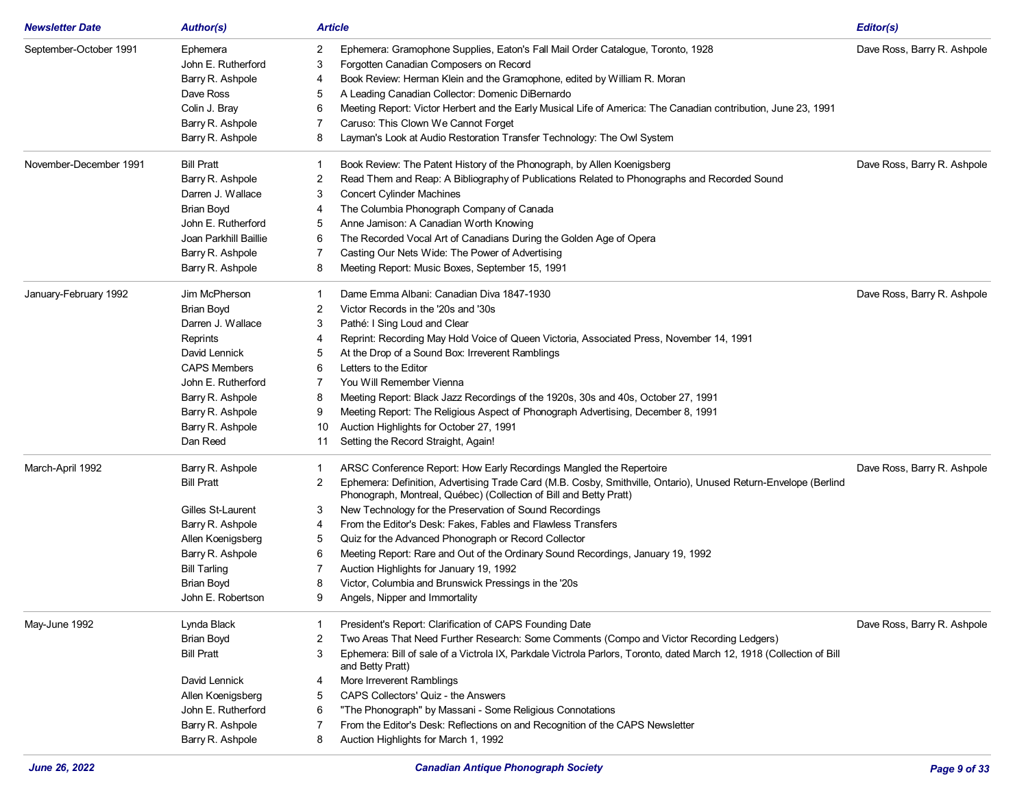| Newsletter Date | Author(s) | | Article | Editor(s) |
|---|---|---|---|---|
| September-October 1991 | Ephemera | 2 | Ephemera: Gramophone Supplies, Eaton's Fall Mail Order Catalogue, Toronto, 1928 | Dave Ross, Barry R. Ashpole |
| | John E. Rutherford | 3 | Forgotten Canadian Composers on Record | |
| | Barry R. Ashpole | 4 | Book Review: Herman Klein and the Gramophone, edited by William R. Moran | |
| | Dave Ross | 5 | A Leading Canadian Collector: Domenic DiBernardo | |
| | Colin J. Bray | 6 | Meeting Report: Victor Herbert and the Early Musical Life of America: The Canadian contribution, June 23, 1991 | |
| | Barry R. Ashpole | 7 | Caruso: This Clown We Cannot Forget | |
| | Barry R. Ashpole | 8 | Layman's Look at Audio Restoration Transfer Technology: The Owl System | |
| November-December 1991 | Bill Pratt | 1 | Book Review: The Patent History of the Phonograph, by Allen Koenigsberg | Dave Ross, Barry R. Ashpole |
| | Barry R. Ashpole | 2 | Read Them and Reap: A Bibliography of Publications Related to Phonographs and Recorded Sound | |
| | Darren J. Wallace | 3 | Concert Cylinder Machines | |
| | Brian Boyd | 4 | The Columbia Phonograph Company of Canada | |
| | John E. Rutherford | 5 | Anne Jamison: A Canadian Worth Knowing | |
| | Joan Parkhill Baillie | 6 | The Recorded Vocal Art of Canadians During the Golden Age of Opera | |
| | Barry R. Ashpole | 7 | Casting Our Nets Wide: The Power of Advertising | |
| | Barry R. Ashpole | 8 | Meeting Report: Music Boxes, September 15, 1991 | |
| January-February 1992 | Jim McPherson | 1 | Dame Emma Albani: Canadian Diva 1847-1930 | Dave Ross, Barry R. Ashpole |
| | Brian Boyd | 2 | Victor Records in the '20s and '30s | |
| | Darren J. Wallace | 3 | Pathé: I Sing Loud and Clear | |
| | Reprints | 4 | Reprint: Recording May Hold Voice of Queen Victoria, Associated Press, November 14, 1991 | |
| | David Lennick | 5 | At the Drop of a Sound Box: Irreverent Ramblings | |
| | CAPS Members | 6 | Letters to the Editor | |
| | John E. Rutherford | 7 | You Will Remember Vienna | |
| | Barry R. Ashpole | 8 | Meeting Report: Black Jazz Recordings of the 1920s, 30s and 40s, October 27, 1991 | |
| | Barry R. Ashpole | 9 | Meeting Report: The Religious Aspect of Phonograph Advertising, December 8, 1991 | |
| | Barry R. Ashpole | 10 | Auction Highlights for October 27, 1991 | |
| | Dan Reed | 11 | Setting the Record Straight, Again! | |
| March-April 1992 | Barry R. Ashpole | 1 | ARSC Conference Report: How Early Recordings Mangled the Repertoire | Dave Ross, Barry R. Ashpole |
| | Bill Pratt | 2 | Ephemera: Definition, Advertising Trade Card (M.B. Cosby, Smithville, Ontario), Unused Return-Envelope (Berlind Phonograph, Montreal, Québec) (Collection of Bill and Betty Pratt) | |
| | Gilles St-Laurent | 3 | New Technology for the Preservation of Sound Recordings | |
| | Barry R. Ashpole | 4 | From the Editor's Desk: Fakes, Fables and Flawless Transfers | |
| | Allen Koenigsberg | 5 | Quiz for the Advanced Phonograph or Record Collector | |
| | Barry R. Ashpole | 6 | Meeting Report: Rare and Out of the Ordinary Sound Recordings, January 19, 1992 | |
| | Bill Tarling | 7 | Auction Highlights for January 19, 1992 | |
| | Brian Boyd | 8 | Victor, Columbia and Brunswick Pressings in the '20s | |
| | John E. Robertson | 9 | Angels, Nipper and Immortality | |
| May-June 1992 | Lynda Black | 1 | President's Report: Clarification of CAPS Founding Date | Dave Ross, Barry R. Ashpole |
| | Brian Boyd | 2 | Two Areas That Need Further Research: Some Comments (Compo and Victor Recording Ledgers) | |
| | Bill Pratt | 3 | Ephemera: Bill of sale of a Victrola IX, Parkdale Victrola Parlors, Toronto, dated March 12, 1918 (Collection of Bill and Betty Pratt) | |
| | David Lennick | 4 | More Irreverent Ramblings | |
| | Allen Koenigsberg | 5 | CAPS Collectors' Quiz - the Answers | |
| | John E. Rutherford | 6 | "The Phonograph" by Massani - Some Religious Connotations | |
| | Barry R. Ashpole | 7 | From the Editor's Desk: Reflections on and Recognition of the CAPS Newsletter | |
| | Barry R. Ashpole | 8 | Auction Highlights for March 1, 1992 | |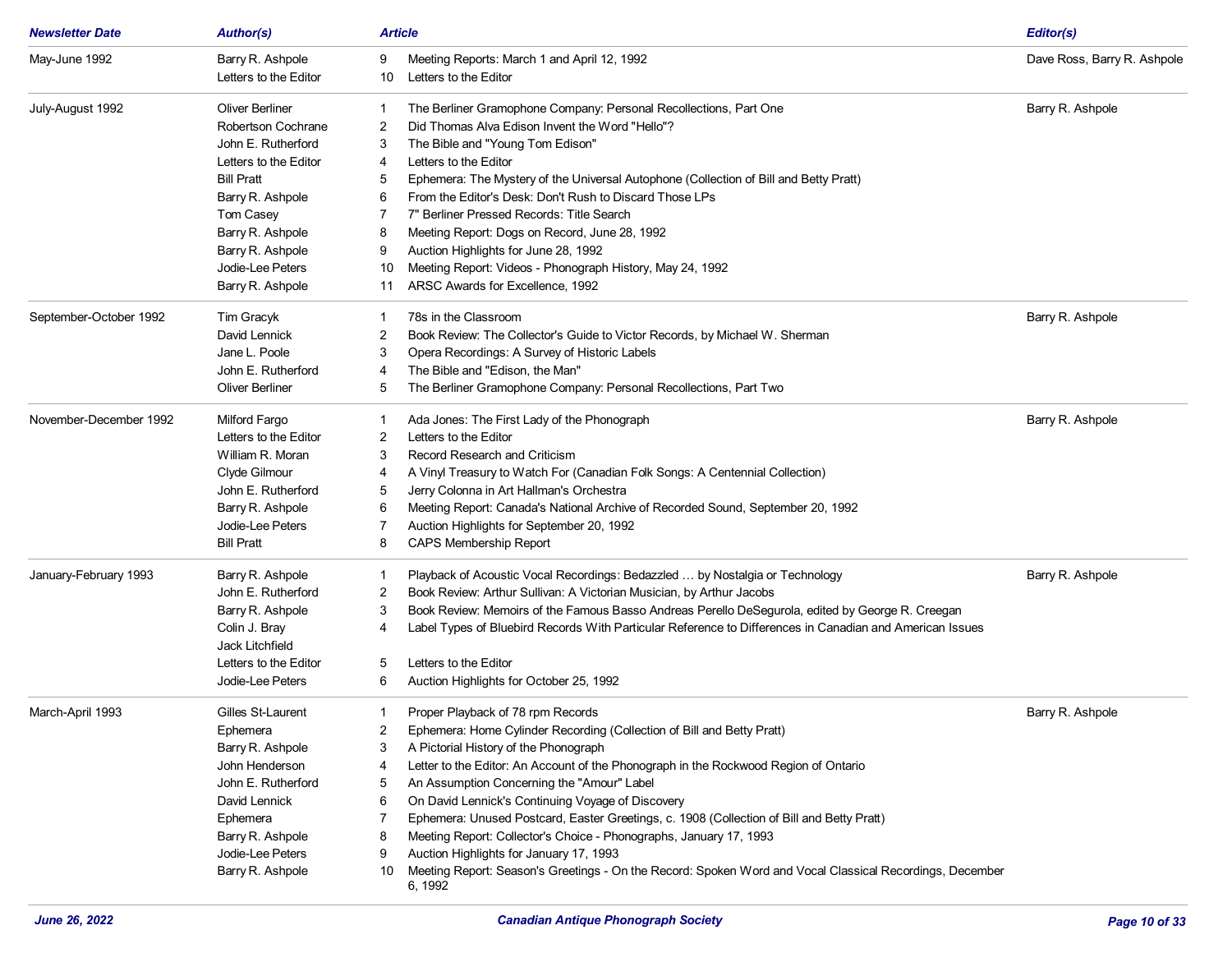| Newsletter Date | Author(s) | | Article | Editor(s) |
|---|---|---|---|---|
| May-June 1992 | Barry R. Ashpole | 9 | Meeting Reports: March 1 and April 12, 1992 | Dave Ross, Barry R. Ashpole |
| | Letters to the Editor | 10 | Letters to the Editor | |
| July-August 1992 | Oliver Berliner | 1 | The Berliner Gramophone Company: Personal Recollections, Part One | Barry R. Ashpole |
| | Robertson Cochrane | 2 | Did Thomas Alva Edison Invent the Word "Hello"? | |
| | John E. Rutherford | 3 | The Bible and "Young Tom Edison" | |
| | Letters to the Editor | 4 | Letters to the Editor | |
| | Bill Pratt | 5 | Ephemera: The Mystery of the Universal Autophone (Collection of Bill and Betty Pratt) | |
| | Barry R. Ashpole | 6 | From the Editor's Desk: Don't Rush to Discard Those LPs | |
| | Tom Casey | 7 | 7" Berliner Pressed Records: Title Search | |
| | Barry R. Ashpole | 8 | Meeting Report: Dogs on Record, June 28, 1992 | |
| | Barry R. Ashpole | 9 | Auction Highlights for June 28, 1992 | |
| | Jodie-Lee Peters | 10 | Meeting Report: Videos - Phonograph History, May 24, 1992 | |
| | Barry R. Ashpole | 11 | ARSC Awards for Excellence, 1992 | |
| September-October 1992 | Tim Gracyk | 1 | 78s in the Classroom | Barry R. Ashpole |
| | David Lennick | 2 | Book Review: The Collector's Guide to Victor Records, by Michael W. Sherman | |
| | Jane L. Poole | 3 | Opera Recordings: A Survey of Historic Labels | |
| | John E. Rutherford | 4 | The Bible and "Edison, the Man" | |
| | Oliver Berliner | 5 | The Berliner Gramophone Company: Personal Recollections, Part Two | |
| November-December 1992 | Milford Fargo | 1 | Ada Jones: The First Lady of the Phonograph | Barry R. Ashpole |
| | Letters to the Editor | 2 | Letters to the Editor | |
| | William R. Moran | 3 | Record Research and Criticism | |
| | Clyde Gilmour | 4 | A Vinyl Treasury to Watch For (Canadian Folk Songs: A Centennial Collection) | |
| | John E. Rutherford | 5 | Jerry Colonna in Art Hallman's Orchestra | |
| | Barry R. Ashpole | 6 | Meeting Report: Canada's National Archive of Recorded Sound, September 20, 1992 | |
| | Jodie-Lee Peters | 7 | Auction Highlights for September 20, 1992 | |
| | Bill Pratt | 8 | CAPS Membership Report | |
| January-February 1993 | Barry R. Ashpole | 1 | Playback of Acoustic Vocal Recordings: Bedazzled … by Nostalgia or Technology | Barry R. Ashpole |
| | John E. Rutherford | 2 | Book Review: Arthur Sullivan: A Victorian Musician, by Arthur Jacobs | |
| | Barry R. Ashpole | 3 | Book Review: Memoirs of the Famous Basso Andreas Perello DeSegurola, edited by George R. Creegan | |
| | Colin J. Bray<br>Jack Litchfield | 4 | Label Types of Bluebird Records With Particular Reference to Differences in Canadian and American Issues | |
| | Letters to the Editor | 5 | Letters to the Editor | |
| | Jodie-Lee Peters | 6 | Auction Highlights for October 25, 1992 | |
| March-April 1993 | Gilles St-Laurent | 1 | Proper Playback of 78 rpm Records | Barry R. Ashpole |
| | Ephemera | 2 | Ephemera: Home Cylinder Recording (Collection of Bill and Betty Pratt) | |
| | Barry R. Ashpole | 3 | A Pictorial History of the Phonograph | |
| | John Henderson | 4 | Letter to the Editor: An Account of the Phonograph in the Rockwood Region of Ontario | |
| | John E. Rutherford | 5 | An Assumption Concerning the "Amour" Label | |
| | David Lennick | 6 | On David Lennick's Continuing Voyage of Discovery | |
| | Ephemera | 7 | Ephemera: Unused Postcard, Easter Greetings, c. 1908 (Collection of Bill and Betty Pratt) | |
| | Barry R. Ashpole | 8 | Meeting Report: Collector's Choice - Phonographs, January 17, 1993 | |
| | Jodie-Lee Peters | 9 | Auction Highlights for January 17, 1993 | |
| | Barry R. Ashpole | 10 | Meeting Report: Season's Greetings - On the Record: Spoken Word and Vocal Classical Recordings, December 6, 1992 | |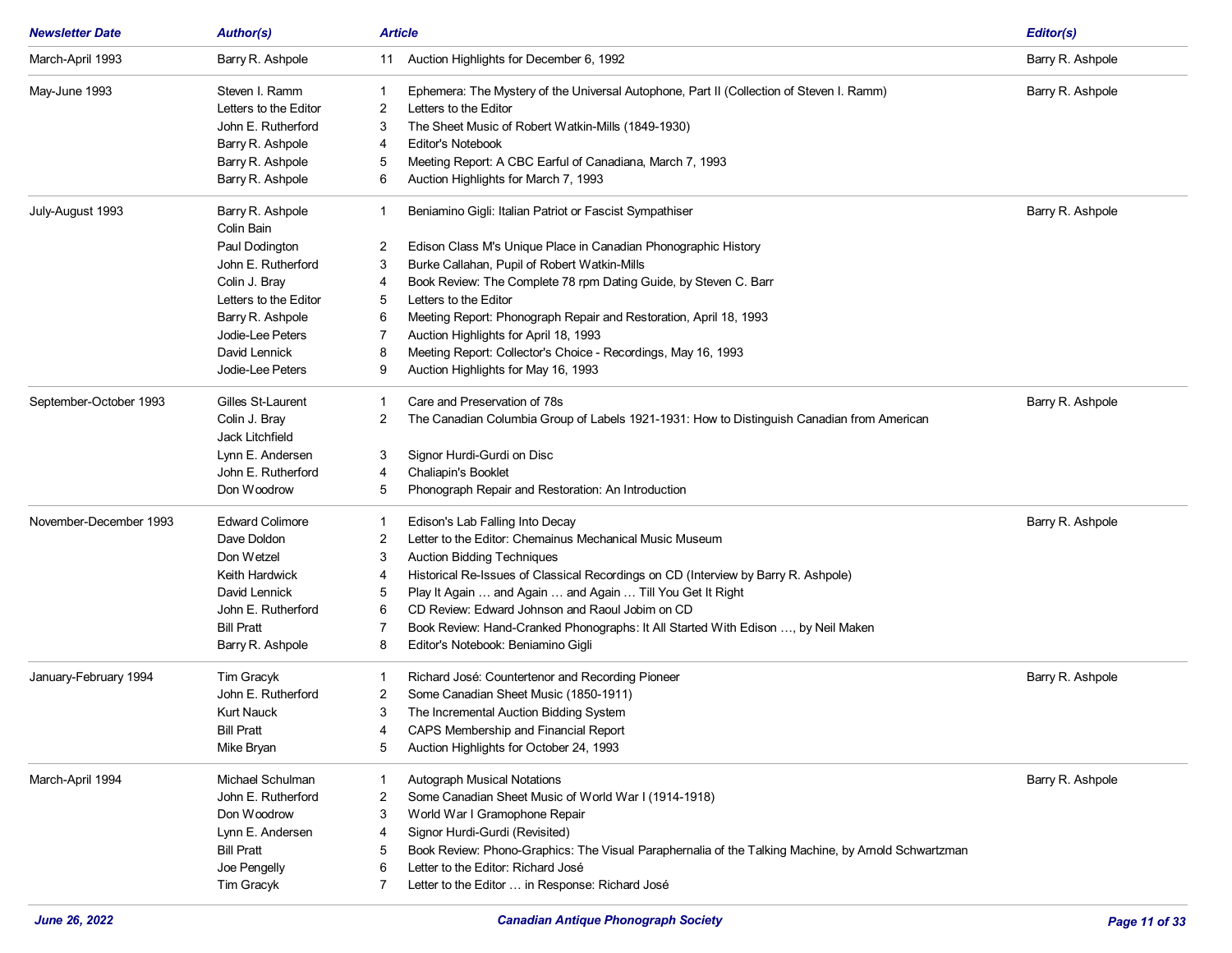| Newsletter Date | Author(s) | Article | | Editor(s) |
|---|---|---|---|---|
| March-April 1993 | Barry R. Ashpole | 11 | Auction Highlights for December 6, 1992 | Barry R. Ashpole |
| May-June 1993 | Steven I. Ramm | 1 | Ephemera: The Mystery of the Universal Autophone, Part II (Collection of Steven I. Ramm) | Barry R. Ashpole |
| | Letters to the Editor | 2 | Letters to the Editor | |
| | John E. Rutherford | 3 | The Sheet Music of Robert Watkin-Mills (1849-1930) | |
| | Barry R. Ashpole | 4 | Editor's Notebook | |
| | Barry R. Ashpole | 5 | Meeting Report: A CBC Earful of Canadiana, March 7, 1993 | |
| | Barry R. Ashpole | 6 | Auction Highlights for March 7, 1993 | |
| July-August 1993 | Barry R. Ashpole<br>Colin Bain | 1 | Beniamino Gigli: Italian Patriot or Fascist Sympathiser | Barry R. Ashpole |
| | Paul Dodington | 2 | Edison Class M's Unique Place in Canadian Phonographic History | |
| | John E. Rutherford | 3 | Burke Callahan, Pupil of Robert Watkin-Mills | |
| | Colin J. Bray | 4 | Book Review: The Complete 78 rpm Dating Guide, by Steven C. Barr | |
| | Letters to the Editor | 5 | Letters to the Editor | |
| | Barry R. Ashpole | 6 | Meeting Report: Phonograph Repair and Restoration, April 18, 1993 | |
| | Jodie-Lee Peters | 7 | Auction Highlights for April 18, 1993 | |
| | David Lennick | 8 | Meeting Report: Collector's Choice - Recordings, May 16, 1993 | |
| | Jodie-Lee Peters | 9 | Auction Highlights for May 16, 1993 | |
| September-October 1993 | Gilles St-Laurent | 1 | Care and Preservation of 78s | Barry R. Ashpole |
| | Colin J. Bray<br>Jack Litchfield | 2 | The Canadian Columbia Group of Labels 1921-1931: How to Distinguish Canadian from American | |
| | Lynn E. Andersen | 3 | Signor Hurdi-Gurdi on Disc | |
| | John E. Rutherford | 4 | Chaliapin's Booklet | |
| | Don Woodrow | 5 | Phonograph Repair and Restoration: An Introduction | |
| November-December 1993 | Edward Colimore | 1 | Edison's Lab Falling Into Decay | Barry R. Ashpole |
| | Dave Doldon | 2 | Letter to the Editor: Chemainus Mechanical Music Museum | |
| | Don Wetzel | 3 | Auction Bidding Techniques | |
| | Keith Hardwick | 4 | Historical Re-Issues of Classical Recordings on CD (Interview by Barry R. Ashpole) | |
| | David Lennick | 5 | Play It Again … and Again … and Again … Till You Get It Right | |
| | John E. Rutherford | 6 | CD Review: Edward Johnson and Raoul Jobim on CD | |
| | Bill Pratt | 7 | Book Review: Hand-Cranked Phonographs: It All Started With Edison …, by Neil Maken | |
| | Barry R. Ashpole | 8 | Editor's Notebook: Beniamino Gigli | |
| January-February 1994 | Tim Gracyk | 1 | Richard José: Countertenor and Recording Pioneer | Barry R. Ashpole |
| | John E. Rutherford | 2 | Some Canadian Sheet Music (1850-1911) | |
| | Kurt Nauck | 3 | The Incremental Auction Bidding System | |
| | Bill Pratt | 4 | CAPS Membership and Financial Report | |
| | Mike Bryan | 5 | Auction Highlights for October 24, 1993 | |
| March-April 1994 | Michael Schulman | 1 | Autograph Musical Notations | Barry R. Ashpole |
| | John E. Rutherford | 2 | Some Canadian Sheet Music of World War I (1914-1918) | |
| | Don Woodrow | 3 | World War I Gramophone Repair | |
| | Lynn E. Andersen | 4 | Signor Hurdi-Gurdi (Revisited) | |
| | Bill Pratt | 5 | Book Review: Phono-Graphics: The Visual Paraphernalia of the Talking Machine, by Arnold Schwartzman | |
| | Joe Pengelly | 6 | Letter to the Editor: Richard José | |
| | Tim Gracyk | 7 | Letter to the Editor … in Response: Richard José | |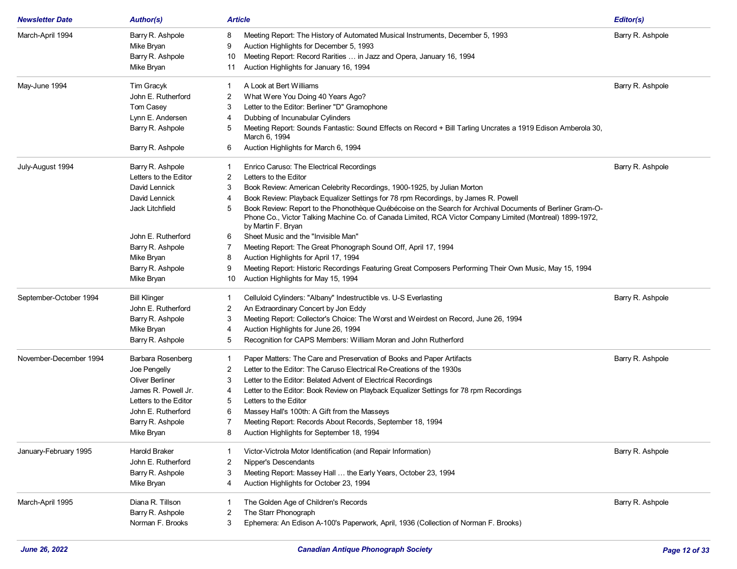| Newsletter Date | Author(s) | Article | | Editor(s) |
|---|---|---|---|---|
| March-April 1994 | Barry R. Ashpole | 8 | Meeting Report: The History of Automated Musical Instruments, December 5, 1993 | Barry R. Ashpole |
| | Mike Bryan | 9 | Auction Highlights for December 5, 1993 | |
| | Barry R. Ashpole | 10 | Meeting Report: Record Rarities … in Jazz and Opera, January 16, 1994 | |
| | Mike Bryan | 11 | Auction Highlights for January 16, 1994 | |
| May-June 1994 | Tim Gracyk | 1 | A Look at Bert Williams | Barry R. Ashpole |
| | John E. Rutherford | 2 | What Were You Doing 40 Years Ago? | |
| | Tom Casey | 3 | Letter to the Editor: Berliner "D" Gramophone | |
| | Lynn E. Andersen | 4 | Dubbing of Incunabular Cylinders | |
| | Barry R. Ashpole | 5 | Meeting Report: Sounds Fantastic: Sound Effects on Record + Bill Tarling Uncrates a 1919 Edison Amberola 30, March 6, 1994 | |
| | Barry R. Ashpole | 6 | Auction Highlights for March 6, 1994 | |
| July-August 1994 | Barry R. Ashpole | 1 | Enrico Caruso: The Electrical Recordings | Barry R. Ashpole |
| | Letters to the Editor | 2 | Letters to the Editor | |
| | David Lennick | 3 | Book Review: American Celebrity Recordings, 1900-1925, by Julian Morton | |
| | David Lennick | 4 | Book Review: Playback Equalizer Settings for 78 rpm Recordings, by James R. Powell | |
| | Jack Litchfield | 5 | Book Review: Report to the Phonothèque Québécoise on the Search for Archival Documents of Berliner Gram-O-Phone Co., Victor Talking Machine Co. of Canada Limited, RCA Victor Company Limited (Montreal) 1899-1972, by Martin F. Bryan | |
| | John E. Rutherford | 6 | Sheet Music and the "Invisible Man" | |
| | Barry R. Ashpole | 7 | Meeting Report: The Great Phonograph Sound Off, April 17, 1994 | |
| | Mike Bryan | 8 | Auction Highlights for April 17, 1994 | |
| | Barry R. Ashpole | 9 | Meeting Report: Historic Recordings Featuring Great Composers Performing Their Own Music, May 15, 1994 | |
| | Mike Bryan | 10 | Auction Highlights for May 15, 1994 | |
| September-October 1994 | Bill Klinger | 1 | Celluloid Cylinders: "Albany" Indestructible vs. U-S Everlasting | Barry R. Ashpole |
| | John E. Rutherford | 2 | An Extraordinary Concert by Jon Eddy | |
| | Barry R. Ashpole | 3 | Meeting Report: Collector's Choice: The Worst and Weirdest on Record, June 26, 1994 | |
| | Mike Bryan | 4 | Auction Highlights for June 26, 1994 | |
| | Barry R. Ashpole | 5 | Recognition for CAPS Members: William Moran and John Rutherford | |
| November-December 1994 | Barbara Rosenberg | 1 | Paper Matters: The Care and Preservation of Books and Paper Artifacts | Barry R. Ashpole |
| | Joe Pengelly | 2 | Letter to the Editor: The Caruso Electrical Re-Creations of the 1930s | |
| | Oliver Berliner | 3 | Letter to the Editor: Belated Advent of Electrical Recordings | |
| | James R. Powell Jr. | 4 | Letter to the Editor: Book Review on Playback Equalizer Settings for 78 rpm Recordings | |
| | Letters to the Editor | 5 | Letters to the Editor | |
| | John E. Rutherford | 6 | Massey Hall's 100th: A Gift from the Masseys | |
| | Barry R. Ashpole | 7 | Meeting Report: Records About Records, September 18, 1994 | |
| | Mike Bryan | 8 | Auction Highlights for September 18, 1994 | |
| January-February 1995 | Harold Braker | 1 | Victor-Victrola Motor Identification (and Repair Information) | Barry R. Ashpole |
| | John E. Rutherford | 2 | Nipper's Descendants | |
| | Barry R. Ashpole | 3 | Meeting Report: Massey Hall … the Early Years, October 23, 1994 | |
| | Mike Bryan | 4 | Auction Highlights for October 23, 1994 | |
| March-April 1995 | Diana R. Tillson | 1 | The Golden Age of Children's Records | Barry R. Ashpole |
| | Barry R. Ashpole | 2 | The Starr Phonograph | |
| | Norman F. Brooks | 3 | Ephemera: An Edison A-100's Paperwork, April, 1936 (Collection of Norman F. Brooks) | |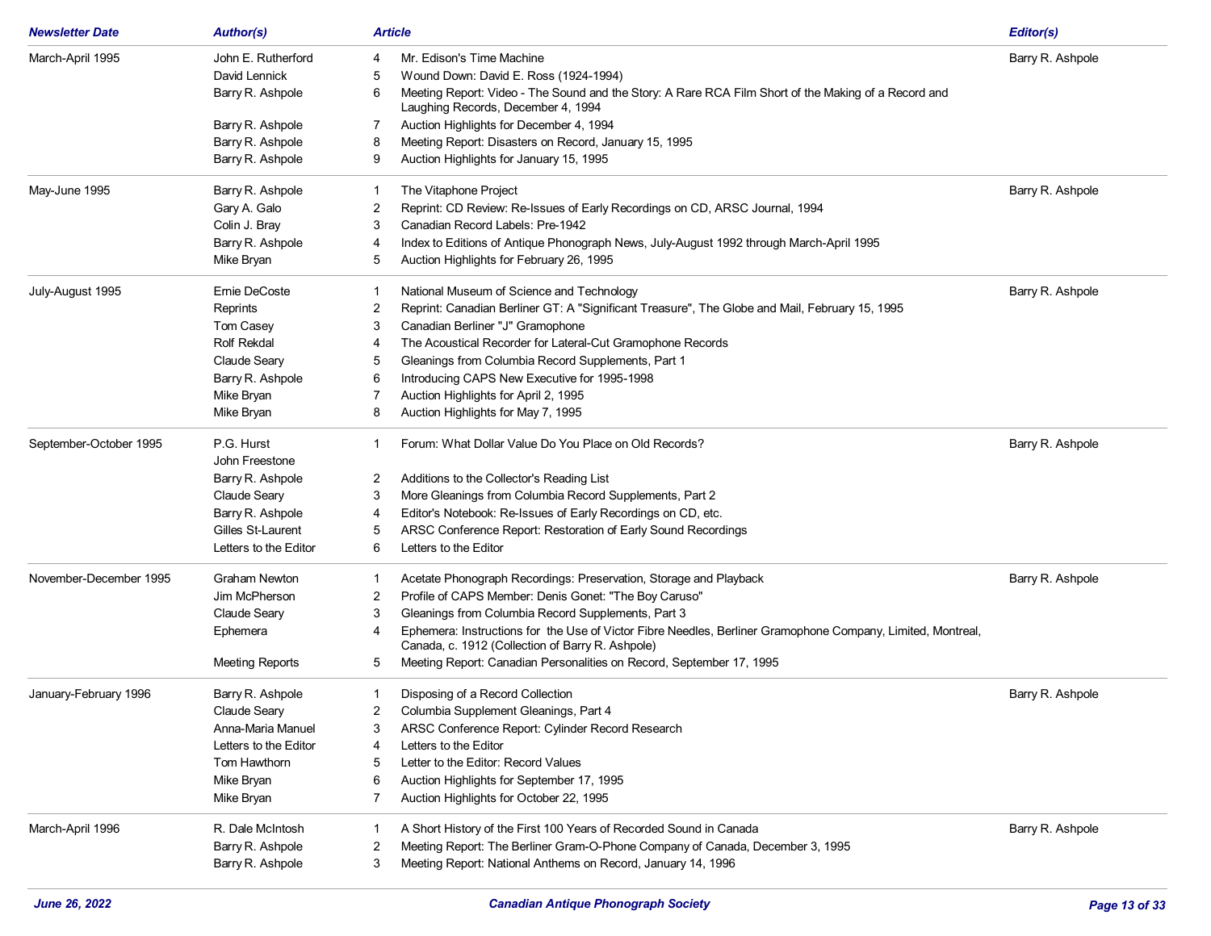| Newsletter Date | Author(s) | | Article | Editor(s) |
|---|---|---|---|---|
| March-April 1995 | John E. Rutherford | 4 | Mr. Edison's Time Machine | Barry R. Ashpole |
| | David Lennick | 5 | Wound Down: David E. Ross (1924-1994) | |
| | Barry R. Ashpole | 6 | Meeting Report: Video - The Sound and the Story: A Rare RCA Film Short of the Making of a Record and Laughing Records, December 4, 1994 | |
| | Barry R. Ashpole | 7 | Auction Highlights for December 4, 1994 | |
| | Barry R. Ashpole | 8 | Meeting Report: Disasters on Record, January 15, 1995 | |
| | Barry R. Ashpole | 9 | Auction Highlights for January 15, 1995 | |
| May-June 1995 | Barry R. Ashpole | 1 | The Vitaphone Project | Barry R. Ashpole |
| | Gary A. Galo | 2 | Reprint: CD Review: Re-Issues of Early Recordings on CD, ARSC Journal, 1994 | |
| | Colin J. Bray | 3 | Canadian Record Labels: Pre-1942 | |
| | Barry R. Ashpole | 4 | Index to Editions of Antique Phonograph News, July-August 1992 through March-April 1995 | |
| | Mike Bryan | 5 | Auction Highlights for February 26, 1995 | |
| July-August 1995 | Ernie DeCoste | 1 | National Museum of Science and Technology | Barry R. Ashpole |
| | Reprints | 2 | Reprint: Canadian Berliner GT: A "Significant Treasure", The Globe and Mail, February 15, 1995 | |
| | Tom Casey | 3 | Canadian Berliner "J" Gramophone | |
| | Rolf Rekdal | 4 | The Acoustical Recorder for Lateral-Cut Gramophone Records | |
| | Claude Seary | 5 | Gleanings from Columbia Record Supplements, Part 1 | |
| | Barry R. Ashpole | 6 | Introducing CAPS New Executive for 1995-1998 | |
| | Mike Bryan | 7 | Auction Highlights for April 2, 1995 | |
| | Mike Bryan | 8 | Auction Highlights for May 7, 1995 | |
| September-October 1995 | P.G. Hurst<br>John Freestone | 1 | Forum: What Dollar Value Do You Place on Old Records? | Barry R. Ashpole |
| | Barry R. Ashpole | 2 | Additions to the Collector's Reading List | |
| | Claude Seary | 3 | More Gleanings from Columbia Record Supplements, Part 2 | |
| | Barry R. Ashpole | 4 | Editor's Notebook: Re-Issues of Early Recordings on CD, etc. | |
| | Gilles St-Laurent | 5 | ARSC Conference Report: Restoration of Early Sound Recordings | |
| | Letters to the Editor | 6 | Letters to the Editor | |
| November-December 1995 | Graham Newton | 1 | Acetate Phonograph Recordings: Preservation, Storage and Playback | Barry R. Ashpole |
| | Jim McPherson | 2 | Profile of CAPS Member: Denis Gonet: "The Boy Caruso" | |
| | Claude Seary | 3 | Gleanings from Columbia Record Supplements, Part 3 | |
| | Ephemera | 4 | Ephemera: Instructions for the Use of Victor Fibre Needles, Berliner Gramophone Company, Limited, Montreal, Canada, c. 1912 (Collection of Barry R. Ashpole) | |
| | Meeting Reports | 5 | Meeting Report: Canadian Personalities on Record, September 17, 1995 | |
| January-February 1996 | Barry R. Ashpole | 1 | Disposing of a Record Collection | Barry R. Ashpole |
| | Claude Seary | 2 | Columbia Supplement Gleanings, Part 4 | |
| | Anna-Maria Manuel | 3 | ARSC Conference Report: Cylinder Record Research | |
| | Letters to the Editor | 4 | Letters to the Editor | |
| | Tom Hawthorn | 5 | Letter to the Editor: Record Values | |
| | Mike Bryan | 6 | Auction Highlights for September 17, 1995 | |
| | Mike Bryan | 7 | Auction Highlights for October 22, 1995 | |
| March-April 1996 | R. Dale McIntosh | 1 | A Short History of the First 100 Years of Recorded Sound in Canada | Barry R. Ashpole |
| | Barry R. Ashpole | 2 | Meeting Report: The Berliner Gram-O-Phone Company of Canada, December 3, 1995 | |
| | Barry R. Ashpole | 3 | Meeting Report: National Anthems on Record, January 14, 1996 | |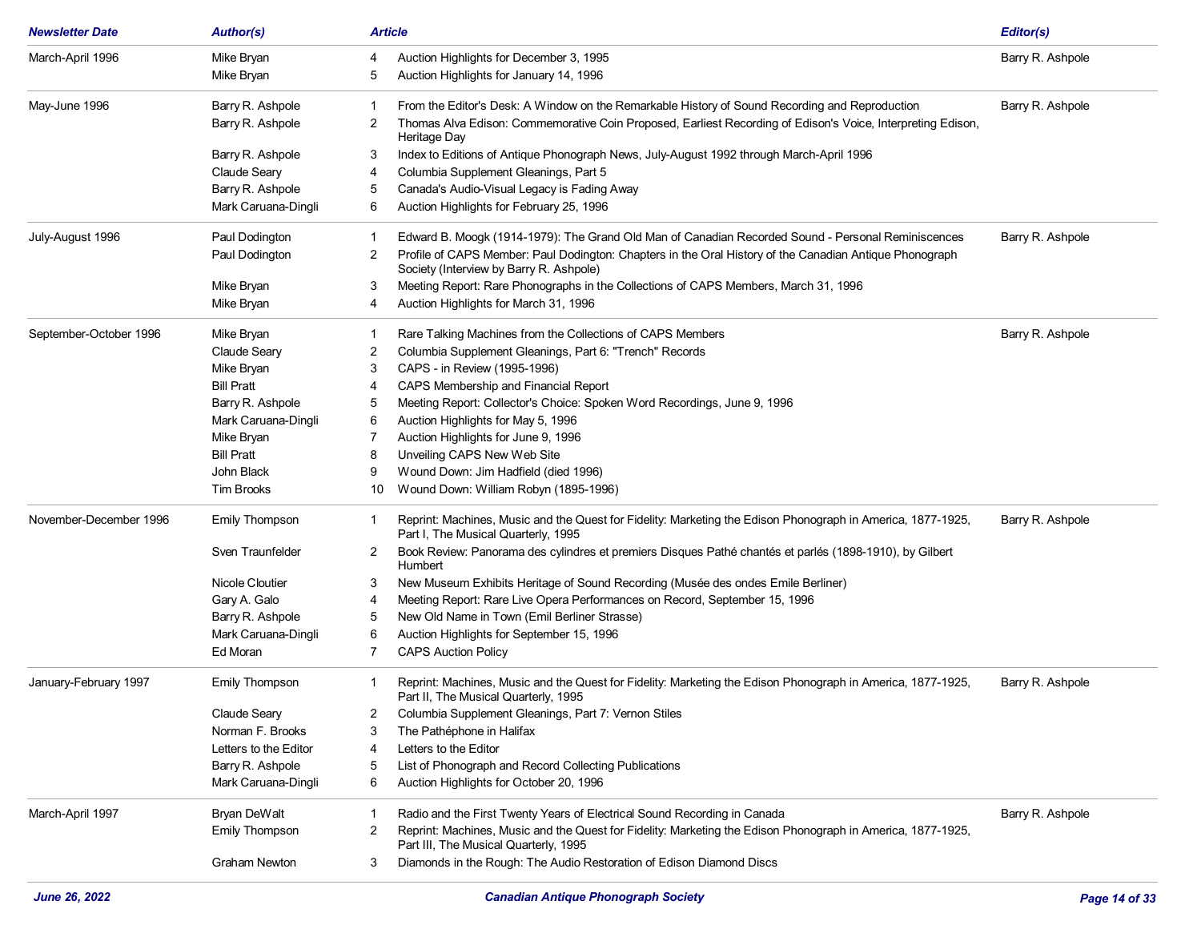| Newsletter Date | Author(s) | | Article | Editor(s) |
|---|---|---|---|---|
| March-April 1996 | Mike Bryan | 4 | Auction Highlights for December 3, 1995 | Barry R. Ashpole |
| | Mike Bryan | 5 | Auction Highlights for January 14, 1996 | |
| May-June 1996 | Barry R. Ashpole | 1 | From the Editor's Desk: A Window on the Remarkable History of Sound Recording and Reproduction | Barry R. Ashpole |
| | Barry R. Ashpole | 2 | Thomas Alva Edison: Commemorative Coin Proposed, Earliest Recording of Edison's Voice, Interpreting Edison, Heritage Day | |
| | Barry R. Ashpole | 3 | Index to Editions of Antique Phonograph News, July-August 1992 through March-April 1996 | |
| | Claude Seary | 4 | Columbia Supplement Gleanings, Part 5 | |
| | Barry R. Ashpole | 5 | Canada's Audio-Visual Legacy is Fading Away | |
| | Mark Caruana-Dingli | 6 | Auction Highlights for February 25, 1996 | |
| July-August 1996 | Paul Dodington | 1 | Edward B. Moogk (1914-1979): The Grand Old Man of Canadian Recorded Sound - Personal Reminiscences | Barry R. Ashpole |
| | Paul Dodington | 2 | Profile of CAPS Member: Paul Dodington: Chapters in the Oral History of the Canadian Antique Phonograph Society (Interview by Barry R. Ashpole) | |
| | Mike Bryan | 3 | Meeting Report: Rare Phonographs in the Collections of CAPS Members, March 31, 1996 | |
| | Mike Bryan | 4 | Auction Highlights for March 31, 1996 | |
| September-October 1996 | Mike Bryan | 1 | Rare Talking Machines from the Collections of CAPS Members | Barry R. Ashpole |
| | Claude Seary | 2 | Columbia Supplement Gleanings, Part 6: "Trench" Records | |
| | Mike Bryan | 3 | CAPS - in Review (1995-1996) | |
| | Bill Pratt | 4 | CAPS Membership and Financial Report | |
| | Barry R. Ashpole | 5 | Meeting Report: Collector's Choice: Spoken Word Recordings, June 9, 1996 | |
| | Mark Caruana-Dingli | 6 | Auction Highlights for May 5, 1996 | |
| | Mike Bryan | 7 | Auction Highlights for June 9, 1996 | |
| | Bill Pratt | 8 | Unveiling CAPS New Web Site | |
| | John Black | 9 | Wound Down: Jim Hadfield (died 1996) | |
| | Tim Brooks | 10 | Wound Down: William Robyn (1895-1996) | |
| November-December 1996 | Emily Thompson | 1 | Reprint: Machines, Music and the Quest for Fidelity: Marketing the Edison Phonograph in America, 1877-1925, Part I, The Musical Quarterly, 1995 | Barry R. Ashpole |
| | Sven Traunfelder | 2 | Book Review: Panorama des cylindres et premiers Disques Pathé chantés et parlés (1898-1910), by Gilbert Humbert | |
| | Nicole Cloutier | 3 | New Museum Exhibits Heritage of Sound Recording (Musée des ondes Emile Berliner) | |
| | Gary A. Galo | 4 | Meeting Report: Rare Live Opera Performances on Record, September 15, 1996 | |
| | Barry R. Ashpole | 5 | New Old Name in Town (Emil Berliner Strasse) | |
| | Mark Caruana-Dingli | 6 | Auction Highlights for September 15, 1996 | |
| | Ed Moran | 7 | CAPS Auction Policy | |
| January-February 1997 | Emily Thompson | 1 | Reprint: Machines, Music and the Quest for Fidelity: Marketing the Edison Phonograph in America, 1877-1925, Part II, The Musical Quarterly, 1995 | Barry R. Ashpole |
| | Claude Seary | 2 | Columbia Supplement Gleanings, Part 7: Vernon Stiles | |
| | Norman F. Brooks | 3 | The Pathéphone in Halifax | |
| | Letters to the Editor | 4 | Letters to the Editor | |
| | Barry R. Ashpole | 5 | List of Phonograph and Record Collecting Publications | |
| | Mark Caruana-Dingli | 6 | Auction Highlights for October 20, 1996 | |
| March-April 1997 | Bryan DeWalt | 1 | Radio and the First Twenty Years of Electrical Sound Recording in Canada | Barry R. Ashpole |
| | Emily Thompson | 2 | Reprint: Machines, Music and the Quest for Fidelity: Marketing the Edison Phonograph in America, 1877-1925, Part III, The Musical Quarterly, 1995 | |
| | Graham Newton | 3 | Diamonds in the Rough: The Audio Restoration of Edison Diamond Discs | |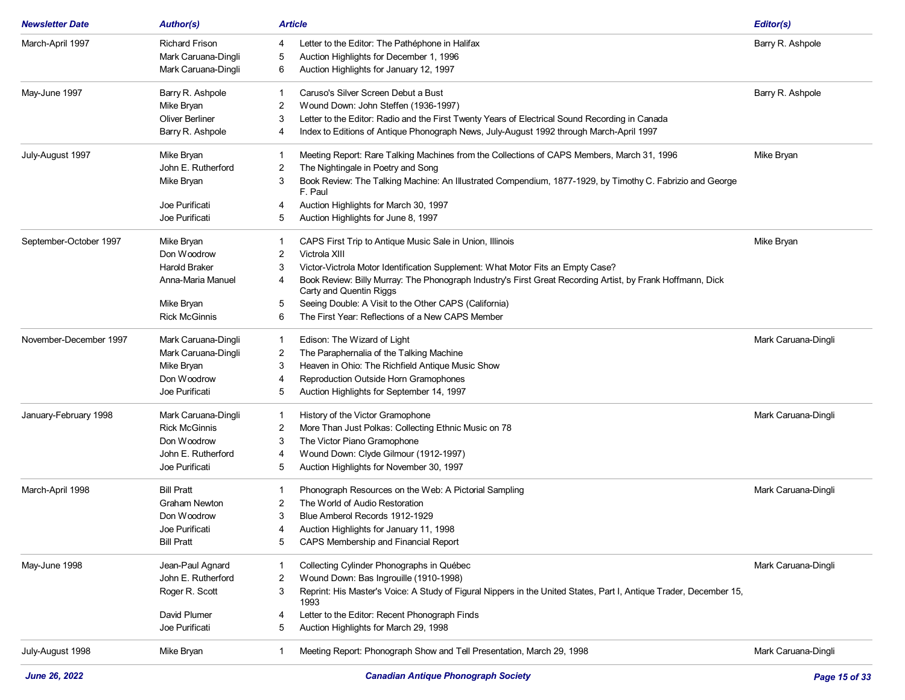| Newsletter Date | Author(s) | Article | | Editor(s) |
|---|---|---|---|---|
| March-April 1997 | Richard Frison | 4 | Letter to the Editor: The Pathéphone in Halifax | Barry R. Ashpole |
| | Mark Caruana-Dingli | 5 | Auction Highlights for December 1, 1996 | |
| | Mark Caruana-Dingli | 6 | Auction Highlights for January 12, 1997 | |
| May-June 1997 | Barry R. Ashpole | 1 | Caruso's Silver Screen Debut a Bust | Barry R. Ashpole |
| | Mike Bryan | 2 | Wound Down: John Steffen (1936-1997) | |
| | Oliver Berliner | 3 | Letter to the Editor: Radio and the First Twenty Years of Electrical Sound Recording in Canada | |
| | Barry R. Ashpole | 4 | Index to Editions of Antique Phonograph News, July-August 1992 through March-April 1997 | |
| July-August 1997 | Mike Bryan | 1 | Meeting Report: Rare Talking Machines from the Collections of CAPS Members, March 31, 1996 | Mike Bryan |
| | John E. Rutherford | 2 | The Nightingale in Poetry and Song | |
| | Mike Bryan | 3 | Book Review: The Talking Machine: An Illustrated Compendium, 1877-1929, by Timothy C. Fabrizio and George F. Paul | |
| | Joe Purificati | 4 | Auction Highlights for March 30, 1997 | |
| | Joe Purificati | 5 | Auction Highlights for June 8, 1997 | |
| September-October 1997 | Mike Bryan | 1 | CAPS First Trip to Antique Music Sale in Union, Illinois | Mike Bryan |
| | Don Woodrow | 2 | Victrola XIII | |
| | Harold Braker | 3 | Victor-Victrola Motor Identification Supplement: What Motor Fits an Empty Case? | |
| | Anna-Maria Manuel | 4 | Book Review: Billy Murray: The Phonograph Industry's First Great Recording Artist, by Frank Hoffmann, Dick Carty and Quentin Riggs | |
| | Mike Bryan | 5 | Seeing Double: A Visit to the Other CAPS (California) | |
| | Rick McGinnis | 6 | The First Year: Reflections of a New CAPS Member | |
| November-December 1997 | Mark Caruana-Dingli | 1 | Edison: The Wizard of Light | Mark Caruana-Dingli |
| | Mark Caruana-Dingli | 2 | The Paraphernalia of the Talking Machine | |
| | Mike Bryan | 3 | Heaven in Ohio: The Richfield Antique Music Show | |
| | Don Woodrow | 4 | Reproduction Outside Horn Gramophones | |
| | Joe Purificati | 5 | Auction Highlights for September 14, 1997 | |
| January-February 1998 | Mark Caruana-Dingli | 1 | History of the Victor Gramophone | Mark Caruana-Dingli |
| | Rick McGinnis | 2 | More Than Just Polkas: Collecting Ethnic Music on 78 | |
| | Don Woodrow | 3 | The Victor Piano Gramophone | |
| | John E. Rutherford | 4 | Wound Down: Clyde Gilmour (1912-1997) | |
| | Joe Purificati | 5 | Auction Highlights for November 30, 1997 | |
| March-April 1998 | Bill Pratt | 1 | Phonograph Resources on the Web: A Pictorial Sampling | Mark Caruana-Dingli |
| | Graham Newton | 2 | The World of Audio Restoration | |
| | Don Woodrow | 3 | Blue Amberol Records 1912-1929 | |
| | Joe Purificati | 4 | Auction Highlights for January 11, 1998 | |
| | Bill Pratt | 5 | CAPS Membership and Financial Report | |
| May-June 1998 | Jean-Paul Agnard | 1 | Collecting Cylinder Phonographs in Québec | Mark Caruana-Dingli |
| | John E. Rutherford | 2 | Wound Down: Bas Ingrouille (1910-1998) | |
| | Roger R. Scott | 3 | Reprint: His Master's Voice: A Study of Figural Nippers in the United States, Part I, Antique Trader, December 15, 1993 | |
| | David Plumer | 4 | Letter to the Editor: Recent Phonograph Finds | |
| | Joe Purificati | 5 | Auction Highlights for March 29, 1998 | |
| July-August 1998 | Mike Bryan | 1 | Meeting Report: Phonograph Show and Tell Presentation, March 29, 1998 | Mark Caruana-Dingli |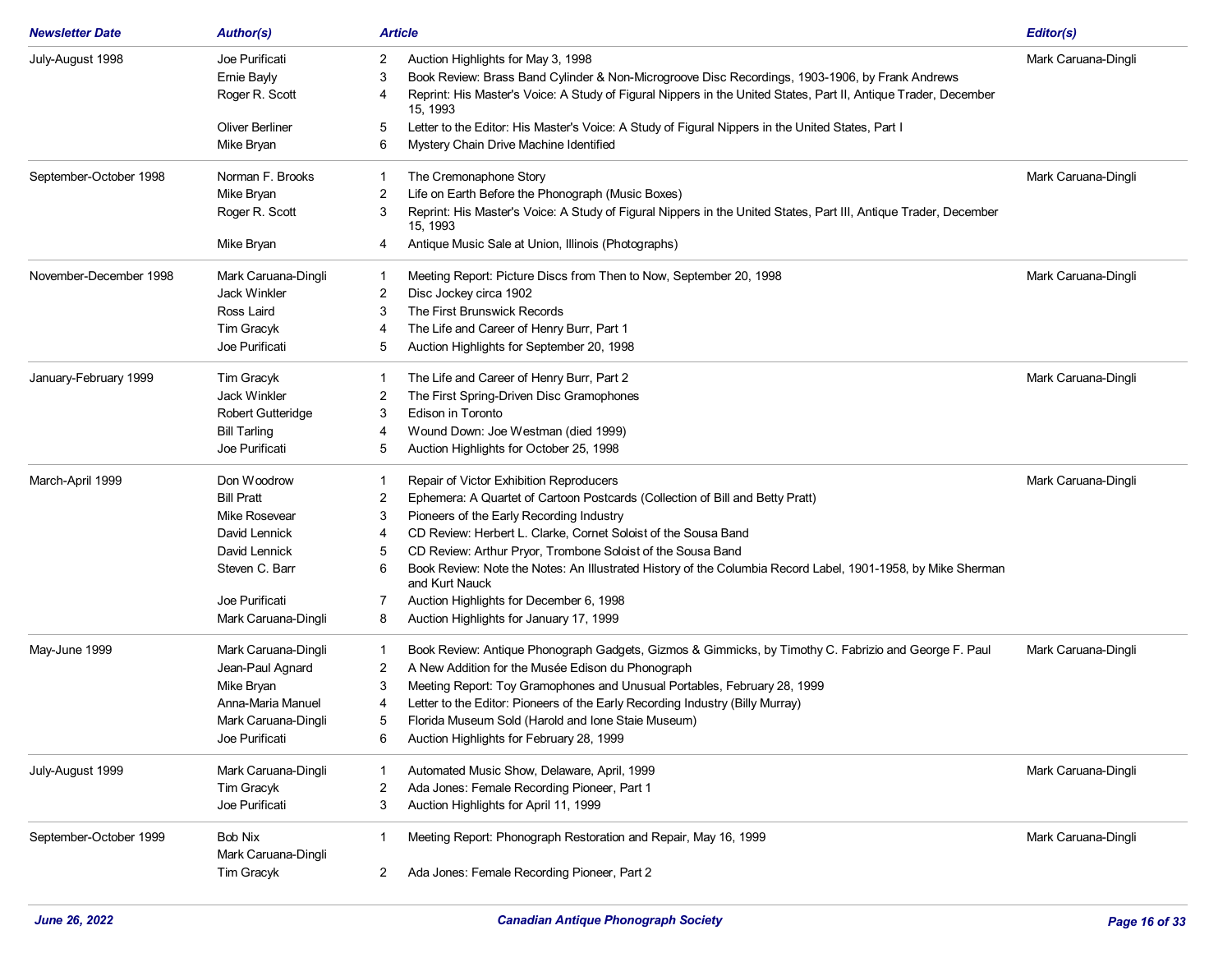| Newsletter Date | Author(s) | | Article | Editor(s) |
|---|---|---|---|---|
| July-August 1998 | Joe Purificati | 2 | Auction Highlights for May 3, 1998 | Mark Caruana-Dingli |
| | Ernie Bayly | 3 | Book Review: Brass Band Cylinder & Non-Microgroove Disc Recordings, 1903-1906, by Frank Andrews | |
| | Roger R. Scott | 4 | Reprint: His Master's Voice: A Study of Figural Nippers in the United States, Part II, Antique Trader, December 15, 1993 | |
| | Oliver Berliner | 5 | Letter to the Editor: His Master's Voice: A Study of Figural Nippers in the United States, Part I | |
| | Mike Bryan | 6 | Mystery Chain Drive Machine Identified | |
| September-October 1998 | Norman F. Brooks | 1 | The Cremonaphone Story | Mark Caruana-Dingli |
| | Mike Bryan | 2 | Life on Earth Before the Phonograph (Music Boxes) | |
| | Roger R. Scott | 3 | Reprint: His Master's Voice: A Study of Figural Nippers in the United States, Part III, Antique Trader, December 15, 1993 | |
| | Mike Bryan | 4 | Antique Music Sale at Union, Illinois (Photographs) | |
| November-December 1998 | Mark Caruana-Dingli | 1 | Meeting Report: Picture Discs from Then to Now, September 20, 1998 | Mark Caruana-Dingli |
| | Jack Winkler | 2 | Disc Jockey circa 1902 | |
| | Ross Laird | 3 | The First Brunswick Records | |
| | Tim Gracyk | 4 | The Life and Career of Henry Burr, Part 1 | |
| | Joe Purificati | 5 | Auction Highlights for September 20, 1998 | |
| January-February 1999 | Tim Gracyk | 1 | The Life and Career of Henry Burr, Part 2 | Mark Caruana-Dingli |
| | Jack Winkler | 2 | The First Spring-Driven Disc Gramophones | |
| | Robert Gutteridge | 3 | Edison in Toronto | |
| | Bill Tarling | 4 | Wound Down: Joe Westman (died 1999) | |
| | Joe Purificati | 5 | Auction Highlights for October 25, 1998 | |
| March-April 1999 | Don Woodrow | 1 | Repair of Victor Exhibition Reproducers | Mark Caruana-Dingli |
| | Bill Pratt | 2 | Ephemera: A Quartet of Cartoon Postcards (Collection of Bill and Betty Pratt) | |
| | Mike Rosevear | 3 | Pioneers of the Early Recording Industry | |
| | David Lennick | 4 | CD Review: Herbert L. Clarke, Cornet Soloist of the Sousa Band | |
| | David Lennick | 5 | CD Review: Arthur Pryor, Trombone Soloist of the Sousa Band | |
| | Steven C. Barr | 6 | Book Review: Note the Notes: An Illustrated History of the Columbia Record Label, 1901-1958, by Mike Sherman and Kurt Nauck | |
| | Joe Purificati | 7 | Auction Highlights for December 6, 1998 | |
| | Mark Caruana-Dingli | 8 | Auction Highlights for January 17, 1999 | |
| May-June 1999 | Mark Caruana-Dingli | 1 | Book Review: Antique Phonograph Gadgets, Gizmos & Gimmicks, by Timothy C. Fabrizio and George F. Paul | Mark Caruana-Dingli |
| | Jean-Paul Agnard | 2 | A New Addition for the Musée Edison du Phonograph | |
| | Mike Bryan | 3 | Meeting Report: Toy Gramophones and Unusual Portables, February 28, 1999 | |
| | Anna-Maria Manuel | 4 | Letter to the Editor: Pioneers of the Early Recording Industry (Billy Murray) | |
| | Mark Caruana-Dingli | 5 | Florida Museum Sold (Harold and Ione Staie Museum) | |
| | Joe Purificati | 6 | Auction Highlights for February 28, 1999 | |
| July-August 1999 | Mark Caruana-Dingli | 1 | Automated Music Show, Delaware, April, 1999 | Mark Caruana-Dingli |
| | Tim Gracyk | 2 | Ada Jones: Female Recording Pioneer, Part 1 | |
| | Joe Purificati | 3 | Auction Highlights for April 11, 1999 | |
| September-October 1999 | Bob Nix<br>Mark Caruana-Dingli | 1 | Meeting Report: Phonograph Restoration and Repair, May 16, 1999 | Mark Caruana-Dingli |
| | Tim Gracyk | 2 | Ada Jones: Female Recording Pioneer, Part 2 | |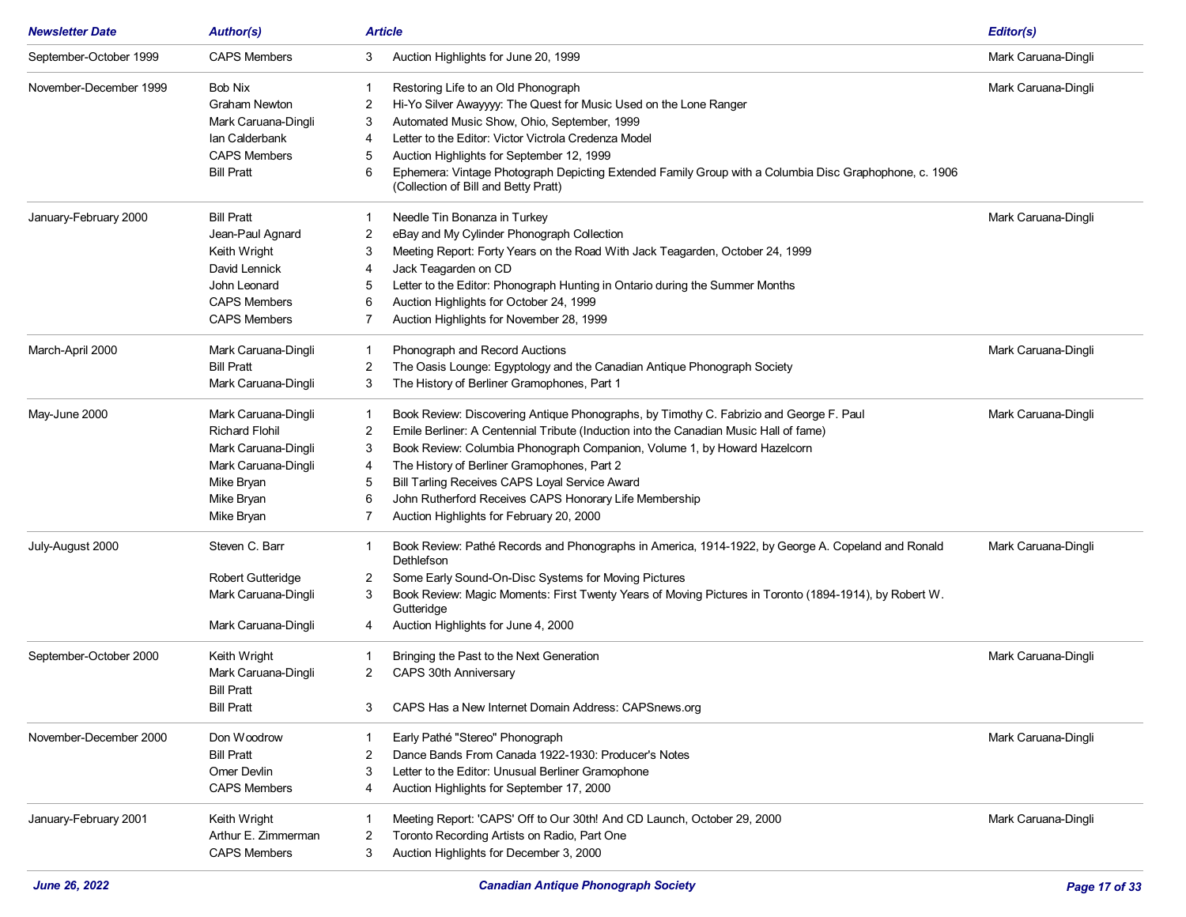| Newsletter Date | Author(s) | Article | | Editor(s) |
|---|---|---|---|---|
| September-October 1999 | CAPS Members | 3 | Auction Highlights for June 20, 1999 | Mark Caruana-Dingli |
| November-December 1999 | Bob Nix | 1 | Restoring Life to an Old Phonograph | Mark Caruana-Dingli |
| | Graham Newton | 2 | Hi-Yo Silver Awayyyy: The Quest for Music Used on the Lone Ranger | |
| | Mark Caruana-Dingli | 3 | Automated Music Show, Ohio, September, 1999 | |
| | Ian Calderbank | 4 | Letter to the Editor: Victor Victrola Credenza Model | |
| | CAPS Members | 5 | Auction Highlights for September 12, 1999 | |
| | Bill Pratt | 6 | Ephemera: Vintage Photograph Depicting Extended Family Group with a Columbia Disc Graphophone, c. 1906 (Collection of Bill and Betty Pratt) | |
| January-February 2000 | Bill Pratt | 1 | Needle Tin Bonanza in Turkey | Mark Caruana-Dingli |
| | Jean-Paul Agnard | 2 | eBay and My Cylinder Phonograph Collection | |
| | Keith Wright | 3 | Meeting Report: Forty Years on the Road With Jack Teagarden, October 24, 1999 | |
| | David Lennick | 4 | Jack Teagarden on CD | |
| | John Leonard | 5 | Letter to the Editor: Phonograph Hunting in Ontario during the Summer Months | |
| | CAPS Members | 6 | Auction Highlights for October 24, 1999 | |
| | CAPS Members | 7 | Auction Highlights for November 28, 1999 | |
| March-April 2000 | Mark Caruana-Dingli | 1 | Phonograph and Record Auctions | Mark Caruana-Dingli |
| | Bill Pratt | 2 | The Oasis Lounge: Egyptology and the Canadian Antique Phonograph Society | |
| | Mark Caruana-Dingli | 3 | The History of Berliner Gramophones, Part 1 | |
| May-June 2000 | Mark Caruana-Dingli | 1 | Book Review: Discovering Antique Phonographs, by Timothy C. Fabrizio and George F. Paul | Mark Caruana-Dingli |
| | Richard Flohil | 2 | Emile Berliner: A Centennial Tribute (Induction into the Canadian Music Hall of fame) | |
| | Mark Caruana-Dingli | 3 | Book Review: Columbia Phonograph Companion, Volume 1, by Howard Hazelcorn | |
| | Mark Caruana-Dingli | 4 | The History of Berliner Gramophones, Part 2 | |
| | Mike Bryan | 5 | Bill Tarling Receives CAPS Loyal Service Award | |
| | Mike Bryan | 6 | John Rutherford Receives CAPS Honorary Life Membership | |
| | Mike Bryan | 7 | Auction Highlights for February 20, 2000 | |
| July-August 2000 | Steven C. Barr | 1 | Book Review: Pathé Records and Phonographs in America, 1914-1922, by George A. Copeland and Ronald Dethlefson | Mark Caruana-Dingli |
| | Robert Gutteridge | 2 | Some Early Sound-On-Disc Systems for Moving Pictures | |
| | Mark Caruana-Dingli | 3 | Book Review: Magic Moments: First Twenty Years of Moving Pictures in Toronto (1894-1914), by Robert W. Gutteridge | |
| | Mark Caruana-Dingli | 4 | Auction Highlights for June 4, 2000 | |
| September-October 2000 | Keith Wright | 1 | Bringing the Past to the Next Generation | Mark Caruana-Dingli |
| | Mark Caruana-Dingli | 2 | CAPS 30th Anniversary | |
| | Bill Pratt | | | |
| | Bill Pratt | 3 | CAPS Has a New Internet Domain Address: CAPSnews.org | |
| November-December 2000 | Don Woodrow | 1 | Early Pathé "Stereo" Phonograph | Mark Caruana-Dingli |
| | Bill Pratt | 2 | Dance Bands From Canada 1922-1930: Producer's Notes | |
| | Omer Devlin | 3 | Letter to the Editor: Unusual Berliner Gramophone | |
| | CAPS Members | 4 | Auction Highlights for September 17, 2000 | |
| January-February 2001 | Keith Wright | 1 | Meeting Report: 'CAPS' Off to Our 30th! And CD Launch, October 29, 2000 | Mark Caruana-Dingli |
| | Arthur E. Zimmerman | 2 | Toronto Recording Artists on Radio, Part One | |
| | CAPS Members | 3 | Auction Highlights for December 3, 2000 | |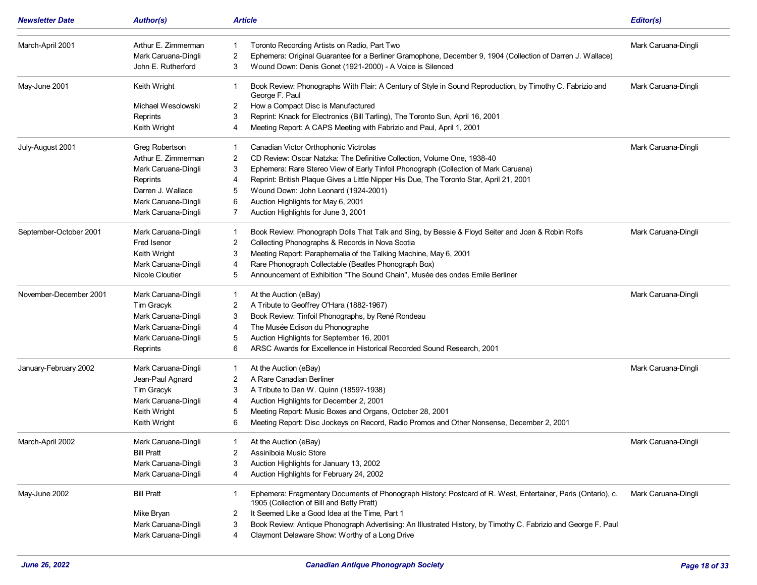| Newsletter Date | Author(s) | | Article | Editor(s) |
|---|---|---|---|---|
| March-April 2001 | Arthur E. Zimmerman | 1 | Toronto Recording Artists on Radio, Part Two | Mark Caruana-Dingli |
| | Mark Caruana-Dingli | 2 | Ephemera: Original Guarantee for a Berliner Gramophone, December 9, 1904 (Collection of Darren J. Wallace) | |
| | John E. Rutherford | 3 | Wound Down: Denis Gonet (1921-2000) - A Voice is Silenced | |
| May-June 2001 | Keith Wright | 1 | Book Review: Phonographs With Flair: A Century of Style in Sound Reproduction, by Timothy C. Fabrizio and George F. Paul | Mark Caruana-Dingli |
| | Michael Wesolowski | 2 | How a Compact Disc is Manufactured | |
| | Reprints | 3 | Reprint: Knack for Electronics (Bill Tarling), The Toronto Sun, April 16, 2001 | |
| | Keith Wright | 4 | Meeting Report: A CAPS Meeting with Fabrizio and Paul, April 1, 2001 | |
| July-August 2001 | Greg Robertson | 1 | Canadian Victor Orthophonic Victrolas | Mark Caruana-Dingli |
| | Arthur E. Zimmerman | 2 | CD Review: Oscar Natzka: The Definitive Collection, Volume One, 1938-40 | |
| | Mark Caruana-Dingli | 3 | Ephemera: Rare Stereo View of Early Tinfoil Phonograph (Collection of Mark Caruana) | |
| | Reprints | 4 | Reprint: British Plaque Gives a Little Nipper His Due, The Toronto Star, April 21, 2001 | |
| | Darren J. Wallace | 5 | Wound Down: John Leonard (1924-2001) | |
| | Mark Caruana-Dingli | 6 | Auction Highlights for May 6, 2001 | |
| | Mark Caruana-Dingli | 7 | Auction Highlights for June 3, 2001 | |
| September-October 2001 | Mark Caruana-Dingli | 1 | Book Review: Phonograph Dolls That Talk and Sing, by Bessie & Floyd Seiter and Joan & Robin Rolfs | Mark Caruana-Dingli |
| | Fred Isenor | 2 | Collecting Phonographs & Records in Nova Scotia | |
| | Keith Wright | 3 | Meeting Report: Paraphernalia of the Talking Machine, May 6, 2001 | |
| | Mark Caruana-Dingli | 4 | Rare Phonograph Collectable (Beatles Phonograph Box) | |
| | Nicole Cloutier | 5 | Announcement of Exhibition "The Sound Chain", Musée des ondes Emile Berliner | |
| November-December 2001 | Mark Caruana-Dingli | 1 | At the Auction (eBay) | Mark Caruana-Dingli |
| | Tim Gracyk | 2 | A Tribute to Geoffrey O'Hara (1882-1967) | |
| | Mark Caruana-Dingli | 3 | Book Review: Tinfoil Phonographs, by René Rondeau | |
| | Mark Caruana-Dingli | 4 | The Musée Edison du Phonographe | |
| | Mark Caruana-Dingli | 5 | Auction Highlights for September 16, 2001 | |
| | Reprints | 6 | ARSC Awards for Excellence in Historical Recorded Sound Research, 2001 | |
| January-February 2002 | Mark Caruana-Dingli | 1 | At the Auction (eBay) | Mark Caruana-Dingli |
| | Jean-Paul Agnard | 2 | A Rare Canadian Berliner | |
| | Tim Gracyk | 3 | A Tribute to Dan W. Quinn (1859?-1938) | |
| | Mark Caruana-Dingli | 4 | Auction Highlights for December 2, 2001 | |
| | Keith Wright | 5 | Meeting Report: Music Boxes and Organs, October 28, 2001 | |
| | Keith Wright | 6 | Meeting Report: Disc Jockeys on Record, Radio Promos and Other Nonsense, December 2, 2001 | |
| March-April 2002 | Mark Caruana-Dingli | 1 | At the Auction (eBay) | Mark Caruana-Dingli |
| | Bill Pratt | 2 | Assiniboia Music Store | |
| | Mark Caruana-Dingli | 3 | Auction Highlights for January 13, 2002 | |
| | Mark Caruana-Dingli | 4 | Auction Highlights for February 24, 2002 | |
| May-June 2002 | Bill Pratt | 1 | Ephemera: Fragmentary Documents of Phonograph History: Postcard of R. West, Entertainer, Paris (Ontario), c. 1905 (Collection of Bill and Betty Pratt) | Mark Caruana-Dingli |
| | Mike Bryan | 2 | It Seemed Like a Good Idea at the Time, Part 1 | |
| | Mark Caruana-Dingli | 3 | Book Review: Antique Phonograph Advertising: An Illustrated History, by Timothy C. Fabrizio and George F. Paul | |
| | Mark Caruana-Dingli | 4 | Claymont Delaware Show: Worthy of a Long Drive | |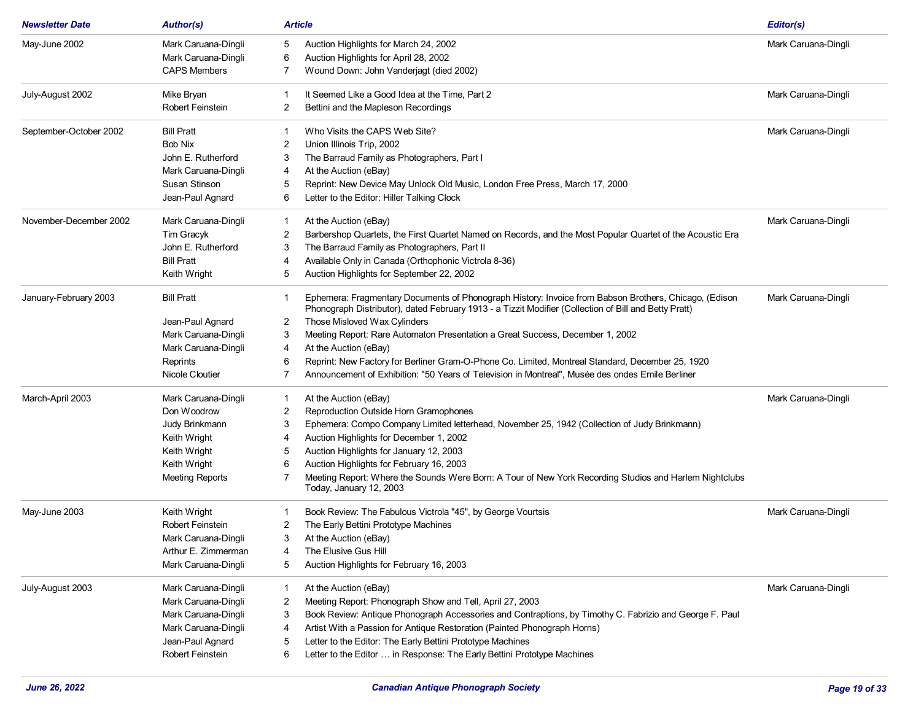| Newsletter Date | Author(s) | | Article | Editor(s) |
|---|---|---|---|---|
| May-June 2002 | Mark Caruana-Dingli | 5 | Auction Highlights for March 24, 2002 | Mark Caruana-Dingli |
| | Mark Caruana-Dingli | 6 | Auction Highlights for April 28, 2002 | |
| | CAPS Members | 7 | Wound Down: John Vanderjagt (died 2002) | |
| July-August 2002 | Mike Bryan | 1 | It Seemed Like a Good Idea at the Time, Part 2 | Mark Caruana-Dingli |
| | Robert Feinstein | 2 | Bettini and the Mapleson Recordings | |
| September-October 2002 | Bill Pratt | 1 | Who Visits the CAPS Web Site? | Mark Caruana-Dingli |
| | Bob Nix | 2 | Union Illinois Trip, 2002 | |
| | John E. Rutherford | 3 | The Barraud Family as Photographers, Part I | |
| | Mark Caruana-Dingli | 4 | At the Auction (eBay) | |
| | Susan Stinson | 5 | Reprint: New Device May Unlock Old Music, London Free Press, March 17, 2000 | |
| | Jean-Paul Agnard | 6 | Letter to the Editor: Hiller Talking Clock | |
| November-December 2002 | Mark Caruana-Dingli | 1 | At the Auction (eBay) | Mark Caruana-Dingli |
| | Tim Gracyk | 2 | Barbershop Quartets, the First Quartet Named on Records, and the Most Popular Quartet of the Acoustic Era | |
| | John E. Rutherford | 3 | The Barraud Family as Photographers, Part II | |
| | Bill Pratt | 4 | Available Only in Canada (Orthophonic Victrola 8-36) | |
| | Keith Wright | 5 | Auction Highlights for September 22, 2002 | |
| January-February 2003 | Bill Pratt | 1 | Ephemera: Fragmentary Documents of Phonograph History: Invoice from Babson Brothers, Chicago, (Edison Phonograph Distributor), dated February 1913 - a Tizzit Modifier (Collection of Bill and Betty Pratt) | Mark Caruana-Dingli |
| | Jean-Paul Agnard | 2 | Those Misloved Wax Cylinders | |
| | Mark Caruana-Dingli | 3 | Meeting Report: Rare Automaton Presentation a Great Success, December 1, 2002 | |
| | Mark Caruana-Dingli | 4 | At the Auction (eBay) | |
| | Reprints | 6 | Reprint: New Factory for Berliner Gram-O-Phone Co. Limited, Montreal Standard, December 25, 1920 | |
| | Nicole Cloutier | 7 | Announcement of Exhibition: "50 Years of Television in Montreal", Musée des ondes Emile Berliner | |
| March-April 2003 | Mark Caruana-Dingli | 1 | At the Auction (eBay) | Mark Caruana-Dingli |
| | Don Woodrow | 2 | Reproduction Outside Horn Gramophones | |
| | Judy Brinkmann | 3 | Ephemera: Compo Company Limited letterhead, November 25, 1942 (Collection of Judy Brinkmann) | |
| | Keith Wright | 4 | Auction Highlights for December 1, 2002 | |
| | Keith Wright | 5 | Auction Highlights for January 12, 2003 | |
| | Keith Wright | 6 | Auction Highlights for February 16, 2003 | |
| | Meeting Reports | 7 | Meeting Report: Where the Sounds Were Born: A Tour of New York Recording Studios and Harlem Nightclubs Today, January 12, 2003 | |
| May-June 2003 | Keith Wright | 1 | Book Review: The Fabulous Victrola "45", by George Vourtsis | Mark Caruana-Dingli |
| | Robert Feinstein | 2 | The Early Bettini Prototype Machines | |
| | Mark Caruana-Dingli | 3 | At the Auction (eBay) | |
| | Arthur E. Zimmerman | 4 | The Elusive Gus Hill | |
| | Mark Caruana-Dingli | 5 | Auction Highlights for February 16, 2003 | |
| July-August 2003 | Mark Caruana-Dingli | 1 | At the Auction (eBay) | Mark Caruana-Dingli |
| | Mark Caruana-Dingli | 2 | Meeting Report: Phonograph Show and Tell, April 27, 2003 | |
| | Mark Caruana-Dingli | 3 | Book Review: Antique Phonograph Accessories and Contraptions, by Timothy C. Fabrizio and George F. Paul | |
| | Mark Caruana-Dingli | 4 | Artist With a Passion for Antique Restoration (Painted Phonograph Horns) | |
| | Jean-Paul Agnard | 5 | Letter to the Editor: The Early Bettini Prototype Machines | |
| | Robert Feinstein | 6 | Letter to the Editor … in Response: The Early Bettini Prototype Machines | |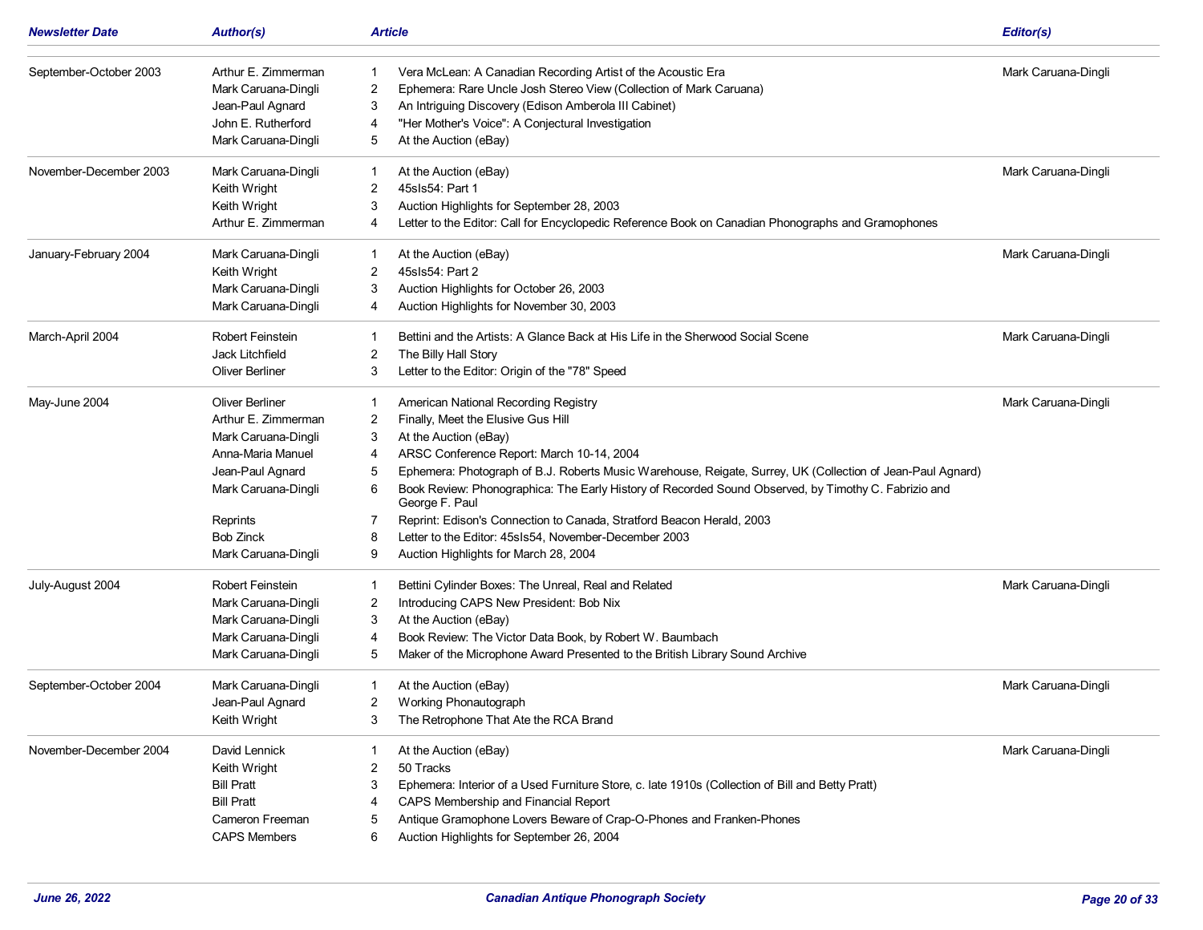| Newsletter Date | Author(s) | | Article | Editor(s) |
|---|---|---|---|---|
| September-October 2003 | Arthur E. Zimmerman | 1 | Vera McLean: A Canadian Recording Artist of the Acoustic Era | Mark Caruana-Dingli |
| | Mark Caruana-Dingli | 2 | Ephemera: Rare Uncle Josh Stereo View (Collection of Mark Caruana) | |
| | Jean-Paul Agnard | 3 | An Intriguing Discovery (Edison Amberola III Cabinet) | |
| | John E. Rutherford | 4 | "Her Mother's Voice": A Conjectural Investigation | |
| | Mark Caruana-Dingli | 5 | At the Auction (eBay) | |
| November-December 2003 | Mark Caruana-Dingli | 1 | At the Auction (eBay) | Mark Caruana-Dingli |
| | Keith Wright | 2 | 45sIs54: Part 1 | |
| | Keith Wright | 3 | Auction Highlights for September 28, 2003 | |
| | Arthur E. Zimmerman | 4 | Letter to the Editor: Call for Encyclopedic Reference Book on Canadian Phonographs and Gramophones | |
| January-February 2004 | Mark Caruana-Dingli | 1 | At the Auction (eBay) | Mark Caruana-Dingli |
| | Keith Wright | 2 | 45sIs54: Part 2 | |
| | Mark Caruana-Dingli | 3 | Auction Highlights for October 26, 2003 | |
| | Mark Caruana-Dingli | 4 | Auction Highlights for November 30, 2003 | |
| March-April 2004 | Robert Feinstein | 1 | Bettini and the Artists: A Glance Back at His Life in the Sherwood Social Scene | Mark Caruana-Dingli |
| | Jack Litchfield | 2 | The Billy Hall Story | |
| | Oliver Berliner | 3 | Letter to the Editor: Origin of the "78" Speed | |
| May-June 2004 | Oliver Berliner | 1 | American National Recording Registry | Mark Caruana-Dingli |
| | Arthur E. Zimmerman | 2 | Finally, Meet the Elusive Gus Hill | |
| | Mark Caruana-Dingli | 3 | At the Auction (eBay) | |
| | Anna-Maria Manuel | 4 | ARSC Conference Report: March 10-14, 2004 | |
| | Jean-Paul Agnard | 5 | Ephemera: Photograph of B.J. Roberts Music Warehouse, Reigate, Surrey, UK (Collection of Jean-Paul Agnard) | |
| | Mark Caruana-Dingli | 6 | Book Review: Phonographica: The Early History of Recorded Sound Observed, by Timothy C. Fabrizio and George F. Paul | |
| | Reprints | 7 | Reprint: Edison's Connection to Canada, Stratford Beacon Herald, 2003 | |
| | Bob Zinck | 8 | Letter to the Editor: 45sIs54, November-December 2003 | |
| | Mark Caruana-Dingli | 9 | Auction Highlights for March 28, 2004 | |
| July-August 2004 | Robert Feinstein | 1 | Bettini Cylinder Boxes: The Unreal, Real and Related | Mark Caruana-Dingli |
| | Mark Caruana-Dingli | 2 | Introducing CAPS New President: Bob Nix | |
| | Mark Caruana-Dingli | 3 | At the Auction (eBay) | |
| | Mark Caruana-Dingli | 4 | Book Review: The Victor Data Book, by Robert W. Baumbach | |
| | Mark Caruana-Dingli | 5 | Maker of the Microphone Award Presented to the British Library Sound Archive | |
| September-October 2004 | Mark Caruana-Dingli | 1 | At the Auction (eBay) | Mark Caruana-Dingli |
| | Jean-Paul Agnard | 2 | Working Phonautograph | |
| | Keith Wright | 3 | The Retrophone That Ate the RCA Brand | |
| November-December 2004 | David Lennick | 1 | At the Auction (eBay) | Mark Caruana-Dingli |
| | Keith Wright | 2 | 50 Tracks | |
| | Bill Pratt | 3 | Ephemera: Interior of a Used Furniture Store, c. late 1910s (Collection of Bill and Betty Pratt) | |
| | Bill Pratt | 4 | CAPS Membership and Financial Report | |
| | Cameron Freeman | 5 | Antique Gramophone Lovers Beware of Crap-O-Phones and Franken-Phones | |
| | CAPS Members | 6 | Auction Highlights for September 26, 2004 | |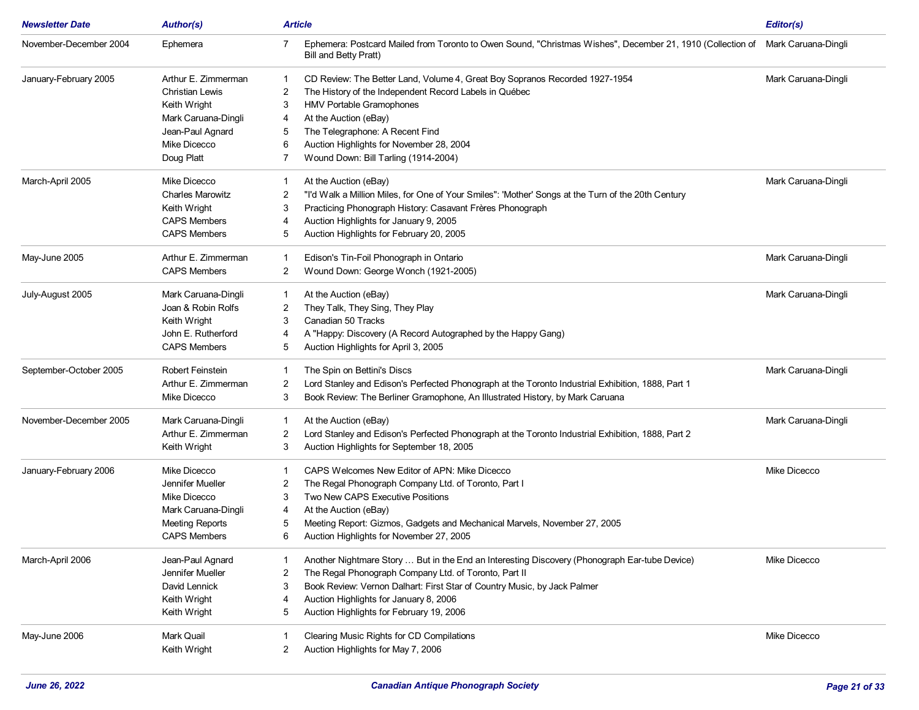| Newsletter Date | Author(s) | | Article | Editor(s) |
|---|---|---|---|---|
| November-December 2004 | Ephemera | 7 | Ephemera: Postcard Mailed from Toronto to Owen Sound, "Christmas Wishes", December 21, 1910 (Collection of Bill and Betty Pratt) | Mark Caruana-Dingli |
| January-February 2005 | Arthur E. Zimmerman | 1 | CD Review: The Better Land, Volume 4, Great Boy Sopranos Recorded 1927-1954 | Mark Caruana-Dingli |
| | Christian Lewis | 2 | The History of the Independent Record Labels in Québec | |
| | Keith Wright | 3 | HMV Portable Gramophones | |
| | Mark Caruana-Dingli | 4 | At the Auction (eBay) | |
| | Jean-Paul Agnard | 5 | The Telegraphone: A Recent Find | |
| | Mike Dicecco | 6 | Auction Highlights for November 28, 2004 | |
| | Doug Platt | 7 | Wound Down: Bill Tarling (1914-2004) | |
| March-April 2005 | Mike Dicecco | 1 | At the Auction (eBay) | Mark Caruana-Dingli |
| | Charles Marowitz | 2 | "I'd Walk a Million Miles, for One of Your Smiles": 'Mother' Songs at the Turn of the 20th Century | |
| | Keith Wright | 3 | Practicing Phonograph History: Casavant Frères Phonograph | |
| | CAPS Members | 4 | Auction Highlights for January 9, 2005 | |
| | CAPS Members | 5 | Auction Highlights for February 20, 2005 | |
| May-June 2005 | Arthur E. Zimmerman | 1 | Edison's Tin-Foil Phonograph in Ontario | Mark Caruana-Dingli |
| | CAPS Members | 2 | Wound Down: George Wonch (1921-2005) | |
| July-August 2005 | Mark Caruana-Dingli | 1 | At the Auction (eBay) | Mark Caruana-Dingli |
| | Joan & Robin Rolfs | 2 | They Talk, They Sing, They Play | |
| | Keith Wright | 3 | Canadian 50 Tracks | |
| | John E. Rutherford | 4 | A "Happy: Discovery (A Record Autographed by the Happy Gang) | |
| | CAPS Members | 5 | Auction Highlights for April 3, 2005 | |
| September-October 2005 | Robert Feinstein | 1 | The Spin on Bettini's Discs | Mark Caruana-Dingli |
| | Arthur E. Zimmerman | 2 | Lord Stanley and Edison's Perfected Phonograph at the Toronto Industrial Exhibition, 1888, Part 1 | |
| | Mike Dicecco | 3 | Book Review: The Berliner Gramophone, An Illustrated History, by Mark Caruana | |
| November-December 2005 | Mark Caruana-Dingli | 1 | At the Auction (eBay) | Mark Caruana-Dingli |
| | Arthur E. Zimmerman | 2 | Lord Stanley and Edison's Perfected Phonograph at the Toronto Industrial Exhibition, 1888, Part 2 | |
| | Keith Wright | 3 | Auction Highlights for September 18, 2005 | |
| January-February 2006 | Mike Dicecco | 1 | CAPS Welcomes New Editor of APN: Mike Dicecco | Mike Dicecco |
| | Jennifer Mueller | 2 | The Regal Phonograph Company Ltd. of Toronto, Part I | |
| | Mike Dicecco | 3 | Two New CAPS Executive Positions | |
| | Mark Caruana-Dingli | 4 | At the Auction (eBay) | |
| | Meeting Reports | 5 | Meeting Report: Gizmos, Gadgets and Mechanical Marvels, November 27, 2005 | |
| | CAPS Members | 6 | Auction Highlights for November 27, 2005 | |
| March-April 2006 | Jean-Paul Agnard | 1 | Another Nightmare Story … But in the End an Interesting Discovery (Phonograph Ear-tube Device) | Mike Dicecco |
| | Jennifer Mueller | 2 | The Regal Phonograph Company Ltd. of Toronto, Part II | |
| | David Lennick | 3 | Book Review: Vernon Dalhart: First Star of Country Music, by Jack Palmer | |
| | Keith Wright | 4 | Auction Highlights for January 8, 2006 | |
| | Keith Wright | 5 | Auction Highlights for February 19, 2006 | |
| May-June 2006 | Mark Quail | 1 | Clearing Music Rights for CD Compilations | Mike Dicecco |
| | Keith Wright | 2 | Auction Highlights for May 7, 2006 | |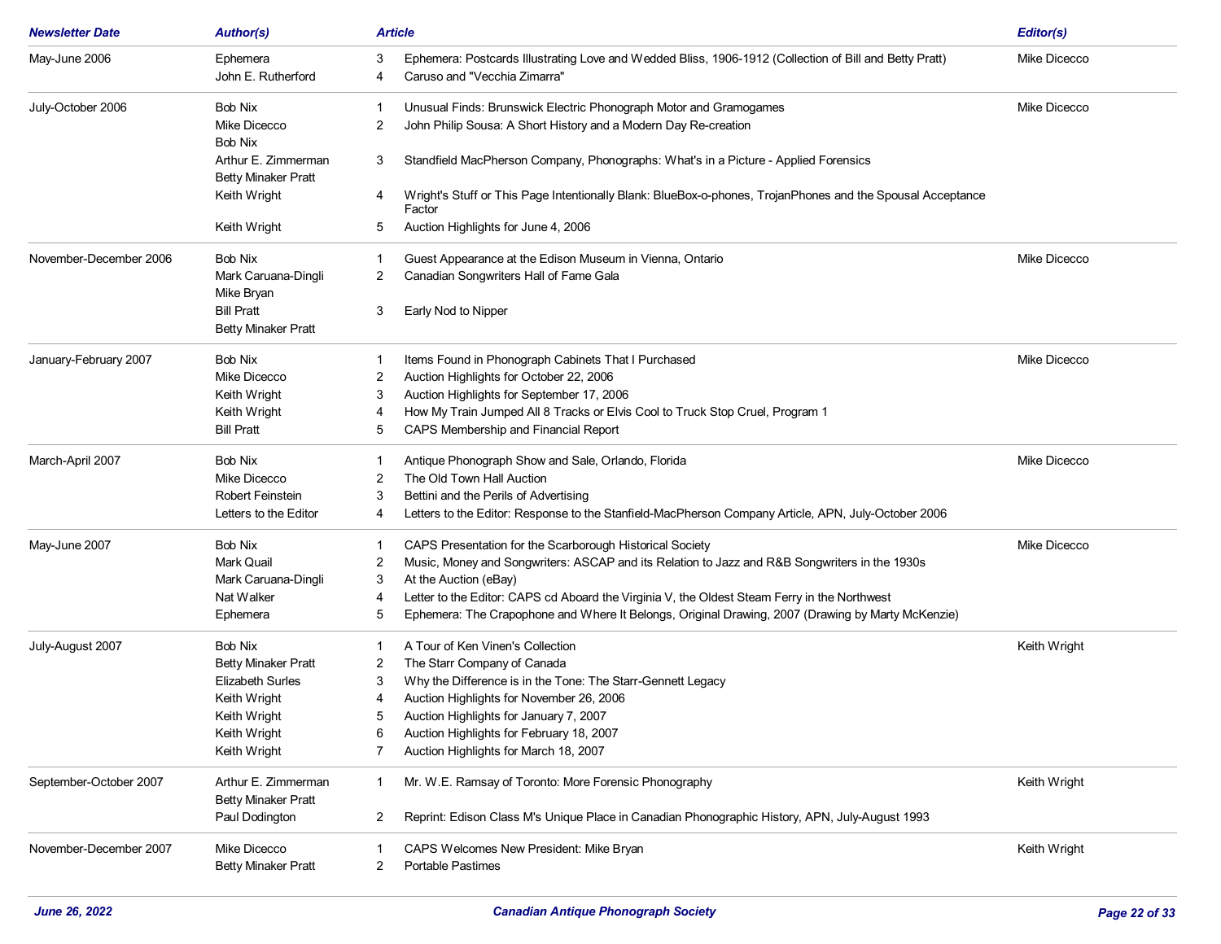| Newsletter Date | Author(s) | | Article | Editor(s) |
|---|---|---|---|---|
| May-June 2006 | Ephemera | 3 | Ephemera: Postcards Illustrating Love and Wedded Bliss, 1906-1912 (Collection of Bill and Betty Pratt) | Mike Dicecco |
| | John E. Rutherford | 4 | Caruso and "Vecchia Zimarra" | |
| July-October 2006 | Bob Nix | 1 | Unusual Finds: Brunswick Electric Phonograph Motor and Gramogames | Mike Dicecco |
| | Mike Dicecco<br>Bob Nix | 2 | John Philip Sousa: A Short History and a Modern Day Re-creation | |
| | Arthur E. Zimmerman<br>Betty Minaker Pratt | 3 | Standfield MacPherson Company, Phonographs: What's in a Picture - Applied Forensics | |
| | Keith Wright | 4 | Wright's Stuff or This Page Intentionally Blank: BlueBox-o-phones, TrojanPhones and the Spousal Acceptance Factor | |
| | Keith Wright | 5 | Auction Highlights for June 4, 2006 | |
| November-December 2006 | Bob Nix | 1 | Guest Appearance at the Edison Museum in Vienna, Ontario | Mike Dicecco |
| | Mark Caruana-Dingli<br>Mike Bryan | 2 | Canadian Songwriters Hall of Fame Gala | |
| | Bill Pratt<br>Betty Minaker Pratt | 3 | Early Nod to Nipper | |
| January-February 2007 | Bob Nix | 1 | Items Found in Phonograph Cabinets That I Purchased | Mike Dicecco |
| | Mike Dicecco | 2 | Auction Highlights for October 22, 2006 | |
| | Keith Wright | 3 | Auction Highlights for September 17, 2006 | |
| | Keith Wright | 4 | How My Train Jumped All 8 Tracks or Elvis Cool to Truck Stop Cruel, Program 1 | |
| | Bill Pratt | 5 | CAPS Membership and Financial Report | |
| March-April 2007 | Bob Nix | 1 | Antique Phonograph Show and Sale, Orlando, Florida | Mike Dicecco |
| | Mike Dicecco | 2 | The Old Town Hall Auction | |
| | Robert Feinstein | 3 | Bettini and the Perils of Advertising | |
| | Letters to the Editor | 4 | Letters to the Editor: Response to the Stanfield-MacPherson Company Article, APN, July-October 2006 | |
| May-June 2007 | Bob Nix | 1 | CAPS Presentation for the Scarborough Historical Society | Mike Dicecco |
| | Mark Quail | 2 | Music, Money and Songwriters: ASCAP and its Relation to Jazz and R&B Songwriters in the 1930s | |
| | Mark Caruana-Dingli | 3 | At the Auction (eBay) | |
| | Nat Walker | 4 | Letter to the Editor: CAPS cd Aboard the Virginia V, the Oldest Steam Ferry in the Northwest | |
| | Ephemera | 5 | Ephemera: The Crapophone and Where It Belongs, Original Drawing, 2007 (Drawing by Marty McKenzie) | |
| July-August 2007 | Bob Nix | 1 | A Tour of Ken Vinen's Collection | Keith Wright |
| | Betty Minaker Pratt | 2 | The Starr Company of Canada | |
| | Elizabeth Surles | 3 | Why the Difference is in the Tone: The Starr-Gennett Legacy | |
| | Keith Wright | 4 | Auction Highlights for November 26, 2006 | |
| | Keith Wright | 5 | Auction Highlights for January 7, 2007 | |
| | Keith Wright | 6 | Auction Highlights for February 18, 2007 | |
| | Keith Wright | 7 | Auction Highlights for March 18, 2007 | |
| September-October 2007 | Arthur E. Zimmerman<br>Betty Minaker Pratt | 1 | Mr. W.E. Ramsay of Toronto: More Forensic Phonography | Keith Wright |
| | Paul Dodington | 2 | Reprint: Edison Class M's Unique Place in Canadian Phonographic History, APN, July-August 1993 | |
| November-December 2007 | Mike Dicecco | 1 | CAPS Welcomes New President: Mike Bryan | Keith Wright |
| | Betty Minaker Pratt | 2 | Portable Pastimes | |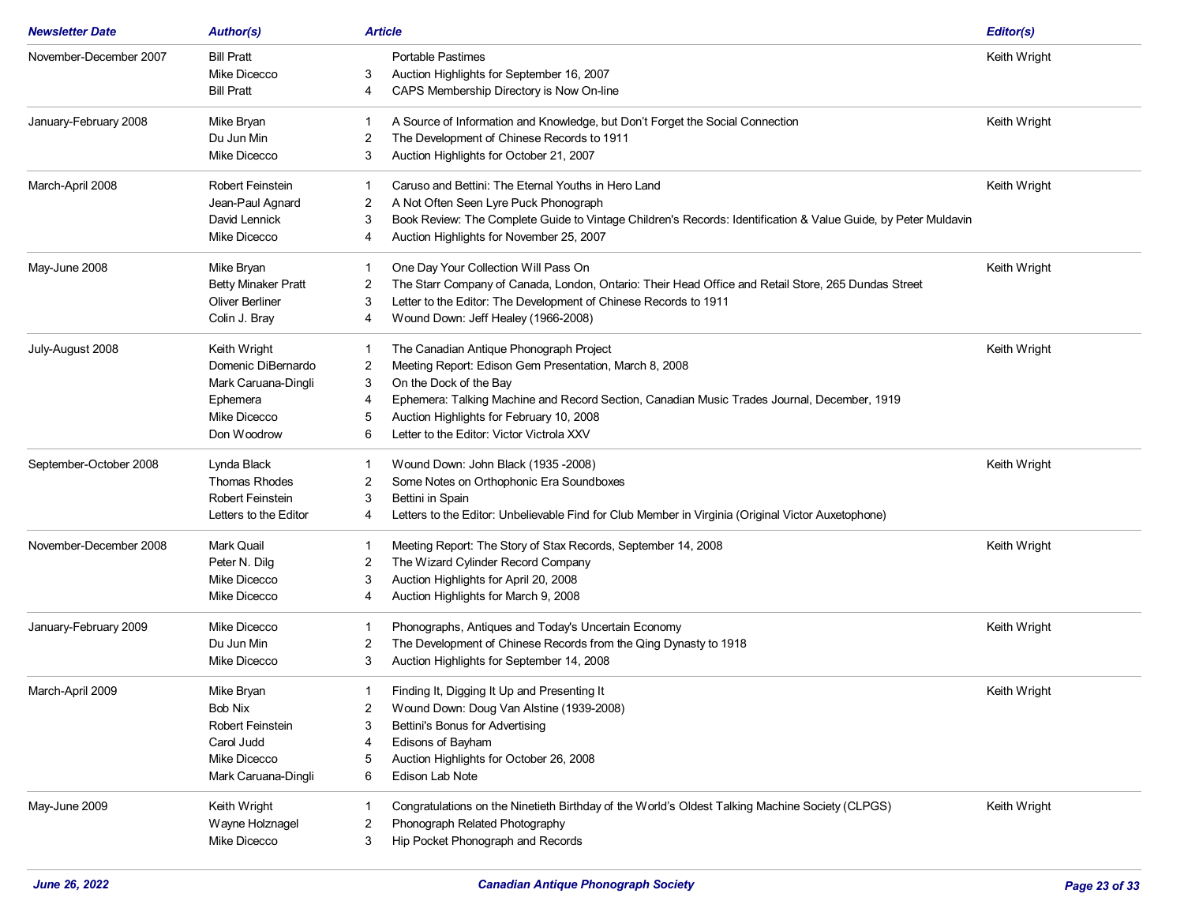| Newsletter Date | Author(s) | | Article | Editor(s) |
|---|---|---|---|---|
| November-December 2007 | Bill Pratt | | Portable Pastimes | Keith Wright |
| | Mike Dicecco | 3 | Auction Highlights for September 16, 2007 | |
| | Bill Pratt | 4 | CAPS Membership Directory is Now On-line | |
| January-February 2008 | Mike Bryan | 1 | A Source of Information and Knowledge, but Don't Forget the Social Connection | Keith Wright |
| | Du Jun Min | 2 | The Development of Chinese Records to 1911 | |
| | Mike Dicecco | 3 | Auction Highlights for October 21, 2007 | |
| March-April 2008 | Robert Feinstein | 1 | Caruso and Bettini: The Eternal Youths in Hero Land | Keith Wright |
| | Jean-Paul Agnard | 2 | A Not Often Seen Lyre Puck Phonograph | |
| | David Lennick | 3 | Book Review: The Complete Guide to Vintage Children's Records: Identification & Value Guide, by Peter Muldavin | |
| | Mike Dicecco | 4 | Auction Highlights for November 25, 2007 | |
| May-June 2008 | Mike Bryan | 1 | One Day Your Collection Will Pass On | Keith Wright |
| | Betty Minaker Pratt | 2 | The Starr Company of Canada, London, Ontario: Their Head Office and Retail Store, 265 Dundas Street | |
| | Oliver Berliner | 3 | Letter to the Editor: The Development of Chinese Records to 1911 | |
| | Colin J. Bray | 4 | Wound Down: Jeff Healey (1966-2008) | |
| July-August 2008 | Keith Wright | 1 | The Canadian Antique Phonograph Project | Keith Wright |
| | Domenic DiBernardo | 2 | Meeting Report: Edison Gem Presentation, March 8, 2008 | |
| | Mark Caruana-Dingli | 3 | On the Dock of the Bay | |
| | Ephemera | 4 | Ephemera: Talking Machine and Record Section, Canadian Music Trades Journal, December, 1919 | |
| | Mike Dicecco | 5 | Auction Highlights for February 10, 2008 | |
| | Don Woodrow | 6 | Letter to the Editor: Victor Victrola XXV | |
| September-October 2008 | Lynda Black | 1 | Wound Down: John Black (1935 -2008) | Keith Wright |
| | Thomas Rhodes | 2 | Some Notes on Orthophonic Era Soundboxes | |
| | Robert Feinstein | 3 | Bettini in Spain | |
| | Letters to the Editor | 4 | Letters to the Editor: Unbelievable Find for Club Member in Virginia (Original Victor Auxetophone) | |
| November-December 2008 | Mark Quail | 1 | Meeting Report: The Story of Stax Records, September 14, 2008 | Keith Wright |
| | Peter N. Dilg | 2 | The Wizard Cylinder Record Company | |
| | Mike Dicecco | 3 | Auction Highlights for April 20, 2008 | |
| | Mike Dicecco | 4 | Auction Highlights for March 9, 2008 | |
| January-February 2009 | Mike Dicecco | 1 | Phonographs, Antiques and Today's Uncertain Economy | Keith Wright |
| | Du Jun Min | 2 | The Development of Chinese Records from the Qing Dynasty to 1918 | |
| | Mike Dicecco | 3 | Auction Highlights for September 14, 2008 | |
| March-April 2009 | Mike Bryan | 1 | Finding It, Digging It Up and Presenting It | Keith Wright |
| | Bob Nix | 2 | Wound Down: Doug Van Alstine (1939-2008) | |
| | Robert Feinstein | 3 | Bettini's Bonus for Advertising | |
| | Carol Judd | 4 | Edisons of Bayham | |
| | Mike Dicecco | 5 | Auction Highlights for October 26, 2008 | |
| | Mark Caruana-Dingli | 6 | Edison Lab Note | |
| May-June 2009 | Keith Wright | 1 | Congratulations on the Ninetieth Birthday of the World's Oldest Talking Machine Society (CLPGS) | Keith Wright |
| | Wayne Holznagel | 2 | Phonograph Related Photography | |
| | Mike Dicecco | 3 | Hip Pocket Phonograph and Records | |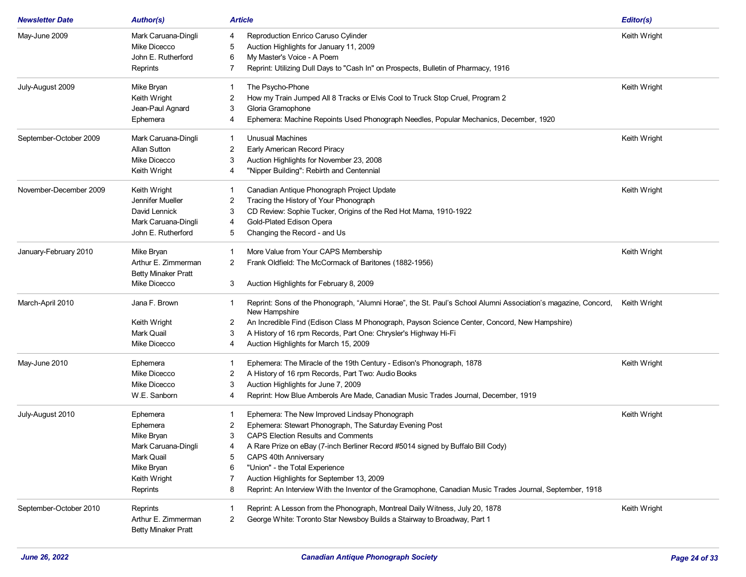| Newsletter Date | Author(s) | | Article | Editor(s) |
|---|---|---|---|---|
| May-June 2009 | Mark Caruana-Dingli | 4 | Reproduction Enrico Caruso Cylinder | Keith Wright |
| | Mike Dicecco | 5 | Auction Highlights for January 11, 2009 | |
| | John E. Rutherford | 6 | My Master's Voice - A Poem | |
| | Reprints | 7 | Reprint: Utilizing Dull Days to "Cash In" on Prospects, Bulletin of Pharmacy, 1916 | |
| July-August 2009 | Mike Bryan | 1 | The Psycho-Phone | Keith Wright |
| | Keith Wright | 2 | How my Train Jumped All 8 Tracks or Elvis Cool to Truck Stop Cruel, Program 2 | |
| | Jean-Paul Agnard | 3 | Gloria Gramophone | |
| | Ephemera | 4 | Ephemera: Machine Repoints Used Phonograph Needles, Popular Mechanics, December, 1920 | |
| September-October 2009 | Mark Caruana-Dingli | 1 | Unusual Machines | Keith Wright |
| | Allan Sutton | 2 | Early American Record Piracy | |
| | Mike Dicecco | 3 | Auction Highlights for November 23, 2008 | |
| | Keith Wright | 4 | "Nipper Building": Rebirth and Centennial | |
| November-December 2009 | Keith Wright | 1 | Canadian Antique Phonograph Project Update | Keith Wright |
| | Jennifer Mueller | 2 | Tracing the History of Your Phonograph | |
| | David Lennick | 3 | CD Review: Sophie Tucker, Origins of the Red Hot Mama, 1910-1922 | |
| | Mark Caruana-Dingli | 4 | Gold-Plated Edison Opera | |
| | John E. Rutherford | 5 | Changing the Record - and Us | |
| January-February 2010 | Mike Bryan | 1 | More Value from Your CAPS Membership | Keith Wright |
| | Arthur E. Zimmerman<br>Betty Minaker Pratt | 2 | Frank Oldfield: The McCormack of Baritones (1882-1956) | |
| | Mike Dicecco | 3 | Auction Highlights for February 8, 2009 | |
| March-April 2010 | Jana F. Brown | 1 | Reprint: Sons of the Phonograph, “Alumni Horae”, the St. Paul’s School Alumni Association’s magazine, Concord, New Hampshire | Keith Wright |
| | Keith Wright | 2 | An Incredible Find (Edison Class M Phonograph, Payson Science Center, Concord, New Hampshire) | |
| | Mark Quail | 3 | A History of 16 rpm Records, Part One: Chrysler's Highway Hi-Fi | |
| | Mike Dicecco | 4 | Auction Highlights for March 15, 2009 | |
| May-June 2010 | Ephemera | 1 | Ephemera: The Miracle of the 19th Century - Edison's Phonograph, 1878 | Keith Wright |
| | Mike Dicecco | 2 | A History of 16 rpm Records, Part Two: Audio Books | |
| | Mike Dicecco | 3 | Auction Highlights for June 7, 2009 | |
| | W.E. Sanborn | 4 | Reprint: How Blue Amberols Are Made, Canadian Music Trades Journal, December, 1919 | |
| July-August 2010 | Ephemera | 1 | Ephemera: The New Improved Lindsay Phonograph | Keith Wright |
| | Ephemera | 2 | Ephemera: Stewart Phonograph, The Saturday Evening Post | |
| | Mike Bryan | 3 | CAPS Election Results and Comments | |
| | Mark Caruana-Dingli | 4 | A Rare Prize on eBay (7-inch Berliner Record #5014 signed by Buffalo Bill Cody) | |
| | Mark Quail | 5 | CAPS 40th Anniversary | |
| | Mike Bryan | 6 | "Union" - the Total Experience | |
| | Keith Wright | 7 | Auction Highlights for September 13, 2009 | |
| | Reprints | 8 | Reprint: An Interview With the Inventor of the Gramophone, Canadian Music Trades Journal, September, 1918 | |
| September-October 2010 | Reprints | 1 | Reprint: A Lesson from the Phonograph, Montreal Daily Witness, July 20, 1878 | Keith Wright |
| | Arthur E. Zimmerman<br>Betty Minaker Pratt | 2 | George White: Toronto Star Newsboy Builds a Stairway to Broadway, Part 1 | |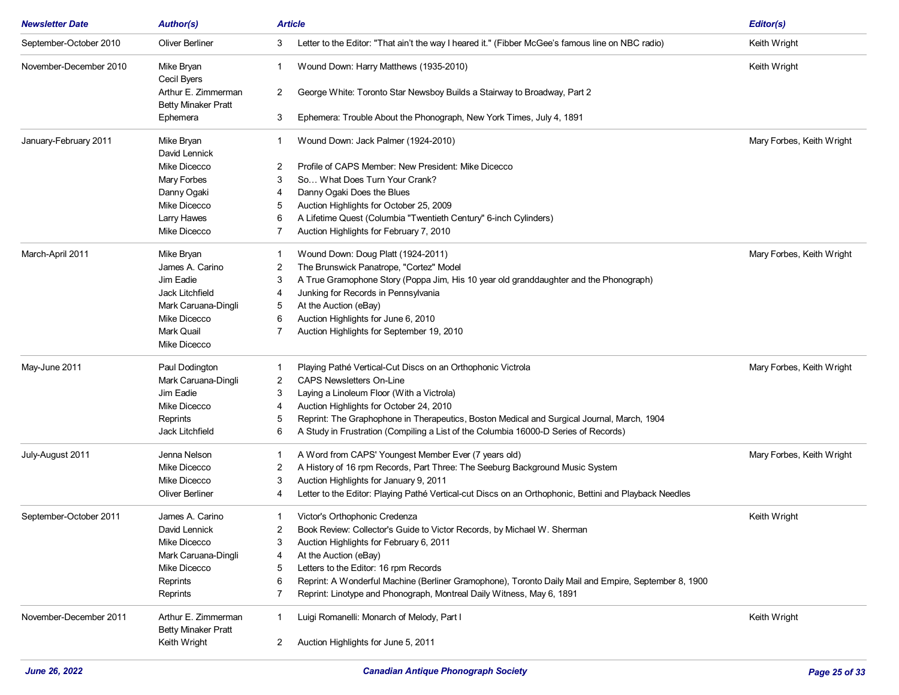| Newsletter Date | Author(s) | Article | | Editor(s) |
|---|---|---|---|---|
| September-October 2010 | Oliver Berliner | 3 | Letter to the Editor: "That ain't the way I heared it." (Fibber McGee's famous line on NBC radio) | Keith Wright |
| November-December 2010 | Mike Bryan<br>Cecil Byers | 1 | Wound Down: Harry Matthews (1935-2010) | Keith Wright |
| | Arthur E. Zimmerman<br>Betty Minaker Pratt | 2 | George White: Toronto Star Newsboy Builds a Stairway to Broadway, Part 2 | |
| | Ephemera | 3 | Ephemera: Trouble About the Phonograph, New York Times, July 4, 1891 | |
| January-February 2011 | Mike Bryan<br>David Lennick | 1 | Wound Down: Jack Palmer (1924-2010) | Mary Forbes, Keith Wright |
| | Mike Dicecco | 2 | Profile of CAPS Member: New President: Mike Dicecco | |
| | Mary Forbes | 3 | So… What Does Turn Your Crank? | |
| | Danny Ogaki | 4 | Danny Ogaki Does the Blues | |
| | Mike Dicecco | 5 | Auction Highlights for October 25, 2009 | |
| | Larry Hawes | 6 | A Lifetime Quest (Columbia "Twentieth Century" 6-inch Cylinders) | |
| | Mike Dicecco | 7 | Auction Highlights for February 7, 2010 | |
| March-April 2011 | Mike Bryan | 1 | Wound Down: Doug Platt (1924-2011) | Mary Forbes, Keith Wright |
| | James A. Carino | 2 | The Brunswick Panatrope, "Cortez" Model | |
| | Jim Eadie | 3 | A True Gramophone Story (Poppa Jim, His 10 year old granddaughter and the Phonograph) | |
| | Jack Litchfield | 4 | Junking for Records in Pennsylvania | |
| | Mark Caruana-Dingli | 5 | At the Auction (eBay) | |
| | Mike Dicecco | 6 | Auction Highlights for June 6, 2010 | |
| | Mark Quail<br>Mike Dicecco | 7 | Auction Highlights for September 19, 2010 | |
| May-June 2011 | Paul Dodington | 1 | Playing Pathé Vertical-Cut Discs on an Orthophonic Victrola | Mary Forbes, Keith Wright |
| | Mark Caruana-Dingli | 2 | CAPS Newsletters On-Line | |
| | Jim Eadie | 3 | Laying a Linoleum Floor (With a Victrola) | |
| | Mike Dicecco | 4 | Auction Highlights for October 24, 2010 | |
| | Reprints | 5 | Reprint: The Graphophone in Therapeutics, Boston Medical and Surgical Journal, March, 1904 | |
| | Jack Litchfield | 6 | A Study in Frustration (Compiling a List of the Columbia 16000-D Series of Records) | |
| July-August 2011 | Jenna Nelson | 1 | A Word from CAPS' Youngest Member Ever (7 years old) | Mary Forbes, Keith Wright |
| | Mike Dicecco | 2 | A History of 16 rpm Records, Part Three: The Seeburg Background Music System | |
| | Mike Dicecco | 3 | Auction Highlights for January 9, 2011 | |
| | Oliver Berliner | 4 | Letter to the Editor: Playing Pathé Vertical-cut Discs on an Orthophonic, Bettini and Playback Needles | |
| September-October 2011 | James A. Carino | 1 | Victor's Orthophonic Credenza | Keith Wright |
| | David Lennick | 2 | Book Review: Collector's Guide to Victor Records, by Michael W. Sherman | |
| | Mike Dicecco | 3 | Auction Highlights for February 6, 2011 | |
| | Mark Caruana-Dingli | 4 | At the Auction (eBay) | |
| | Mike Dicecco | 5 | Letters to the Editor: 16 rpm Records | |
| | Reprints | 6 | Reprint: A Wonderful Machine (Berliner Gramophone), Toronto Daily Mail and Empire, September 8, 1900 | |
| | Reprints | 7 | Reprint: Linotype and Phonograph, Montreal Daily Witness, May 6, 1891 | |
| November-December 2011 | Arthur E. Zimmerman<br>Betty Minaker Pratt | 1 | Luigi Romanelli: Monarch of Melody, Part I | Keith Wright |
| | Keith Wright | 2 | Auction Highlights for June 5, 2011 | |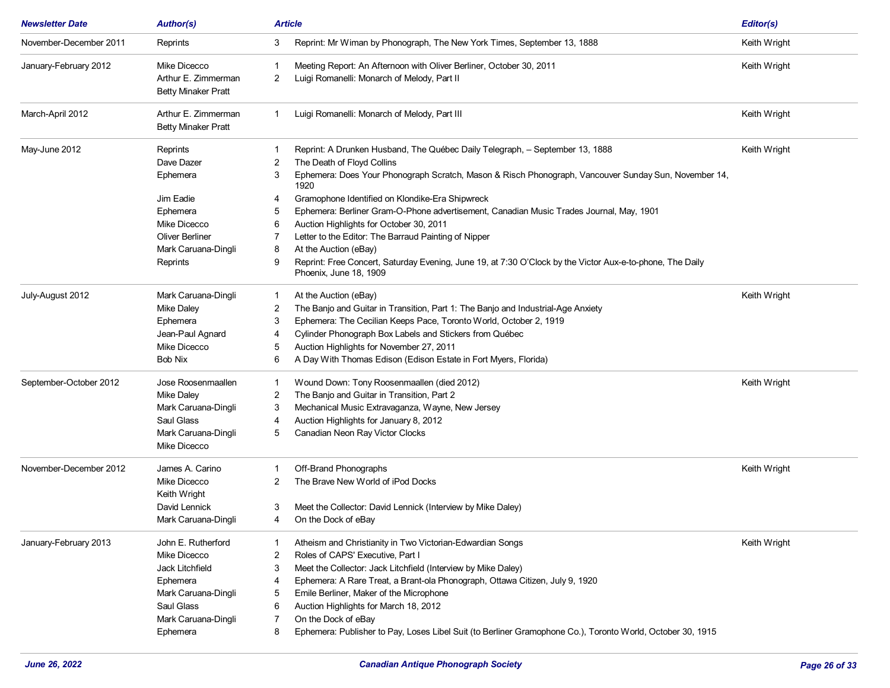| Newsletter Date | Author(s) | Article | | Editor(s) |
|---|---|---|---|---|
| November-December 2011 | Reprints | 3 | Reprint: Mr Wiman by Phonograph, The New York Times, September 13, 1888 | Keith Wright |
| January-February 2012 | Mike Dicecco | 1 | Meeting Report: An Afternoon with Oliver Berliner, October 30, 2011 | Keith Wright |
| | Arthur E. Zimmerman<br>Betty Minaker Pratt | 2 | Luigi Romanelli: Monarch of Melody, Part II | |
| March-April 2012 | Arthur E. Zimmerman<br>Betty Minaker Pratt | 1 | Luigi Romanelli: Monarch of Melody, Part III | Keith Wright |
| May-June 2012 | Reprints | 1 | Reprint: A Drunken Husband, The Québec Daily Telegraph, – September 13, 1888 | Keith Wright |
| | Dave Dazer | 2 | The Death of Floyd Collins | |
| | Ephemera | 3 | Ephemera: Does Your Phonograph Scratch, Mason & Risch Phonograph, Vancouver Sunday Sun, November 14, 1920 | |
| | Jim Eadie | 4 | Gramophone Identified on Klondike-Era Shipwreck | |
| | Ephemera | 5 | Ephemera: Berliner Gram-O-Phone advertisement, Canadian Music Trades Journal, May, 1901 | |
| | Mike Dicecco | 6 | Auction Highlights for October 30, 2011 | |
| | Oliver Berliner | 7 | Letter to the Editor: The Barraud Painting of Nipper | |
| | Mark Caruana-Dingli | 8 | At the Auction (eBay) | |
| | Reprints | 9 | Reprint: Free Concert, Saturday Evening, June 19, at 7:30 O'Clock by the Victor Aux-e-to-phone, The Daily Phoenix, June 18, 1909 | |
| July-August 2012 | Mark Caruana-Dingli | 1 | At the Auction (eBay) | Keith Wright |
| | Mike Daley | 2 | The Banjo and Guitar in Transition, Part 1: The Banjo and Industrial-Age Anxiety | |
| | Ephemera | 3 | Ephemera: The Cecilian Keeps Pace, Toronto World, October 2, 1919 | |
| | Jean-Paul Agnard | 4 | Cylinder Phonograph Box Labels and Stickers from Québec | |
| | Mike Dicecco | 5 | Auction Highlights for November 27, 2011 | |
| | Bob Nix | 6 | A Day With Thomas Edison (Edison Estate in Fort Myers, Florida) | |
| September-October 2012 | Jose Roosenmaallen | 1 | Wound Down: Tony Roosenmaallen (died 2012) | Keith Wright |
| | Mike Daley | 2 | The Banjo and Guitar in Transition, Part 2 | |
| | Mark Caruana-Dingli | 3 | Mechanical Music Extravaganza, Wayne, New Jersey | |
| | Saul Glass | 4 | Auction Highlights for January 8, 2012 | |
| | Mark Caruana-Dingli<br>Mike Dicecco | 5 | Canadian Neon Ray Victor Clocks | |
| November-December 2012 | James A. Carino | 1 | Off-Brand Phonographs | Keith Wright |
| | Mike Dicecco<br>Keith Wright | 2 | The Brave New World of iPod Docks | |
| | David Lennick | 3 | Meet the Collector: David Lennick (Interview by Mike Daley) | |
| | Mark Caruana-Dingli | 4 | On the Dock of eBay | |
| January-February 2013 | John E. Rutherford | 1 | Atheism and Christianity in Two Victorian-Edwardian Songs | Keith Wright |
| | Mike Dicecco | 2 | Roles of CAPS' Executive, Part I | |
| | Jack Litchfield | 3 | Meet the Collector: Jack Litchfield (Interview by Mike Daley) | |
| | Ephemera | 4 | Ephemera: A Rare Treat, a Brant-ola Phonograph, Ottawa Citizen, July 9, 1920 | |
| | Mark Caruana-Dingli | 5 | Emile Berliner, Maker of the Microphone | |
| | Saul Glass | 6 | Auction Highlights for March 18, 2012 | |
| | Mark Caruana-Dingli | 7 | On the Dock of eBay | |
| | Ephemera | 8 | Ephemera: Publisher to Pay, Loses Libel Suit (to Berliner Gramophone Co.), Toronto World, October 30, 1915 | |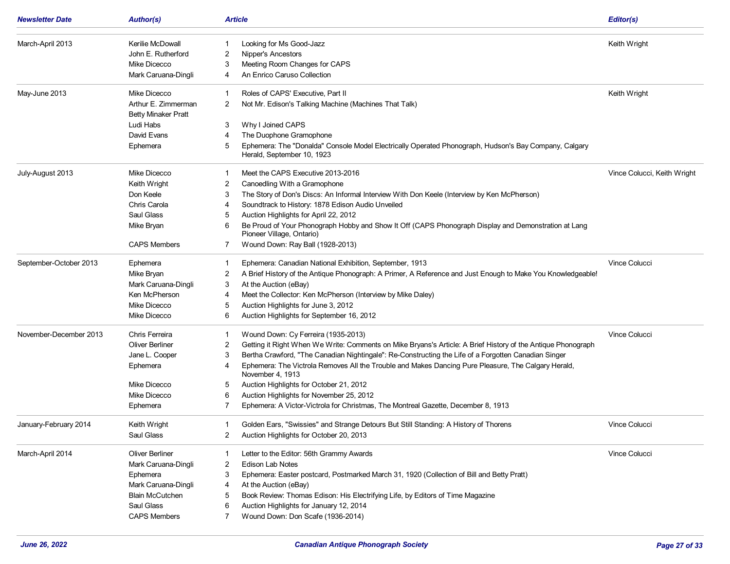| Newsletter Date | Author(s) | | Article | Editor(s) |
|---|---|---|---|---|
| March-April 2013 | Kerilie McDowall | 1 | Looking for Ms Good-Jazz | Keith Wright |
| | John E. Rutherford | 2 | Nipper's Ancestors | |
| | Mike Dicecco | 3 | Meeting Room Changes for CAPS | |
| | Mark Caruana-Dingli | 4 | An Enrico Caruso Collection | |
| May-June 2013 | Mike Dicecco | 1 | Roles of CAPS' Executive, Part II | Keith Wright |
| | Arthur E. Zimmerman<br>Betty Minaker Pratt | 2 | Not Mr. Edison's Talking Machine (Machines That Talk) | |
| | Ludi Habs | 3 | Why I Joined CAPS | |
| | David Evans | 4 | The Duophone Gramophone | |
| | Ephemera | 5 | Ephemera: The "Donalda" Console Model Electrically Operated Phonograph, Hudson's Bay Company, Calgary Herald, September 10, 1923 | |
| July-August 2013 | Mike Dicecco | 1 | Meet the CAPS Executive 2013-2016 | Vince Colucci, Keith Wright |
| | Keith Wright | 2 | Canoedling With a Gramophone | |
| | Don Keele | 3 | The Story of Don's Discs: An Informal Interview With Don Keele (Interview by Ken McPherson) | |
| | Chris Carola | 4 | Soundtrack to History: 1878 Edison Audio Unveiled | |
| | Saul Glass | 5 | Auction Highlights for April 22, 2012 | |
| | Mike Bryan | 6 | Be Proud of Your Phonograph Hobby and Show It Off (CAPS Phonograph Display and Demonstration at Lang Pioneer Village, Ontario) | |
| | CAPS Members | 7 | Wound Down: Ray Ball (1928-2013) | |
| September-October 2013 | Ephemera | 1 | Ephemera: Canadian National Exhibition, September, 1913 | Vince Colucci |
| | Mike Bryan | 2 | A Brief History of the Antique Phonograph: A Primer, A Reference and Just Enough to Make You Knowledgeable! | |
| | Mark Caruana-Dingli | 3 | At the Auction (eBay) | |
| | Ken McPherson | 4 | Meet the Collector: Ken McPherson (Interview by Mike Daley) | |
| | Mike Dicecco | 5 | Auction Highlights for June 3, 2012 | |
| | Mike Dicecco | 6 | Auction Highlights for September 16, 2012 | |
| November-December 2013 | Chris Ferreira | 1 | Wound Down: Cy Ferreira (1935-2013) | Vince Colucci |
| | Oliver Berliner | 2 | Getting it Right When We Write: Comments on Mike Bryans's Article: A Brief History of the Antique Phonograph | |
| | Jane L. Cooper | 3 | Bertha Crawford, "The Canadian Nightingale": Re-Constructing the Life of a Forgotten Canadian Singer | |
| | Ephemera | 4 | Ephemera: The Victrola Removes All the Trouble and Makes Dancing Pure Pleasure, The Calgary Herald, November 4, 1913 | |
| | Mike Dicecco | 5 | Auction Highlights for October 21, 2012 | |
| | Mike Dicecco | 6 | Auction Highlights for November 25, 2012 | |
| | Ephemera | 7 | Ephemera: A Victor-Victrola for Christmas, The Montreal Gazette, December 8, 1913 | |
| January-February 2014 | Keith Wright | 1 | Golden Ears, "Swissies" and Strange Detours But Still Standing: A History of Thorens | Vince Colucci |
| | Saul Glass | 2 | Auction Highlights for October 20, 2013 | |
| March-April 2014 | Oliver Berliner | 1 | Letter to the Editor: 56th Grammy Awards | Vince Colucci |
| | Mark Caruana-Dingli | 2 | Edison Lab Notes | |
| | Ephemera | 3 | Ephemera: Easter postcard, Postmarked March 31, 1920 (Collection of Bill and Betty Pratt) | |
| | Mark Caruana-Dingli | 4 | At the Auction (eBay) | |
| | Blain McCutchen | 5 | Book Review: Thomas Edison: His Electrifying Life, by Editors of Time Magazine | |
| | Saul Glass | 6 | Auction Highlights for January 12, 2014 | |
| | CAPS Members | 7 | Wound Down: Don Scafe (1936-2014) | |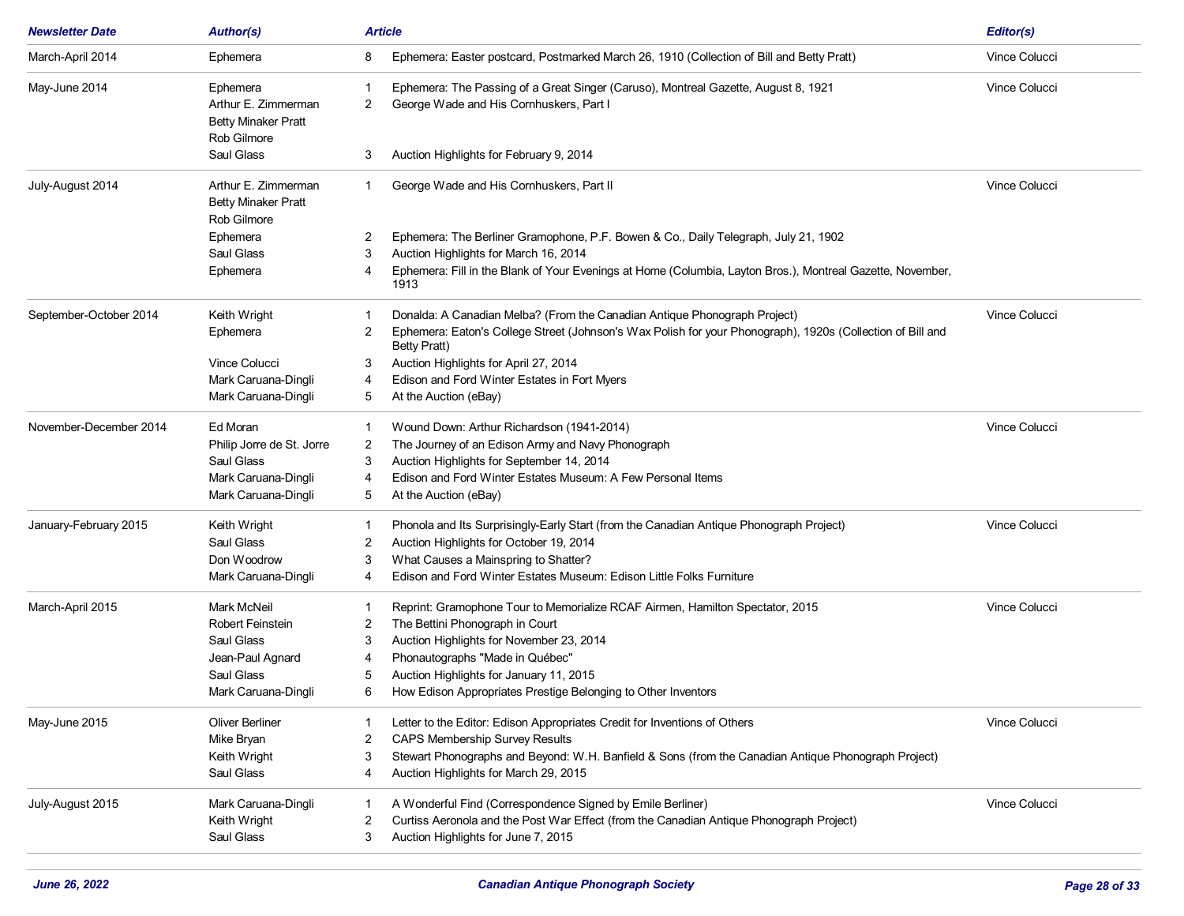| Newsletter Date | Author(s) | Article | | Editor(s) |
|---|---|---|---|---|
| March-April 2014 | Ephemera | 8 | Ephemera: Easter postcard, Postmarked March 26, 1910 (Collection of Bill and Betty Pratt) | Vince Colucci |
| May-June 2014 | Ephemera | 1 | Ephemera: The Passing of a Great Singer (Caruso), Montreal Gazette, August 8, 1921 | Vince Colucci |
| | Arthur E. Zimmerman<br>Betty Minaker Pratt<br>Rob Gilmore | 2 | George Wade and His Cornhuskers, Part I | |
| | Saul Glass | 3 | Auction Highlights for February 9, 2014 | |
| July-August 2014 | Arthur E. Zimmerman<br>Betty Minaker Pratt<br>Rob Gilmore | 1 | George Wade and His Cornhuskers, Part II | Vince Colucci |
| | Ephemera | 2 | Ephemera: The Berliner Gramophone, P.F. Bowen & Co., Daily Telegraph, July 21, 1902 | |
| | Saul Glass | 3 | Auction Highlights for March 16, 2014 | |
| | Ephemera | 4 | Ephemera: Fill in the Blank of Your Evenings at Home (Columbia, Layton Bros.), Montreal Gazette, November, 1913 | |
| September-October 2014 | Keith Wright | 1 | Donalda: A Canadian Melba? (From the Canadian Antique Phonograph Project) | Vince Colucci |
| | Ephemera | 2 | Ephemera: Eaton's College Street (Johnson's Wax Polish for your Phonograph), 1920s (Collection of Bill and Betty Pratt) | |
| | Vince Colucci | 3 | Auction Highlights for April 27, 2014 | |
| | Mark Caruana-Dingli | 4 | Edison and Ford Winter Estates in Fort Myers | |
| | Mark Caruana-Dingli | 5 | At the Auction (eBay) | |
| November-December 2014 | Ed Moran | 1 | Wound Down: Arthur Richardson (1941-2014) | Vince Colucci |
| | Philip Jorre de St. Jorre | 2 | The Journey of an Edison Army and Navy Phonograph | |
| | Saul Glass | 3 | Auction Highlights for September 14, 2014 | |
| | Mark Caruana-Dingli | 4 | Edison and Ford Winter Estates Museum: A Few Personal Items | |
| | Mark Caruana-Dingli | 5 | At the Auction (eBay) | |
| January-February 2015 | Keith Wright | 1 | Phonola and Its Surprisingly-Early Start (from the Canadian Antique Phonograph Project) | Vince Colucci |
| | Saul Glass | 2 | Auction Highlights for October 19, 2014 | |
| | Don Woodrow | 3 | What Causes a Mainspring to Shatter? | |
| | Mark Caruana-Dingli | 4 | Edison and Ford Winter Estates Museum: Edison Little Folks Furniture | |
| March-April 2015 | Mark McNeil | 1 | Reprint: Gramophone Tour to Memorialize RCAF Airmen, Hamilton Spectator, 2015 | Vince Colucci |
| | Robert Feinstein | 2 | The Bettini Phonograph in Court | |
| | Saul Glass | 3 | Auction Highlights for November 23, 2014 | |
| | Jean-Paul Agnard | 4 | Phonautographs "Made in Québec" | |
| | Saul Glass | 5 | Auction Highlights for January 11, 2015 | |
| | Mark Caruana-Dingli | 6 | How Edison Appropriates Prestige Belonging to Other Inventors | |
| May-June 2015 | Oliver Berliner | 1 | Letter to the Editor: Edison Appropriates Credit for Inventions of Others | Vince Colucci |
| | Mike Bryan | 2 | CAPS Membership Survey Results | |
| | Keith Wright | 3 | Stewart Phonographs and Beyond: W.H. Banfield & Sons (from the Canadian Antique Phonograph Project) | |
| | Saul Glass | 4 | Auction Highlights for March 29, 2015 | |
| July-August 2015 | Mark Caruana-Dingli | 1 | A Wonderful Find (Correspondence Signed by Emile Berliner) | Vince Colucci |
| | Keith Wright | 2 | Curtiss Aeronola and the Post War Effect (from the Canadian Antique Phonograph Project) | |
| | Saul Glass | 3 | Auction Highlights for June 7, 2015 | |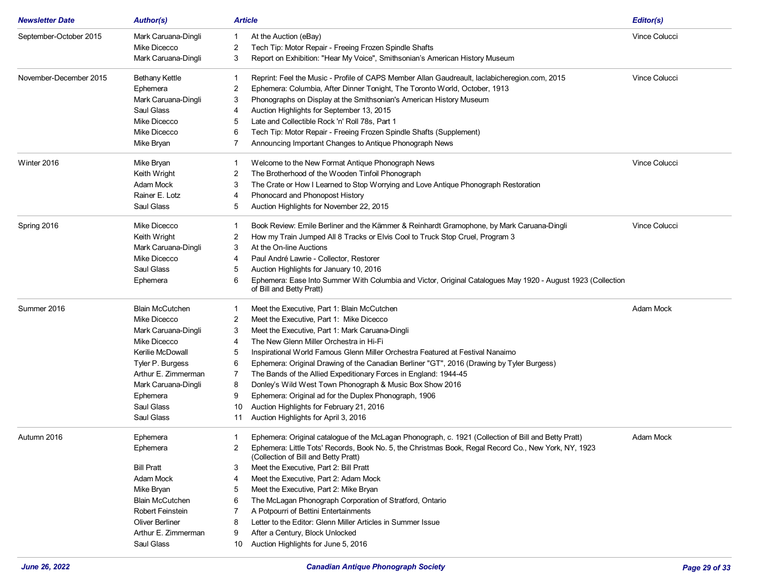| Newsletter Date | Author(s) | | Article | Editor(s) |
|---|---|---|---|---|
| September-October 2015 | Mark Caruana-Dingli | 1 | At the Auction (eBay) | Vince Colucci |
| | Mike Dicecco | 2 | Tech Tip: Motor Repair - Freeing Frozen Spindle Shafts | |
| | Mark Caruana-Dingli | 3 | Report on Exhibition: "Hear My Voice", Smithsonian's American History Museum | |
| November-December 2015 | Bethany Kettle | 1 | Reprint: Feel the Music - Profile of CAPS Member Allan Gaudreault, laclabicheregion.com, 2015 | Vince Colucci |
| | Ephemera | 2 | Ephemera: Columbia, After Dinner Tonight, The Toronto World, October, 1913 | |
| | Mark Caruana-Dingli | 3 | Phonographs on Display at the Smithsonian's American History Museum | |
| | Saul Glass | 4 | Auction Highlights for September 13, 2015 | |
| | Mike Dicecco | 5 | Late and Collectible Rock 'n' Roll 78s, Part 1 | |
| | Mike Dicecco | 6 | Tech Tip: Motor Repair - Freeing Frozen Spindle Shafts (Supplement) | |
| | Mike Bryan | 7 | Announcing Important Changes to Antique Phonograph News | |
| Winter 2016 | Mike Bryan | 1 | Welcome to the New Format Antique Phonograph News | Vince Colucci |
| | Keith Wright | 2 | The Brotherhood of the Wooden Tinfoil Phonograph | |
| | Adam Mock | 3 | The Crate or How I Learned to Stop Worrying and Love Antique Phonograph Restoration | |
| | Rainer E. Lotz | 4 | Phonocard and Phonopost History | |
| | Saul Glass | 5 | Auction Highlights for November 22, 2015 | |
| Spring 2016 | Mike Dicecco | 1 | Book Review: Emile Berliner and the Kämmer & Reinhardt Gramophone, by Mark Caruana-Dingli | Vince Colucci |
| | Keith Wright | 2 | How my Train Jumped All 8 Tracks or Elvis Cool to Truck Stop Cruel, Program 3 | |
| | Mark Caruana-Dingli | 3 | At the On-line Auctions | |
| | Mike Dicecco | 4 | Paul André Lawrie - Collector, Restorer | |
| | Saul Glass | 5 | Auction Highlights for January 10, 2016 | |
| | Ephemera | 6 | Ephemera: Ease Into Summer With Columbia and Victor, Original Catalogues May 1920 - August 1923 (Collection of Bill and Betty Pratt) | |
| Summer 2016 | Blain McCutchen | 1 | Meet the Executive, Part 1: Blain McCutchen | Adam Mock |
| | Mike Dicecco | 2 | Meet the Executive, Part 1: Mike Dicecco | |
| | Mark Caruana-Dingli | 3 | Meet the Executive, Part 1: Mark Caruana-Dingli | |
| | Mike Dicecco | 4 | The New Glenn Miller Orchestra in Hi-Fi | |
| | Kerilie McDowall | 5 | Inspirational World Famous Glenn Miller Orchestra Featured at Festival Nanaimo | |
| | Tyler P. Burgess | 6 | Ephemera: Original Drawing of the Canadian Berliner "GT", 2016 (Drawing by Tyler Burgess) | |
| | Arthur E. Zimmerman | 7 | The Bands of the Allied Expeditionary Forces in England: 1944-45 | |
| | Mark Caruana-Dingli | 8 | Donley's Wild West Town Phonograph & Music Box Show 2016 | |
| | Ephemera | 9 | Ephemera: Original ad for the Duplex Phonograph, 1906 | |
| | Saul Glass | 10 | Auction Highlights for February 21, 2016 | |
| | Saul Glass | 11 | Auction Highlights for April 3, 2016 | |
| Autumn 2016 | Ephemera | 1 | Ephemera: Original catalogue of the McLagan Phonograph, c. 1921 (Collection of Bill and Betty Pratt) | Adam Mock |
| | Ephemera | 2 | Ephemera: Little Tots' Records, Book No. 5, the Christmas Book, Regal Record Co., New York, NY, 1923 (Collection of Bill and Betty Pratt) | |
| | Bill Pratt | 3 | Meet the Executive, Part 2: Bill Pratt | |
| | Adam Mock | 4 | Meet the Executive, Part 2: Adam Mock | |
| | Mike Bryan | 5 | Meet the Executive, Part 2: Mike Bryan | |
| | Blain McCutchen | 6 | The McLagan Phonograph Corporation of Stratford, Ontario | |
| | Robert Feinstein | 7 | A Potpourri of Bettini Entertainments | |
| | Oliver Berliner | 8 | Letter to the Editor: Glenn Miller Articles in Summer Issue | |
| | Arthur E. Zimmerman | 9 | After a Century, Block Unlocked | |
| | Saul Glass | 10 | Auction Highlights for June 5, 2016 | |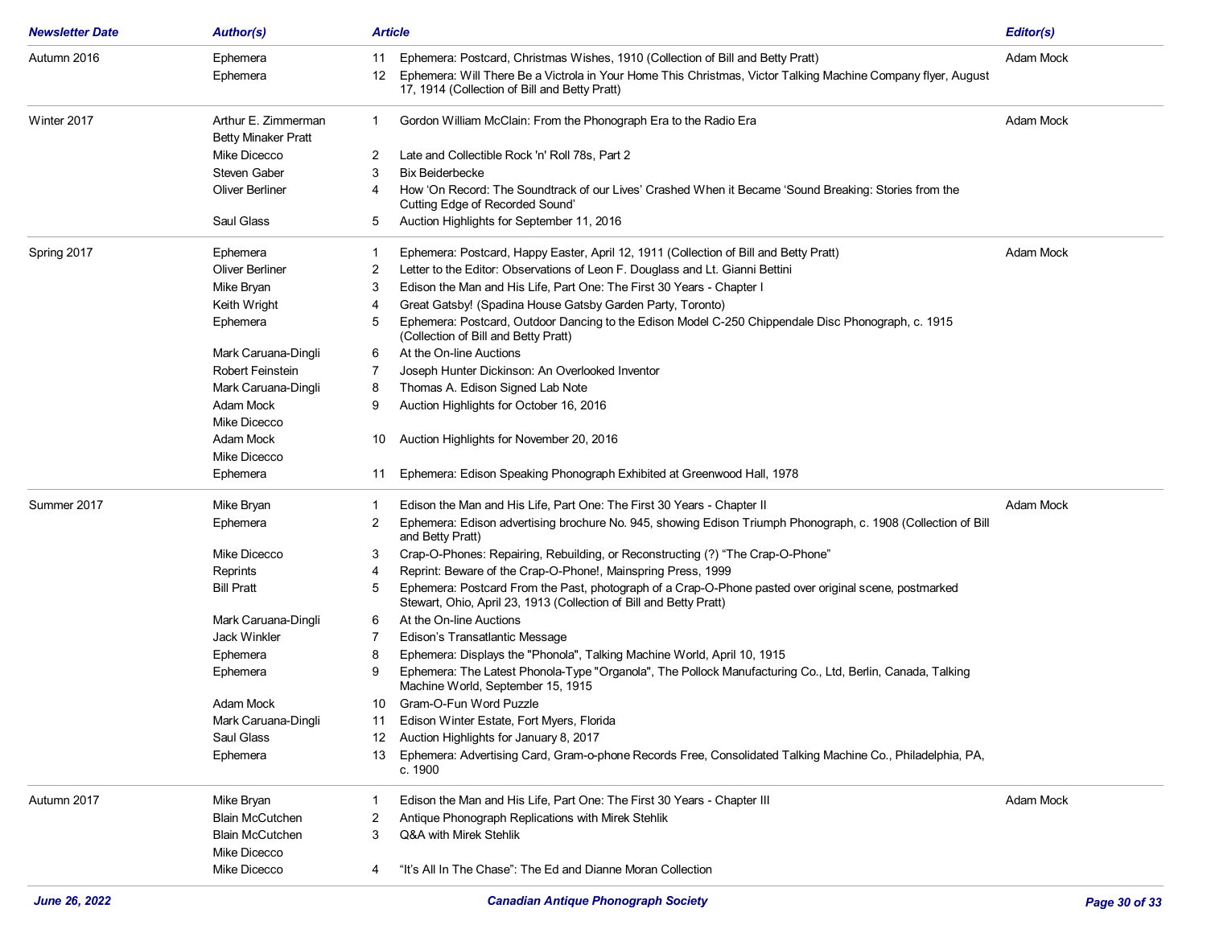| Newsletter Date | Author(s) | Article | | Editor(s) |
|---|---|---|---|---|
| Autumn 2016 | Ephemera | 11 | Ephemera: Postcard, Christmas Wishes, 1910 (Collection of Bill and Betty Pratt) | Adam Mock |
| | Ephemera | 12 | Ephemera: Will There Be a Victrola in Your Home This Christmas, Victor Talking Machine Company flyer, August 17, 1914 (Collection of Bill and Betty Pratt) | |
| Winter 2017 | Arthur E. Zimmerman<br>Betty Minaker Pratt | 1 | Gordon William McClain: From the Phonograph Era to the Radio Era | Adam Mock |
| | Mike Dicecco | 2 | Late and Collectible Rock 'n' Roll 78s, Part 2 | |
| | Steven Gaber | 3 | Bix Beiderbecke | |
| | Oliver Berliner | 4 | How 'On Record: The Soundtrack of our Lives' Crashed When it Became 'Sound Breaking: Stories from the Cutting Edge of Recorded Sound' | |
| | Saul Glass | 5 | Auction Highlights for September 11, 2016 | |
| Spring 2017 | Ephemera | 1 | Ephemera: Postcard, Happy Easter, April 12, 1911 (Collection of Bill and Betty Pratt) | Adam Mock |
| | Oliver Berliner | 2 | Letter to the Editor: Observations of Leon F. Douglass and Lt. Gianni Bettini | |
| | Mike Bryan | 3 | Edison the Man and His Life, Part One: The First 30 Years - Chapter I | |
| | Keith Wright | 4 | Great Gatsby! (Spadina House Gatsby Garden Party, Toronto) | |
| | Ephemera | 5 | Ephemera: Postcard, Outdoor Dancing to the Edison Model C-250 Chippendale Disc Phonograph, c. 1915 (Collection of Bill and Betty Pratt) | |
| | Mark Caruana-Dingli | 6 | At the On-line Auctions | |
| | Robert Feinstein | 7 | Joseph Hunter Dickinson: An Overlooked Inventor | |
| | Mark Caruana-Dingli | 8 | Thomas A. Edison Signed Lab Note | |
| | Adam Mock<br>Mike Dicecco | 9 | Auction Highlights for October 16, 2016 | |
| | Adam Mock<br>Mike Dicecco | 10 | Auction Highlights for November 20, 2016 | |
| | Ephemera | 11 | Ephemera: Edison Speaking Phonograph Exhibited at Greenwood Hall, 1978 | |
| Summer 2017 | Mike Bryan | 1 | Edison the Man and His Life, Part One: The First 30 Years - Chapter II | Adam Mock |
| | Ephemera | 2 | Ephemera: Edison advertising brochure No. 945, showing Edison Triumph Phonograph, c. 1908 (Collection of Bill and Betty Pratt) | |
| | Mike Dicecco | 3 | Crap-O-Phones: Repairing, Rebuilding, or Reconstructing (?) "The Crap-O-Phone" | |
| | Reprints | 4 | Reprint: Beware of the Crap-O-Phone!, Mainspring Press, 1999 | |
| | Bill Pratt | 5 | Ephemera: Postcard From the Past, photograph of a Crap-O-Phone pasted over original scene, postmarked Stewart, Ohio, April 23, 1913 (Collection of Bill and Betty Pratt) | |
| | Mark Caruana-Dingli | 6 | At the On-line Auctions | |
| | Jack Winkler | 7 | Edison's Transatlantic Message | |
| | Ephemera | 8 | Ephemera: Displays the "Phonola", Talking Machine World, April 10, 1915 | |
| | Ephemera | 9 | Ephemera: The Latest Phonola-Type "Organola", The Pollock Manufacturing Co., Ltd, Berlin, Canada, Talking Machine World, September 15, 1915 | |
| | Adam Mock | 10 | Gram-O-Fun Word Puzzle | |
| | Mark Caruana-Dingli | 11 | Edison Winter Estate, Fort Myers, Florida | |
| | Saul Glass | 12 | Auction Highlights for January 8, 2017 | |
| | Ephemera | 13 | Ephemera: Advertising Card, Gram-o-phone Records Free, Consolidated Talking Machine Co., Philadelphia, PA, c. 1900 | |
| Autumn 2017 | Mike Bryan | 1 | Edison the Man and His Life, Part One: The First 30 Years - Chapter III | Adam Mock |
| | Blain McCutchen | 2 | Antique Phonograph Replications with Mirek Stehlik | |
| | Blain McCutchen<br>Mike Dicecco | 3 | Q&A with Mirek Stehlik | |
| | Mike Dicecco | 4 | "It's All In The Chase": The Ed and Dianne Moran Collection | |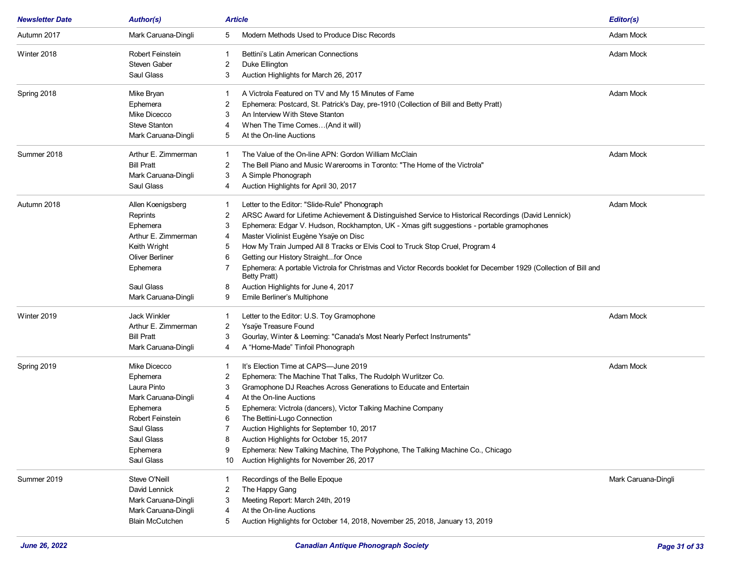| Newsletter Date | Author(s) | Article | | Editor(s) |
|---|---|---|---|---|
| Autumn 2017 | Mark Caruana-Dingli | 5 | Modern Methods Used to Produce Disc Records | Adam Mock |
| Winter 2018 | Robert Feinstein | 1 | Bettini's Latin American Connections | Adam Mock |
| | Steven Gaber | 2 | Duke Ellington | |
| | Saul Glass | 3 | Auction Highlights for March 26, 2017 | |
| Spring 2018 | Mike Bryan | 1 | A Victrola Featured on TV and My 15 Minutes of Fame | Adam Mock |
| | Ephemera | 2 | Ephemera: Postcard, St. Patrick's Day, pre-1910 (Collection of Bill and Betty Pratt) | |
| | Mike Dicecco | 3 | An Interview With Steve Stanton | |
| | Steve Stanton | 4 | When The Time Comes…(And it will) | |
| | Mark Caruana-Dingli | 5 | At the On-line Auctions | |
| Summer 2018 | Arthur E. Zimmerman | 1 | The Value of the On-line APN: Gordon William McClain | Adam Mock |
| | Bill Pratt | 2 | The Bell Piano and Music Warerooms in Toronto: "The Home of the Victrola" | |
| | Mark Caruana-Dingli | 3 | A Simple Phonograph | |
| | Saul Glass | 4 | Auction Highlights for April 30, 2017 | |
| Autumn 2018 | Allen Koenigsberg | 1 | Letter to the Editor: "Slide-Rule" Phonograph | Adam Mock |
| | Reprints | 2 | ARSC Award for Lifetime Achievement & Distinguished Service to Historical Recordings (David Lennick) | |
| | Ephemera | 3 | Ephemera: Edgar V. Hudson, Rockhampton, UK - Xmas gift suggestions - portable gramophones | |
| | Arthur E. Zimmerman | 4 | Master Violinist Eugène Ysaÿe on Disc | |
| | Keith Wright | 5 | How My Train Jumped All 8 Tracks or Elvis Cool to Truck Stop Cruel, Program 4 | |
| | Oliver Berliner | 6 | Getting our History Straight...for Once | |
| | Ephemera | 7 | Ephemera: A portable Victrola for Christmas and Victor Records booklet for December 1929 (Collection of Bill and Betty Pratt) | |
| | Saul Glass | 8 | Auction Highlights for June 4, 2017 | |
| | Mark Caruana-Dingli | 9 | Emile Berliner's Multiphone | |
| Winter 2019 | Jack Winkler | 1 | Letter to the Editor: U.S. Toy Gramophone | Adam Mock |
| | Arthur E. Zimmerman | 2 | Ysaÿe Treasure Found | |
| | Bill Pratt | 3 | Gourlay, Winter & Leeming: "Canada's Most Nearly Perfect Instruments" | |
| | Mark Caruana-Dingli | 4 | A "Home-Made" Tinfoil Phonograph | |
| Spring 2019 | Mike Dicecco | 1 | It's Election Time at CAPS—June 2019 | Adam Mock |
| | Ephemera | 2 | Ephemera: The Machine That Talks, The Rudolph Wurlitzer Co. | |
| | Laura Pinto | 3 | Gramophone DJ Reaches Across Generations to Educate and Entertain | |
| | Mark Caruana-Dingli | 4 | At the On-line Auctions | |
| | Ephemera | 5 | Ephemera: Victrola (dancers), Victor Talking Machine Company | |
| | Robert Feinstein | 6 | The Bettini-Lugo Connection | |
| | Saul Glass | 7 | Auction Highlights for September 10, 2017 | |
| | Saul Glass | 8 | Auction Highlights for October 15, 2017 | |
| | Ephemera | 9 | Ephemera: New Talking Machine, The Polyphone, The Talking Machine Co., Chicago | |
| | Saul Glass | 10 | Auction Highlights for November 26, 2017 | |
| Summer 2019 | Steve O'Neill | 1 | Recordings of the Belle Epoque | Mark Caruana-Dingli |
| | David Lennick | 2 | The Happy Gang | |
| | Mark Caruana-Dingli | 3 | Meeting Report: March 24th, 2019 | |
| | Mark Caruana-Dingli | 4 | At the On-line Auctions | |
| | Blain McCutchen | 5 | Auction Highlights for October 14, 2018, November 25, 2018, January 13, 2019 | |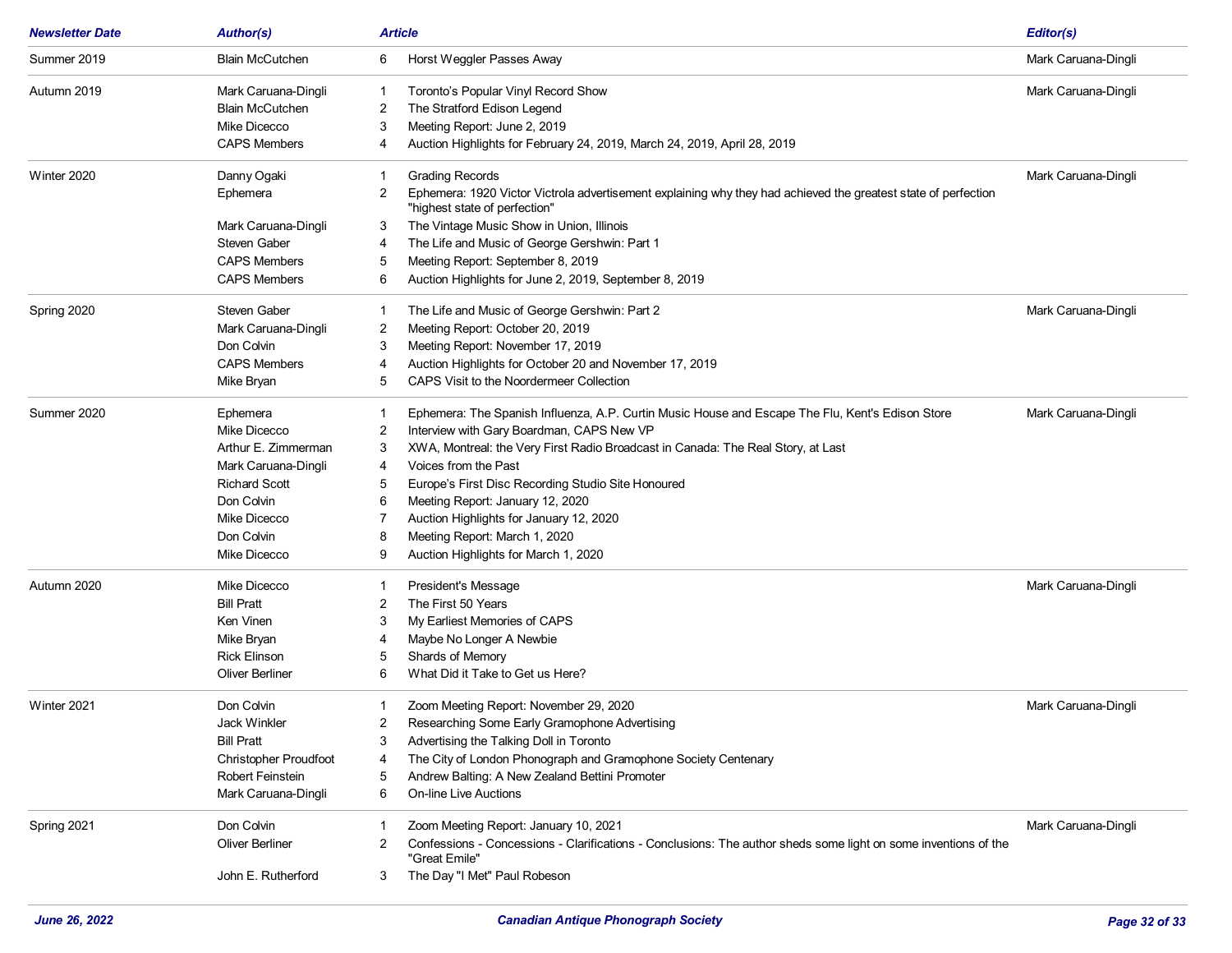| Newsletter Date | Author(s) | Article | | Editor(s) |
|---|---|---|---|---|
| Summer 2019 | Blain McCutchen | 6 | Horst Weggler Passes Away | Mark Caruana-Dingli |
| Autumn 2019 | Mark Caruana-Dingli | 1 | Toronto's Popular Vinyl Record Show | Mark Caruana-Dingli |
| | Blain McCutchen | 2 | The Stratford Edison Legend | |
| | Mike Dicecco | 3 | Meeting Report: June 2, 2019 | |
| | CAPS Members | 4 | Auction Highlights for February 24, 2019, March 24, 2019, April 28, 2019 | |
| Winter 2020 | Danny Ogaki | 1 | Grading Records | Mark Caruana-Dingli |
| | Ephemera | 2 | Ephemera: 1920 Victor Victrola advertisement explaining why they had achieved the greatest state of perfection "highest state of perfection" | |
| | Mark Caruana-Dingli | 3 | The Vintage Music Show in Union, Illinois | |
| | Steven Gaber | 4 | The Life and Music of George Gershwin: Part 1 | |
| | CAPS Members | 5 | Meeting Report: September 8, 2019 | |
| | CAPS Members | 6 | Auction Highlights for June 2, 2019, September 8, 2019 | |
| Spring 2020 | Steven Gaber | 1 | The Life and Music of George Gershwin: Part 2 | Mark Caruana-Dingli |
| | Mark Caruana-Dingli | 2 | Meeting Report: October 20, 2019 | |
| | Don Colvin | 3 | Meeting Report: November 17, 2019 | |
| | CAPS Members | 4 | Auction Highlights for October 20 and November 17, 2019 | |
| | Mike Bryan | 5 | CAPS Visit to the Noordermeer Collection | |
| Summer 2020 | Ephemera | 1 | Ephemera: The Spanish Influenza, A.P. Curtin Music House and Escape The Flu, Kent's Edison Store | Mark Caruana-Dingli |
| | Mike Dicecco | 2 | Interview with Gary Boardman, CAPS New VP | |
| | Arthur E. Zimmerman | 3 | XWA, Montreal: the Very First Radio Broadcast in Canada: The Real Story, at Last | |
| | Mark Caruana-Dingli | 4 | Voices from the Past | |
| | Richard Scott | 5 | Europe's First Disc Recording Studio Site Honoured | |
| | Don Colvin | 6 | Meeting Report: January 12, 2020 | |
| | Mike Dicecco | 7 | Auction Highlights for January 12, 2020 | |
| | Don Colvin | 8 | Meeting Report: March 1, 2020 | |
| | Mike Dicecco | 9 | Auction Highlights for March 1, 2020 | |
| Autumn 2020 | Mike Dicecco | 1 | President's Message | Mark Caruana-Dingli |
| | Bill Pratt | 2 | The First 50 Years | |
| | Ken Vinen | 3 | My Earliest Memories of CAPS | |
| | Mike Bryan | 4 | Maybe No Longer A Newbie | |
| | Rick Elinson | 5 | Shards of Memory | |
| | Oliver Berliner | 6 | What Did it Take to Get us Here? | |
| Winter 2021 | Don Colvin | 1 | Zoom Meeting Report: November 29, 2020 | Mark Caruana-Dingli |
| | Jack Winkler | 2 | Researching Some Early Gramophone Advertising | |
| | Bill Pratt | 3 | Advertising the Talking Doll in Toronto | |
| | Christopher Proudfoot | 4 | The City of London Phonograph and Gramophone Society Centenary | |
| | Robert Feinstein | 5 | Andrew Balting: A New Zealand Bettini Promoter | |
| | Mark Caruana-Dingli | 6 | On-line Live Auctions | |
| Spring 2021 | Don Colvin | 1 | Zoom Meeting Report: January 10, 2021 | Mark Caruana-Dingli |
| | Oliver Berliner | 2 | Confessions - Concessions - Clarifications - Conclusions: The author sheds some light on some inventions of the "Great Emile" | |
| | John E. Rutherford | 3 | The Day "I Met" Paul Robeson | |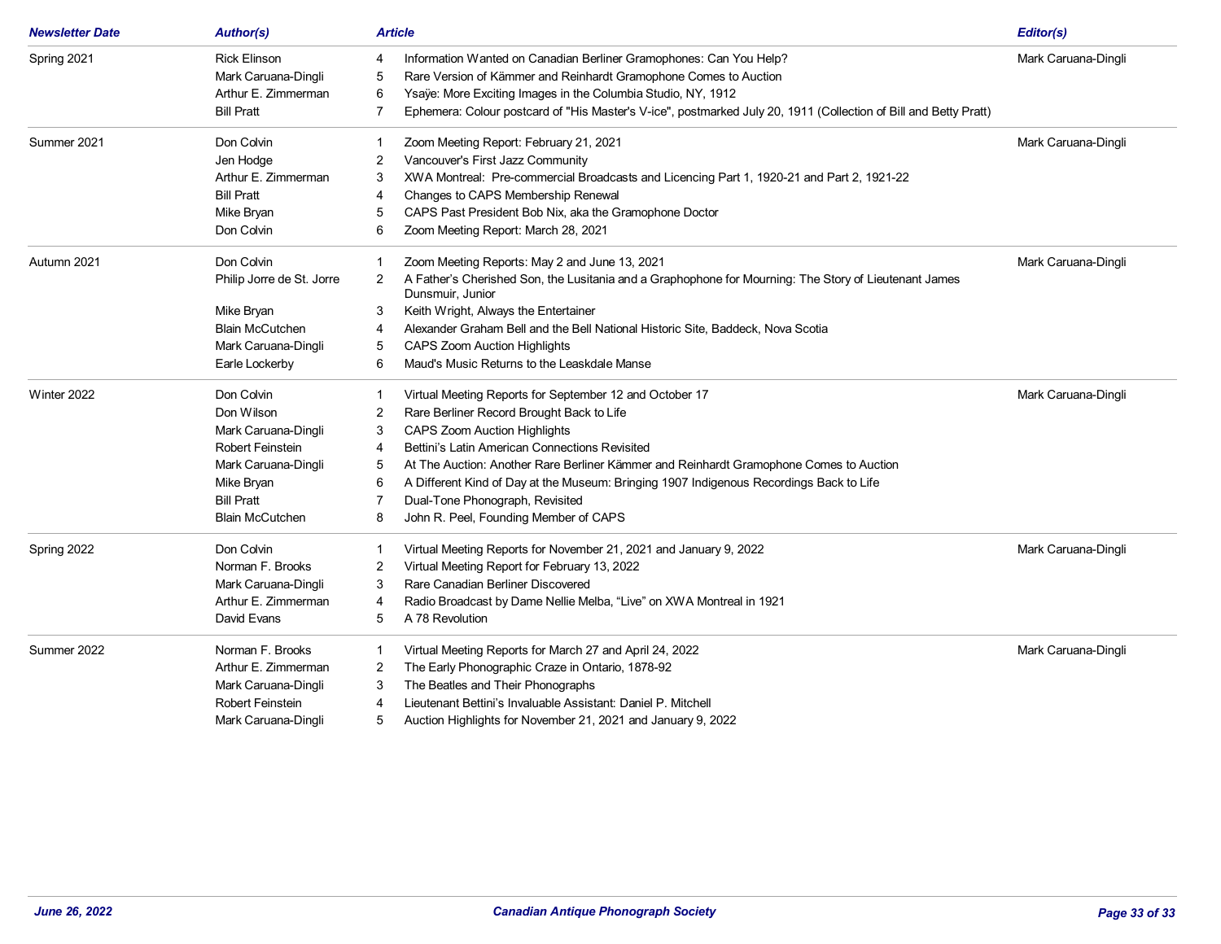| Newsletter Date | Author(s) | | Article | Editor(s) |
|---|---|---|---|---|
| Spring 2021 | Rick Elinson | 4 | Information Wanted on Canadian Berliner Gramophones: Can You Help? | Mark Caruana-Dingli |
| | Mark Caruana-Dingli | 5 | Rare Version of Kämmer and Reinhardt Gramophone Comes to Auction | |
| | Arthur E. Zimmerman | 6 | Ysaÿe: More Exciting Images in the Columbia Studio, NY, 1912 | |
| | Bill Pratt | 7 | Ephemera: Colour postcard of "His Master's V-ice", postmarked July 20, 1911 (Collection of Bill and Betty Pratt) | |
| Summer 2021 | Don Colvin | 1 | Zoom Meeting Report: February 21, 2021 | Mark Caruana-Dingli |
| | Jen Hodge | 2 | Vancouver's First Jazz Community | |
| | Arthur E. Zimmerman | 3 | XWA Montreal: Pre-commercial Broadcasts and Licencing Part 1, 1920-21 and Part 2, 1921-22 | |
| | Bill Pratt | 4 | Changes to CAPS Membership Renewal | |
| | Mike Bryan | 5 | CAPS Past President Bob Nix, aka the Gramophone Doctor | |
| | Don Colvin | 6 | Zoom Meeting Report: March 28, 2021 | |
| Autumn 2021 | Don Colvin | 1 | Zoom Meeting Reports: May 2 and June 13, 2021 | Mark Caruana-Dingli |
| | Philip Jorre de St. Jorre | 2 | A Father's Cherished Son, the Lusitania and a Graphophone for Mourning: The Story of Lieutenant James Dunsmuir, Junior | |
| | Mike Bryan | 3 | Keith Wright, Always the Entertainer | |
| | Blain McCutchen | 4 | Alexander Graham Bell and the Bell National Historic Site, Baddeck, Nova Scotia | |
| | Mark Caruana-Dingli | 5 | CAPS Zoom Auction Highlights | |
| | Earle Lockerby | 6 | Maud's Music Returns to the Leaskdale Manse | |
| Winter 2022 | Don Colvin | 1 | Virtual Meeting Reports for September 12 and October 17 | Mark Caruana-Dingli |
| | Don Wilson | 2 | Rare Berliner Record Brought Back to Life | |
| | Mark Caruana-Dingli | 3 | CAPS Zoom Auction Highlights | |
| | Robert Feinstein | 4 | Bettini's Latin American Connections Revisited | |
| | Mark Caruana-Dingli | 5 | At The Auction: Another Rare Berliner Kämmer and Reinhardt Gramophone Comes to Auction | |
| | Mike Bryan | 6 | A Different Kind of Day at the Museum: Bringing 1907 Indigenous Recordings Back to Life | |
| | Bill Pratt | 7 | Dual-Tone Phonograph, Revisited | |
| | Blain McCutchen | 8 | John R. Peel, Founding Member of CAPS | |
| Spring 2022 | Don Colvin | 1 | Virtual Meeting Reports for November 21, 2021 and January 9, 2022 | Mark Caruana-Dingli |
| | Norman F. Brooks | 2 | Virtual Meeting Report for February 13, 2022 | |
| | Mark Caruana-Dingli | 3 | Rare Canadian Berliner Discovered | |
| | Arthur E. Zimmerman | 4 | Radio Broadcast by Dame Nellie Melba, "Live" on XWA Montreal in 1921 | |
| | David Evans | 5 | A 78 Revolution | |
| Summer 2022 | Norman F. Brooks | 1 | Virtual Meeting Reports for March 27 and April 24, 2022 | Mark Caruana-Dingli |
| | Arthur E. Zimmerman | 2 | The Early Phonographic Craze in Ontario, 1878-92 | |
| | Mark Caruana-Dingli | 3 | The Beatles and Their Phonographs | |
| | Robert Feinstein | 4 | Lieutenant Bettini's Invaluable Assistant: Daniel P. Mitchell | |
| | Mark Caruana-Dingli | 5 | Auction Highlights for November 21, 2021 and January 9, 2022 | |